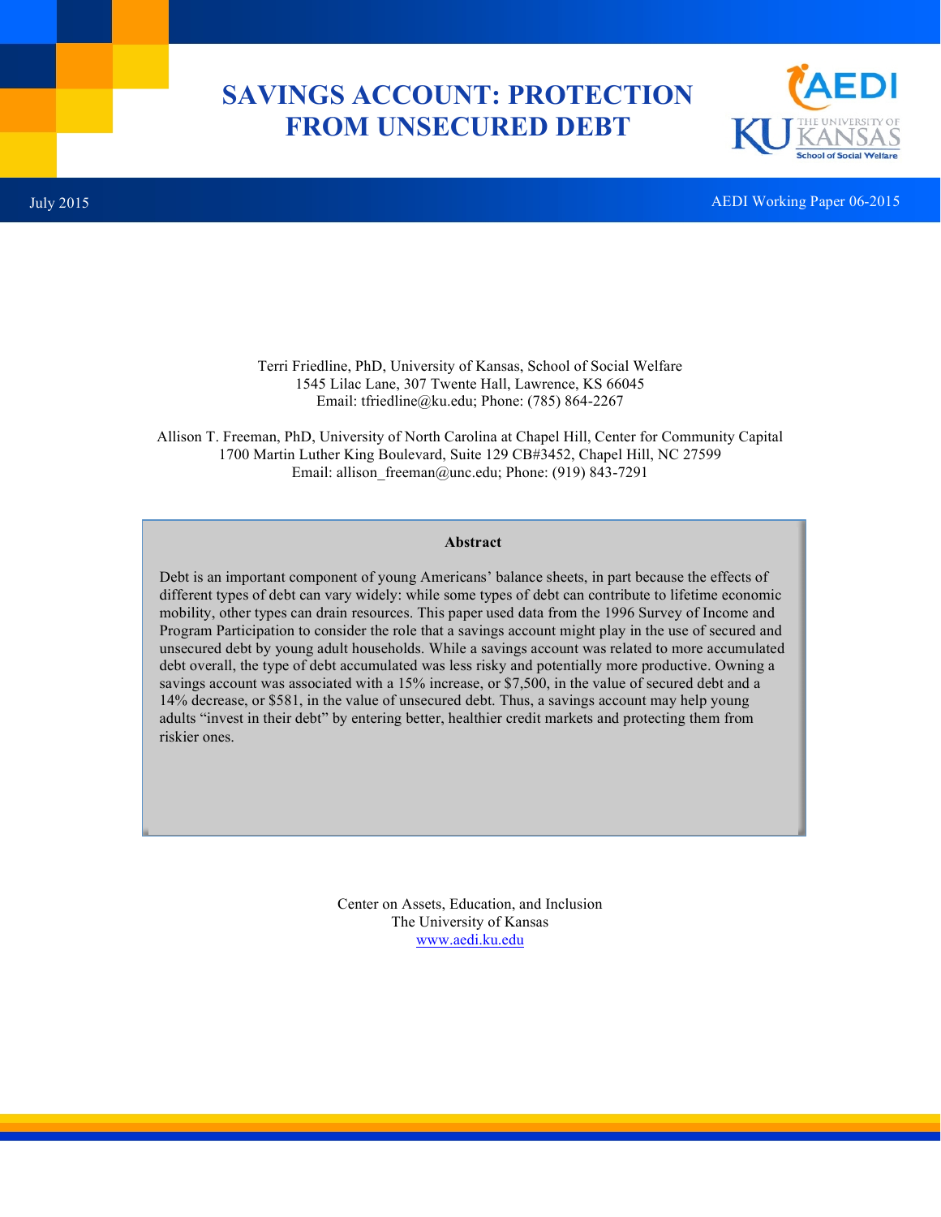# SAVINGS ACCOUNT: PROTECTION FROM UNSECURED DEBT

July 2015

AEDI Working Paper 06-2015

Terri Friedline, PhD, University of Kansas, School of Social Welfare
1545 Lilac Lane, 307 Twente Hall, Lawrence, KS 66045
Email: tfriedline@ku.edu; Phone: (785) 864-2267

Allison T. Freeman, PhD, University of North Carolina at Chapel Hill, Center for Community Capital
1700 Martin Luther King Boulevard, Suite 129 CB#3452, Chapel Hill, NC 27599
Email: allison_freeman@unc.edu; Phone: (919) 843-7291

**Abstract**

Debt is an important component of young Americans' balance sheets, in part because the effects of different types of debt can vary widely: while some types of debt can contribute to lifetime economic mobility, other types can drain resources. This paper used data from the 1996 Survey of Income and Program Participation to consider the role that a savings account might play in the use of secured and unsecured debt by young adult households. While a savings account was related to more accumulated debt overall, the type of debt accumulated was less risky and potentially more productive. Owning a savings account was associated with a 15% increase, or $7,500, in the value of secured debt and a 14% decrease, or $581, in the value of unsecured debt. Thus, a savings account may help young adults "invest in their debt" by entering better, healthier credit markets and protecting them from riskier ones.

Center on Assets, Education, and Inclusion
The University of Kansas
www.aedi.ku.edu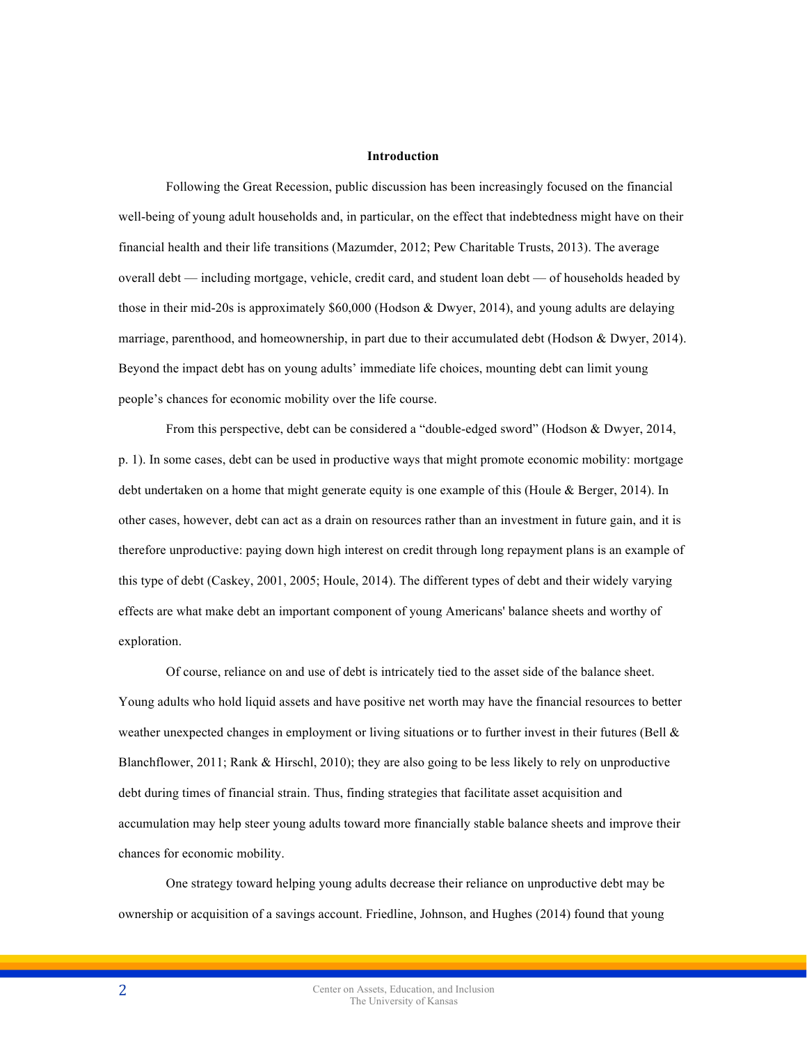## Introduction

Following the Great Recession, public discussion has been increasingly focused on the financial well-being of young adult households and, in particular, on the effect that indebtedness might have on their financial health and their life transitions (Mazumder, 2012; Pew Charitable Trusts, 2013). The average overall debt — including mortgage, vehicle, credit card, and student loan debt — of households headed by those in their mid-20s is approximately $60,000 (Hodson & Dwyer, 2014), and young adults are delaying marriage, parenthood, and homeownership, in part due to their accumulated debt (Hodson & Dwyer, 2014). Beyond the impact debt has on young adults' immediate life choices, mounting debt can limit young people's chances for economic mobility over the life course.

From this perspective, debt can be considered a "double-edged sword" (Hodson & Dwyer, 2014, p. 1). In some cases, debt can be used in productive ways that might promote economic mobility: mortgage debt undertaken on a home that might generate equity is one example of this (Houle & Berger, 2014). In other cases, however, debt can act as a drain on resources rather than an investment in future gain, and it is therefore unproductive: paying down high interest on credit through long repayment plans is an example of this type of debt (Caskey, 2001, 2005; Houle, 2014). The different types of debt and their widely varying effects are what make debt an important component of young Americans' balance sheets and worthy of exploration.

Of course, reliance on and use of debt is intricately tied to the asset side of the balance sheet. Young adults who hold liquid assets and have positive net worth may have the financial resources to better weather unexpected changes in employment or living situations or to further invest in their futures (Bell & Blanchflower, 2011; Rank & Hirschl, 2010); they are also going to be less likely to rely on unproductive debt during times of financial strain. Thus, finding strategies that facilitate asset acquisition and accumulation may help steer young adults toward more financially stable balance sheets and improve their chances for economic mobility.

One strategy toward helping young adults decrease their reliance on unproductive debt may be ownership or acquisition of a savings account. Friedline, Johnson, and Hughes (2014) found that young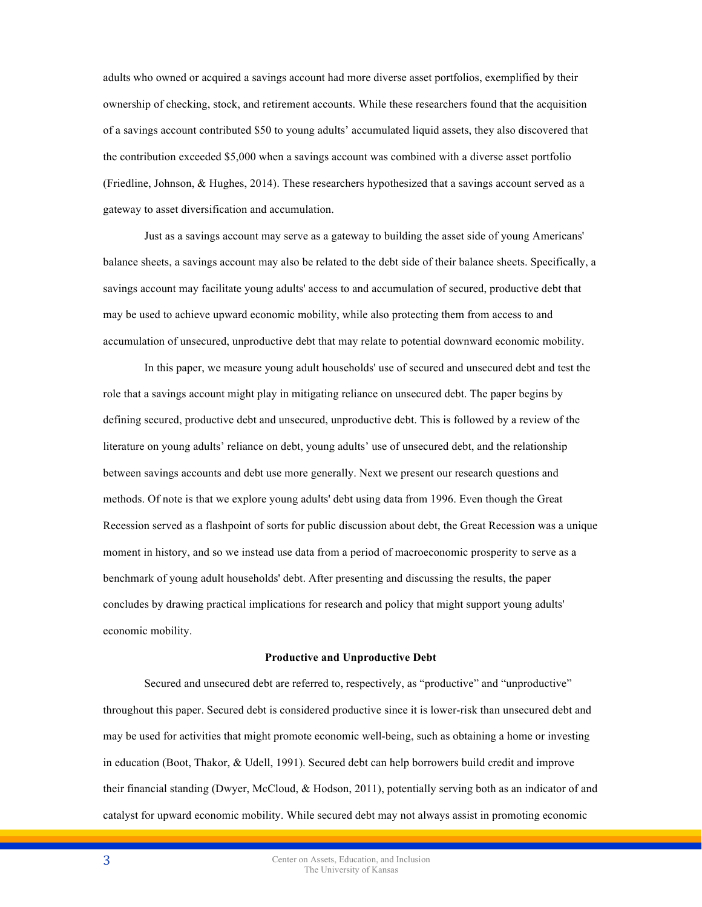adults who owned or acquired a savings account had more diverse asset portfolios, exemplified by their ownership of checking, stock, and retirement accounts. While these researchers found that the acquisition of a savings account contributed $50 to young adults' accumulated liquid assets, they also discovered that the contribution exceeded $5,000 when a savings account was combined with a diverse asset portfolio (Friedline, Johnson, & Hughes, 2014). These researchers hypothesized that a savings account served as a gateway to asset diversification and accumulation.

Just as a savings account may serve as a gateway to building the asset side of young Americans' balance sheets, a savings account may also be related to the debt side of their balance sheets. Specifically, a savings account may facilitate young adults' access to and accumulation of secured, productive debt that may be used to achieve upward economic mobility, while also protecting them from access to and accumulation of unsecured, unproductive debt that may relate to potential downward economic mobility.

In this paper, we measure young adult households' use of secured and unsecured debt and test the role that a savings account might play in mitigating reliance on unsecured debt. The paper begins by defining secured, productive debt and unsecured, unproductive debt. This is followed by a review of the literature on young adults' reliance on debt, young adults' use of unsecured debt, and the relationship between savings accounts and debt use more generally. Next we present our research questions and methods. Of note is that we explore young adults' debt using data from 1996. Even though the Great Recession served as a flashpoint of sorts for public discussion about debt, the Great Recession was a unique moment in history, and so we instead use data from a period of macroeconomic prosperity to serve as a benchmark of young adult households' debt. After presenting and discussing the results, the paper concludes by drawing practical implications for research and policy that might support young adults' economic mobility.

## Productive and Unproductive Debt

Secured and unsecured debt are referred to, respectively, as "productive" and "unproductive" throughout this paper. Secured debt is considered productive since it is lower-risk than unsecured debt and may be used for activities that might promote economic well-being, such as obtaining a home or investing in education (Boot, Thakor, & Udell, 1991). Secured debt can help borrowers build credit and improve their financial standing (Dwyer, McCloud, & Hodson, 2011), potentially serving both as an indicator of and catalyst for upward economic mobility. While secured debt may not always assist in promoting economic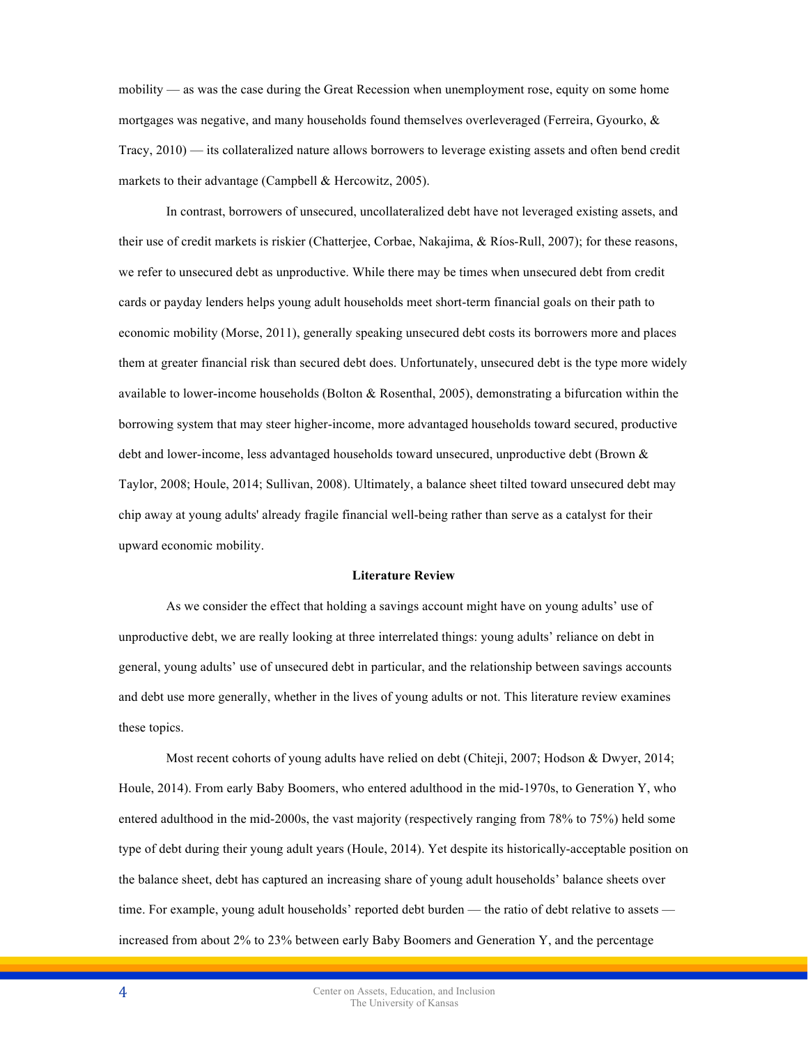mobility — as was the case during the Great Recession when unemployment rose, equity on some home mortgages was negative, and many households found themselves overleveraged (Ferreira, Gyourko, & Tracy, 2010) — its collateralized nature allows borrowers to leverage existing assets and often bend credit markets to their advantage (Campbell & Hercowitz, 2005).

In contrast, borrowers of unsecured, uncollateralized debt have not leveraged existing assets, and their use of credit markets is riskier (Chatterjee, Corbae, Nakajima, & Ríos-Rull, 2007); for these reasons, we refer to unsecured debt as unproductive. While there may be times when unsecured debt from credit cards or payday lenders helps young adult households meet short-term financial goals on their path to economic mobility (Morse, 2011), generally speaking unsecured debt costs its borrowers more and places them at greater financial risk than secured debt does. Unfortunately, unsecured debt is the type more widely available to lower-income households (Bolton & Rosenthal, 2005), demonstrating a bifurcation within the borrowing system that may steer higher-income, more advantaged households toward secured, productive debt and lower-income, less advantaged households toward unsecured, unproductive debt (Brown & Taylor, 2008; Houle, 2014; Sullivan, 2008). Ultimately, a balance sheet tilted toward unsecured debt may chip away at young adults' already fragile financial well-being rather than serve as a catalyst for their upward economic mobility.

## Literature Review

As we consider the effect that holding a savings account might have on young adults' use of unproductive debt, we are really looking at three interrelated things: young adults' reliance on debt in general, young adults' use of unsecured debt in particular, and the relationship between savings accounts and debt use more generally, whether in the lives of young adults or not. This literature review examines these topics.

Most recent cohorts of young adults have relied on debt (Chiteji, 2007; Hodson & Dwyer, 2014; Houle, 2014). From early Baby Boomers, who entered adulthood in the mid-1970s, to Generation Y, who entered adulthood in the mid-2000s, the vast majority (respectively ranging from 78% to 75%) held some type of debt during their young adult years (Houle, 2014). Yet despite its historically-acceptable position on the balance sheet, debt has captured an increasing share of young adult households' balance sheets over time. For example, young adult households' reported debt burden — the ratio of debt relative to assets — increased from about 2% to 23% between early Baby Boomers and Generation Y, and the percentage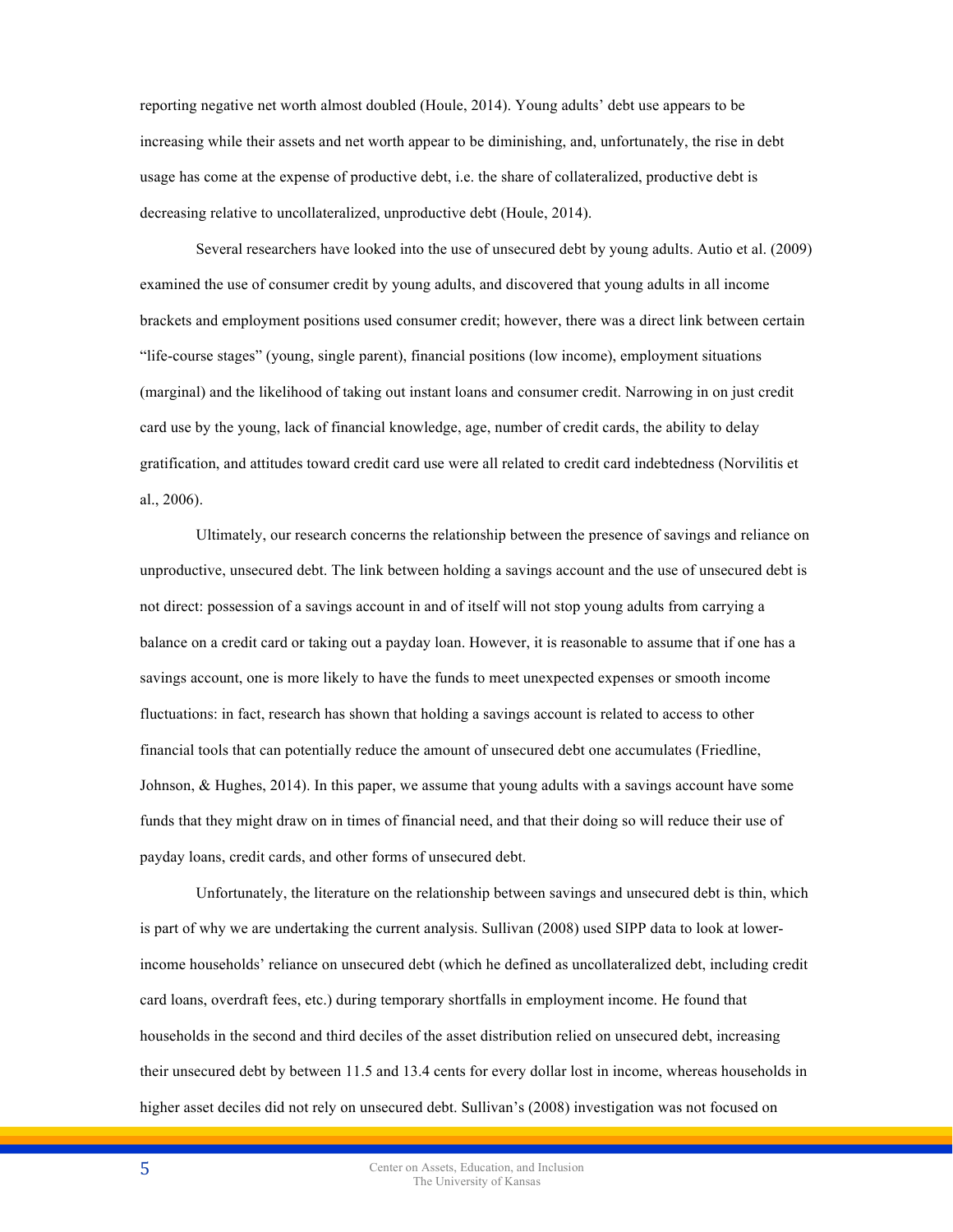reporting negative net worth almost doubled (Houle, 2014). Young adults' debt use appears to be increasing while their assets and net worth appear to be diminishing, and, unfortunately, the rise in debt usage has come at the expense of productive debt, i.e. the share of collateralized, productive debt is decreasing relative to uncollateralized, unproductive debt (Houle, 2014).

Several researchers have looked into the use of unsecured debt by young adults. Autio et al. (2009) examined the use of consumer credit by young adults, and discovered that young adults in all income brackets and employment positions used consumer credit; however, there was a direct link between certain "life-course stages" (young, single parent), financial positions (low income), employment situations (marginal) and the likelihood of taking out instant loans and consumer credit. Narrowing in on just credit card use by the young, lack of financial knowledge, age, number of credit cards, the ability to delay gratification, and attitudes toward credit card use were all related to credit card indebtedness (Norvilitis et al., 2006).

Ultimately, our research concerns the relationship between the presence of savings and reliance on unproductive, unsecured debt. The link between holding a savings account and the use of unsecured debt is not direct: possession of a savings account in and of itself will not stop young adults from carrying a balance on a credit card or taking out a payday loan. However, it is reasonable to assume that if one has a savings account, one is more likely to have the funds to meet unexpected expenses or smooth income fluctuations: in fact, research has shown that holding a savings account is related to access to other financial tools that can potentially reduce the amount of unsecured debt one accumulates (Friedline, Johnson, & Hughes, 2014). In this paper, we assume that young adults with a savings account have some funds that they might draw on in times of financial need, and that their doing so will reduce their use of payday loans, credit cards, and other forms of unsecured debt.

Unfortunately, the literature on the relationship between savings and unsecured debt is thin, which is part of why we are undertaking the current analysis. Sullivan (2008) used SIPP data to look at lower-income households' reliance on unsecured debt (which he defined as uncollateralized debt, including credit card loans, overdraft fees, etc.) during temporary shortfalls in employment income. He found that households in the second and third deciles of the asset distribution relied on unsecured debt, increasing their unsecured debt by between 11.5 and 13.4 cents for every dollar lost in income, whereas households in higher asset deciles did not rely on unsecured debt. Sullivan's (2008) investigation was not focused on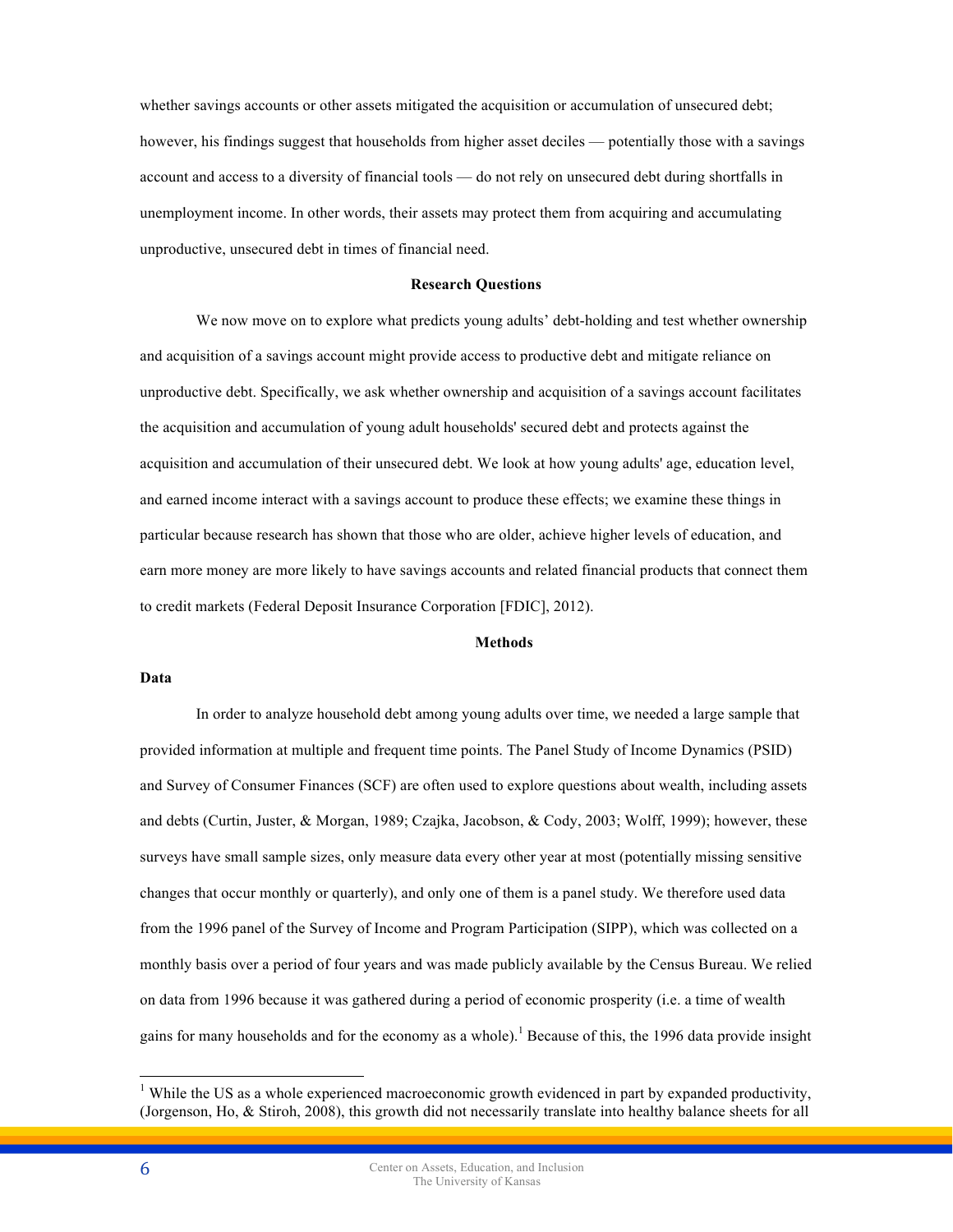whether savings accounts or other assets mitigated the acquisition or accumulation of unsecured debt; however, his findings suggest that households from higher asset deciles — potentially those with a savings account and access to a diversity of financial tools — do not rely on unsecured debt during shortfalls in unemployment income. In other words, their assets may protect them from acquiring and accumulating unproductive, unsecured debt in times of financial need.

## Research Questions

We now move on to explore what predicts young adults' debt-holding and test whether ownership and acquisition of a savings account might provide access to productive debt and mitigate reliance on unproductive debt. Specifically, we ask whether ownership and acquisition of a savings account facilitates the acquisition and accumulation of young adult households' secured debt and protects against the acquisition and accumulation of their unsecured debt. We look at how young adults' age, education level, and earned income interact with a savings account to produce these effects; we examine these things in particular because research has shown that those who are older, achieve higher levels of education, and earn more money are more likely to have savings accounts and related financial products that connect them to credit markets (Federal Deposit Insurance Corporation [FDIC], 2012).

## Methods

### Data

In order to analyze household debt among young adults over time, we needed a large sample that provided information at multiple and frequent time points. The Panel Study of Income Dynamics (PSID) and Survey of Consumer Finances (SCF) are often used to explore questions about wealth, including assets and debts (Curtin, Juster, & Morgan, 1989; Czajka, Jacobson, & Cody, 2003; Wolff, 1999); however, these surveys have small sample sizes, only measure data every other year at most (potentially missing sensitive changes that occur monthly or quarterly), and only one of them is a panel study. We therefore used data from the 1996 panel of the Survey of Income and Program Participation (SIPP), which was collected on a monthly basis over a period of four years and was made publicly available by the Census Bureau. We relied on data from 1996 because it was gathered during a period of economic prosperity (i.e. a time of wealth gains for many households and for the economy as a whole).[1] Because of this, the 1996 data provide insight

[1] While the US as a whole experienced macroeconomic growth evidenced in part by expanded productivity, (Jorgenson, Ho, & Stiroh, 2008), this growth did not necessarily translate into healthy balance sheets for all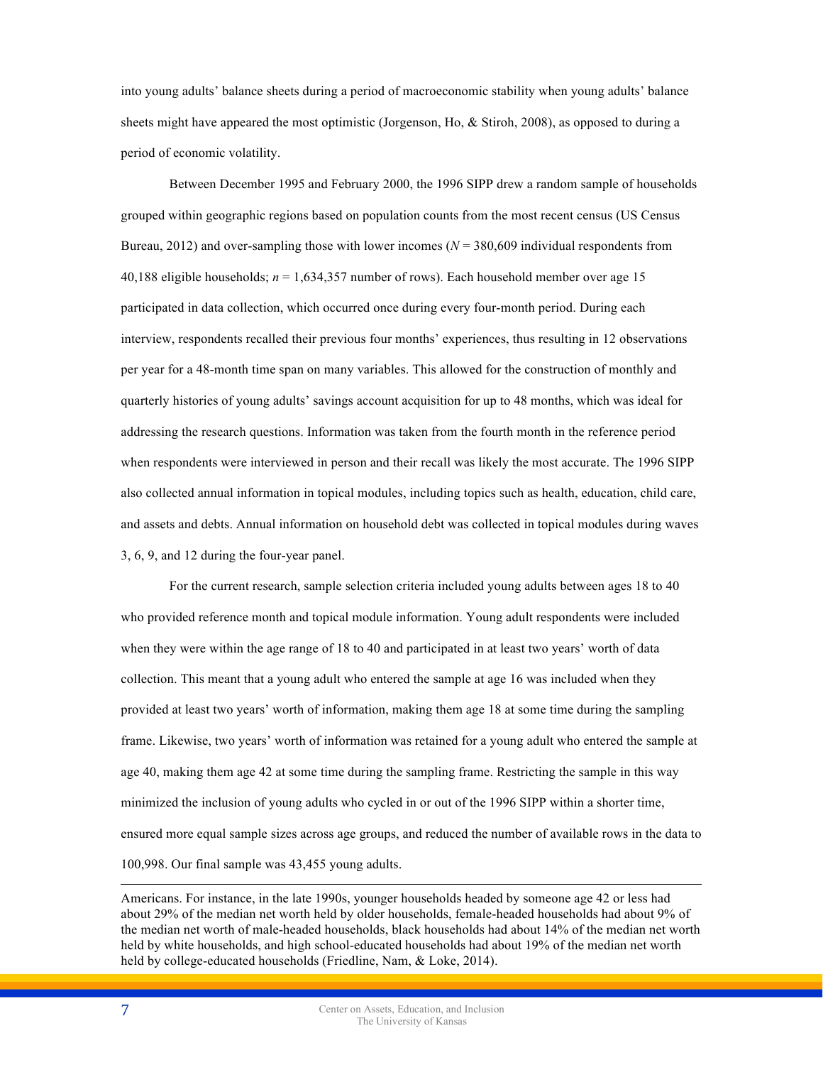into young adults' balance sheets during a period of macroeconomic stability when young adults' balance sheets might have appeared the most optimistic (Jorgenson, Ho, & Stiroh, 2008), as opposed to during a period of economic volatility.

Between December 1995 and February 2000, the 1996 SIPP drew a random sample of households grouped within geographic regions based on population counts from the most recent census (US Census Bureau, 2012) and over-sampling those with lower incomes (*N* = 380,609 individual respondents from 40,188 eligible households; *n* = 1,634,357 number of rows). Each household member over age 15 participated in data collection, which occurred once during every four-month period. During each interview, respondents recalled their previous four months' experiences, thus resulting in 12 observations per year for a 48-month time span on many variables. This allowed for the construction of monthly and quarterly histories of young adults' savings account acquisition for up to 48 months, which was ideal for addressing the research questions. Information was taken from the fourth month in the reference period when respondents were interviewed in person and their recall was likely the most accurate. The 1996 SIPP also collected annual information in topical modules, including topics such as health, education, child care, and assets and debts. Annual information on household debt was collected in topical modules during waves 3, 6, 9, and 12 during the four-year panel.

For the current research, sample selection criteria included young adults between ages 18 to 40 who provided reference month and topical module information. Young adult respondents were included when they were within the age range of 18 to 40 and participated in at least two years' worth of data collection. This meant that a young adult who entered the sample at age 16 was included when they provided at least two years' worth of information, making them age 18 at some time during the sampling frame. Likewise, two years' worth of information was retained for a young adult who entered the sample at age 40, making them age 42 at some time during the sampling frame. Restricting the sample in this way minimized the inclusion of young adults who cycled in or out of the 1996 SIPP within a shorter time, ensured more equal sample sizes across age groups, and reduced the number of available rows in the data to 100,998. Our final sample was 43,455 young adults.

---

Americans. For instance, in the late 1990s, younger households headed by someone age 42 or less had about 29% of the median net worth held by older households, female-headed households had about 9% of the median net worth of male-headed households, black households had about 14% of the median net worth held by white households, and high school-educated households had about 19% of the median net worth held by college-educated households (Friedline, Nam, & Loke, 2014).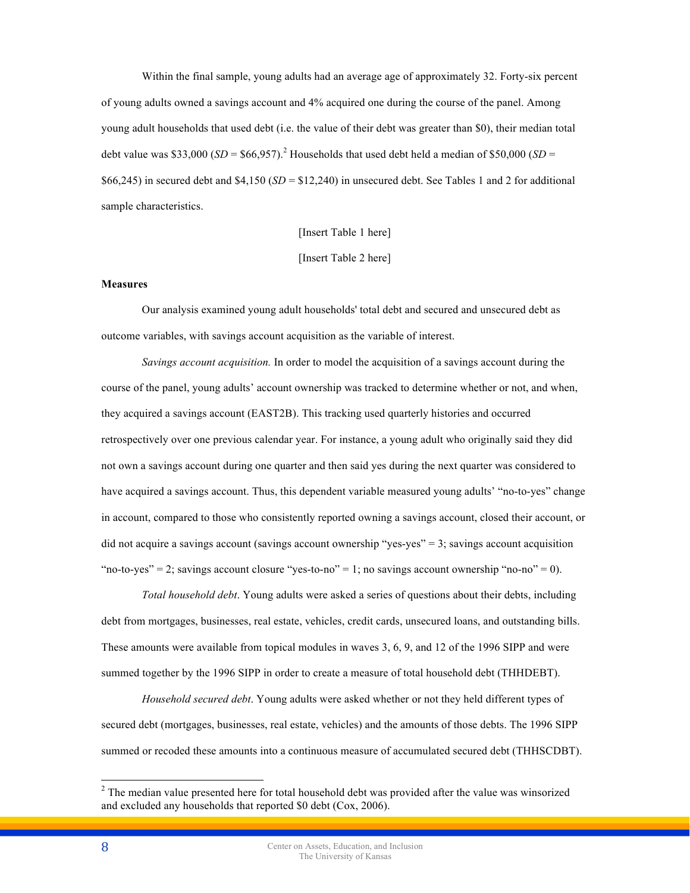Within the final sample, young adults had an average age of approximately 32. Forty-six percent of young adults owned a savings account and 4% acquired one during the course of the panel. Among young adult households that used debt (i.e. the value of their debt was greater than $0), their median total debt value was $33,000 (*SD* = $66,957).[2] Households that used debt held a median of $50,000 (*SD* = $66,245) in secured debt and $4,150 (*SD* = $12,240) in unsecured debt. See Tables 1 and 2 for additional sample characteristics.

[Insert Table 1 here]

[Insert Table 2 here]

**Measures**

Our analysis examined young adult households' total debt and secured and unsecured debt as outcome variables, with savings account acquisition as the variable of interest.

*Savings account acquisition.* In order to model the acquisition of a savings account during the course of the panel, young adults' account ownership was tracked to determine whether or not, and when, they acquired a savings account (EAST2B). This tracking used quarterly histories and occurred retrospectively over one previous calendar year. For instance, a young adult who originally said they did not own a savings account during one quarter and then said yes during the next quarter was considered to have acquired a savings account. Thus, this dependent variable measured young adults' "no-to-yes" change in account, compared to those who consistently reported owning a savings account, closed their account, or did not acquire a savings account (savings account ownership "yes-yes" = 3; savings account acquisition "no-to-yes" = 2; savings account closure "yes-to-no" = 1; no savings account ownership "no-no" = 0).

*Total household debt*. Young adults were asked a series of questions about their debts, including debt from mortgages, businesses, real estate, vehicles, credit cards, unsecured loans, and outstanding bills. These amounts were available from topical modules in waves 3, 6, 9, and 12 of the 1996 SIPP and were summed together by the 1996 SIPP in order to create a measure of total household debt (THHDEBT).

*Household secured debt*. Young adults were asked whether or not they held different types of secured debt (mortgages, businesses, real estate, vehicles) and the amounts of those debts. The 1996 SIPP summed or recoded these amounts into a continuous measure of accumulated secured debt (THHSCDBT).

---

[2] The median value presented here for total household debt was provided after the value was winsorized and excluded any households that reported $0 debt (Cox, 2006).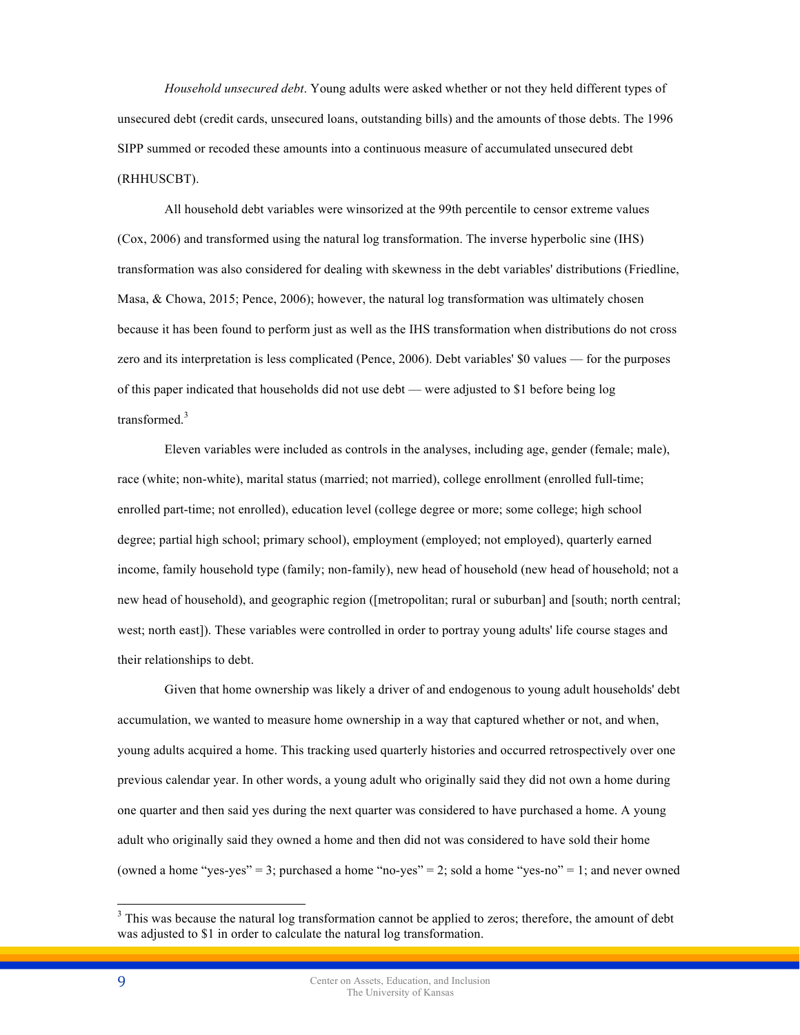*Household unsecured debt*. Young adults were asked whether or not they held different types of unsecured debt (credit cards, unsecured loans, outstanding bills) and the amounts of those debts. The 1996 SIPP summed or recoded these amounts into a continuous measure of accumulated unsecured debt (RHHUSCBT).

All household debt variables were winsorized at the 99th percentile to censor extreme values (Cox, 2006) and transformed using the natural log transformation. The inverse hyperbolic sine (IHS) transformation was also considered for dealing with skewness in the debt variables' distributions (Friedline, Masa, & Chowa, 2015; Pence, 2006); however, the natural log transformation was ultimately chosen because it has been found to perform just as well as the IHS transformation when distributions do not cross zero and its interpretation is less complicated (Pence, 2006). Debt variables' $0 values — for the purposes of this paper indicated that households did not use debt — were adjusted to $1 before being log transformed.[3]

Eleven variables were included as controls in the analyses, including age, gender (female; male), race (white; non-white), marital status (married; not married), college enrollment (enrolled full-time; enrolled part-time; not enrolled), education level (college degree or more; some college; high school degree; partial high school; primary school), employment (employed; not employed), quarterly earned income, family household type (family; non-family), new head of household (new head of household; not a new head of household), and geographic region ([metropolitan; rural or suburban] and [south; north central; west; north east]). These variables were controlled in order to portray young adults' life course stages and their relationships to debt.

Given that home ownership was likely a driver of and endogenous to young adult households' debt accumulation, we wanted to measure home ownership in a way that captured whether or not, and when, young adults acquired a home. This tracking used quarterly histories and occurred retrospectively over one previous calendar year. In other words, a young adult who originally said they did not own a home during one quarter and then said yes during the next quarter was considered to have purchased a home. A young adult who originally said they owned a home and then did not was considered to have sold their home (owned a home "yes-yes" = 3; purchased a home "no-yes" = 2; sold a home "yes-no" = 1; and never owned

[3] This was because the natural log transformation cannot be applied to zeros; therefore, the amount of debt was adjusted to $1 in order to calculate the natural log transformation.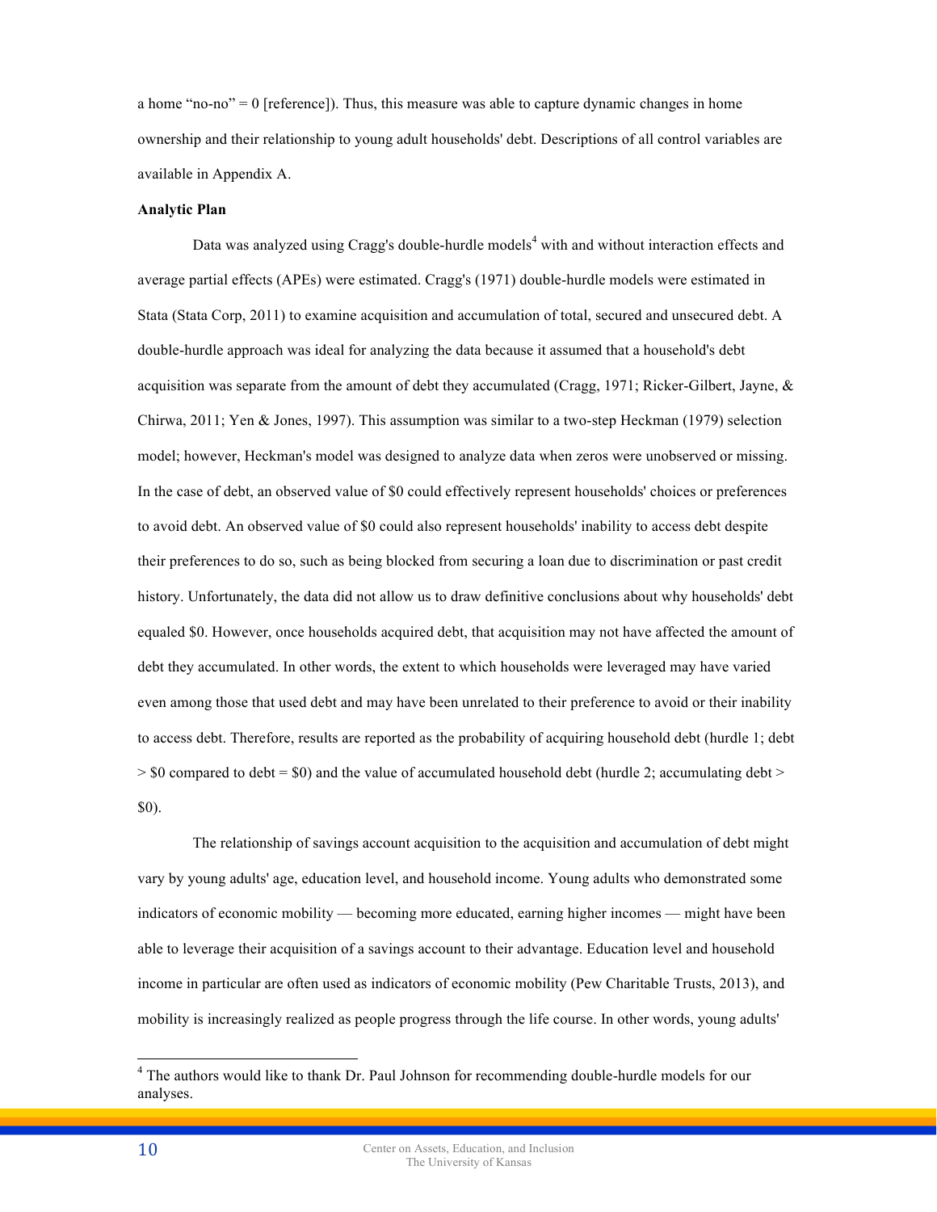a home "no-no" = 0 [reference]). Thus, this measure was able to capture dynamic changes in home ownership and their relationship to young adult households' debt. Descriptions of all control variables are available in Appendix A.

**Analytic Plan**

Data was analyzed using Cragg's double-hurdle models[4] with and without interaction effects and average partial effects (APEs) were estimated. Cragg's (1971) double-hurdle models were estimated in Stata (Stata Corp, 2011) to examine acquisition and accumulation of total, secured and unsecured debt. A double-hurdle approach was ideal for analyzing the data because it assumed that a household's debt acquisition was separate from the amount of debt they accumulated (Cragg, 1971; Ricker-Gilbert, Jayne, & Chirwa, 2011; Yen & Jones, 1997). This assumption was similar to a two-step Heckman (1979) selection model; however, Heckman's model was designed to analyze data when zeros were unobserved or missing. In the case of debt, an observed value of $0 could effectively represent households' choices or preferences to avoid debt. An observed value of $0 could also represent households' inability to access debt despite their preferences to do so, such as being blocked from securing a loan due to discrimination or past credit history. Unfortunately, the data did not allow us to draw definitive conclusions about why households' debt equaled $0. However, once households acquired debt, that acquisition may not have affected the amount of debt they accumulated. In other words, the extent to which households were leveraged may have varied even among those that used debt and may have been unrelated to their preference to avoid or their inability to access debt. Therefore, results are reported as the probability of acquiring household debt (hurdle 1; debt > $0 compared to debt = $0) and the value of accumulated household debt (hurdle 2; accumulating debt > $0).

The relationship of savings account acquisition to the acquisition and accumulation of debt might vary by young adults' age, education level, and household income. Young adults who demonstrated some indicators of economic mobility — becoming more educated, earning higher incomes — might have been able to leverage their acquisition of a savings account to their advantage. Education level and household income in particular are often used as indicators of economic mobility (Pew Charitable Trusts, 2013), and mobility is increasingly realized as people progress through the life course. In other words, young adults'

[4] The authors would like to thank Dr. Paul Johnson for recommending double-hurdle models for our analyses.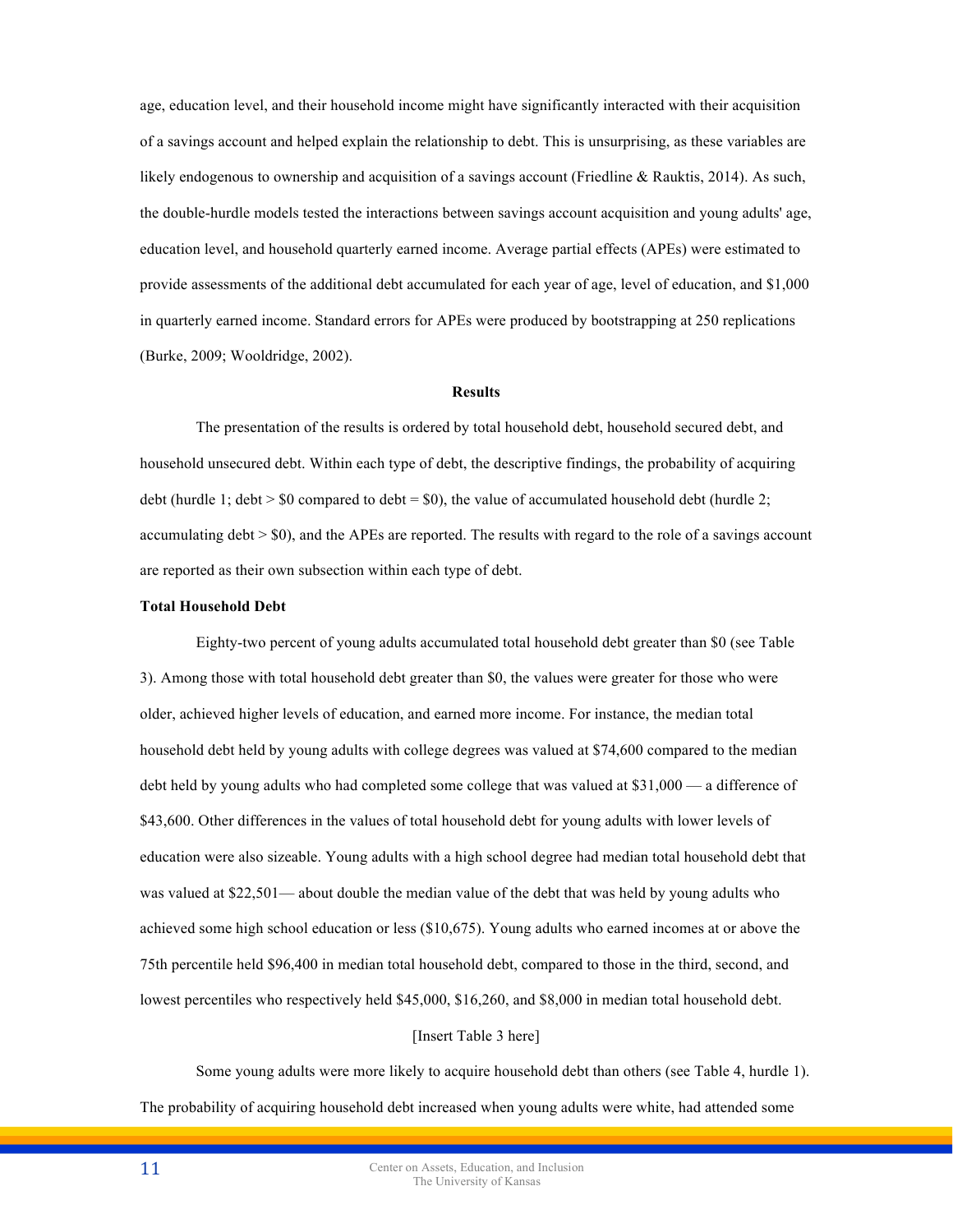age, education level, and their household income might have significantly interacted with their acquisition of a savings account and helped explain the relationship to debt. This is unsurprising, as these variables are likely endogenous to ownership and acquisition of a savings account (Friedline & Rauktis, 2014). As such, the double-hurdle models tested the interactions between savings account acquisition and young adults' age, education level, and household quarterly earned income. Average partial effects (APEs) were estimated to provide assessments of the additional debt accumulated for each year of age, level of education, and $1,000 in quarterly earned income. Standard errors for APEs were produced by bootstrapping at 250 replications (Burke, 2009; Wooldridge, 2002).

## Results

The presentation of the results is ordered by total household debt, household secured debt, and household unsecured debt. Within each type of debt, the descriptive findings, the probability of acquiring debt (hurdle 1; debt > $0 compared to debt = $0), the value of accumulated household debt (hurdle 2; accumulating debt > $0), and the APEs are reported. The results with regard to the role of a savings account are reported as their own subsection within each type of debt.

### Total Household Debt

Eighty-two percent of young adults accumulated total household debt greater than $0 (see Table 3). Among those with total household debt greater than $0, the values were greater for those who were older, achieved higher levels of education, and earned more income. For instance, the median total household debt held by young adults with college degrees was valued at $74,600 compared to the median debt held by young adults who had completed some college that was valued at $31,000 — a difference of $43,600. Other differences in the values of total household debt for young adults with lower levels of education were also sizeable. Young adults with a high school degree had median total household debt that was valued at $22,501— about double the median value of the debt that was held by young adults who achieved some high school education or less ($10,675). Young adults who earned incomes at or above the 75th percentile held $96,400 in median total household debt, compared to those in the third, second, and lowest percentiles who respectively held $45,000, $16,260, and $8,000 in median total household debt.

[Insert Table 3 here]

Some young adults were more likely to acquire household debt than others (see Table 4, hurdle 1). The probability of acquiring household debt increased when young adults were white, had attended some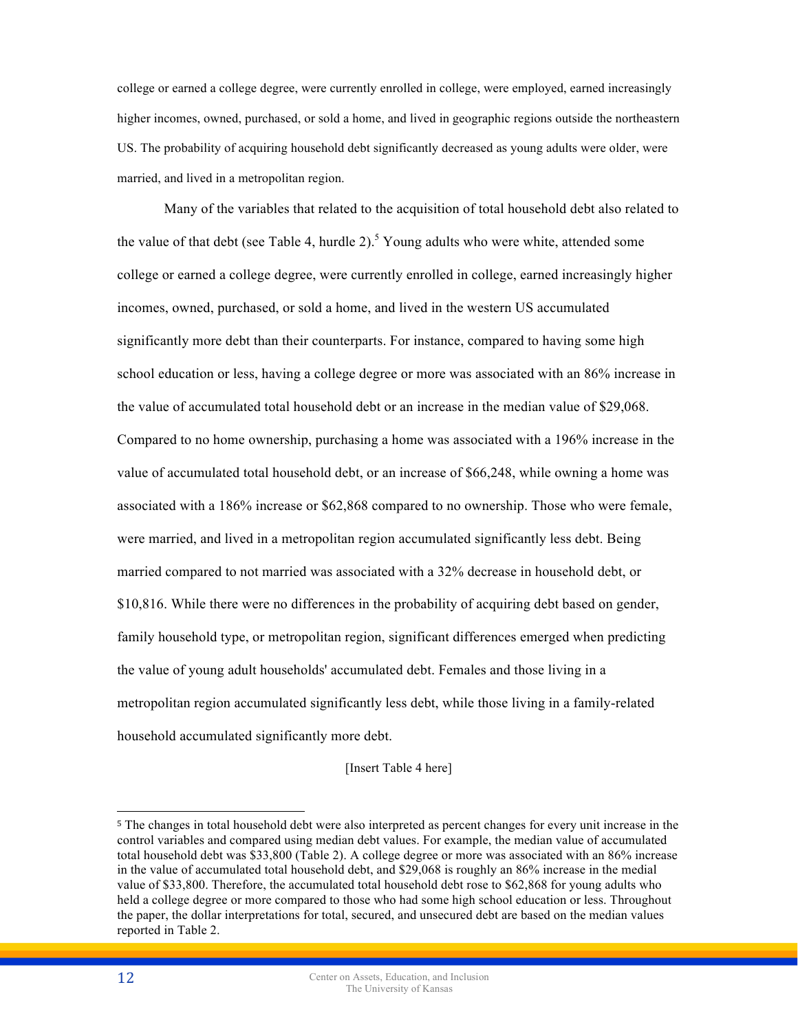college or earned a college degree, were currently enrolled in college, were employed, earned increasingly higher incomes, owned, purchased, or sold a home, and lived in geographic regions outside the northeastern US. The probability of acquiring household debt significantly decreased as young adults were older, were married, and lived in a metropolitan region.

Many of the variables that related to the acquisition of total household debt also related to the value of that debt (see Table 4, hurdle 2).[5] Young adults who were white, attended some college or earned a college degree, were currently enrolled in college, earned increasingly higher incomes, owned, purchased, or sold a home, and lived in the western US accumulated significantly more debt than their counterparts. For instance, compared to having some high school education or less, having a college degree or more was associated with an 86% increase in the value of accumulated total household debt or an increase in the median value of $29,068. Compared to no home ownership, purchasing a home was associated with a 196% increase in the value of accumulated total household debt, or an increase of $66,248, while owning a home was associated with a 186% increase or $62,868 compared to no ownership. Those who were female, were married, and lived in a metropolitan region accumulated significantly less debt. Being married compared to not married was associated with a 32% decrease in household debt, or $10,816. While there were no differences in the probability of acquiring debt based on gender, family household type, or metropolitan region, significant differences emerged when predicting the value of young adult households' accumulated debt. Females and those living in a metropolitan region accumulated significantly less debt, while those living in a family-related household accumulated significantly more debt.

[Insert Table 4 here]

---

[5] The changes in total household debt were also interpreted as percent changes for every unit increase in the control variables and compared using median debt values. For example, the median value of accumulated total household debt was $33,800 (Table 2). A college degree or more was associated with an 86% increase in the value of accumulated total household debt, and $29,068 is roughly an 86% increase in the medial value of $33,800. Therefore, the accumulated total household debt rose to $62,868 for young adults who held a college degree or more compared to those who had some high school education or less. Throughout the paper, the dollar interpretations for total, secured, and unsecured debt are based on the median values reported in Table 2.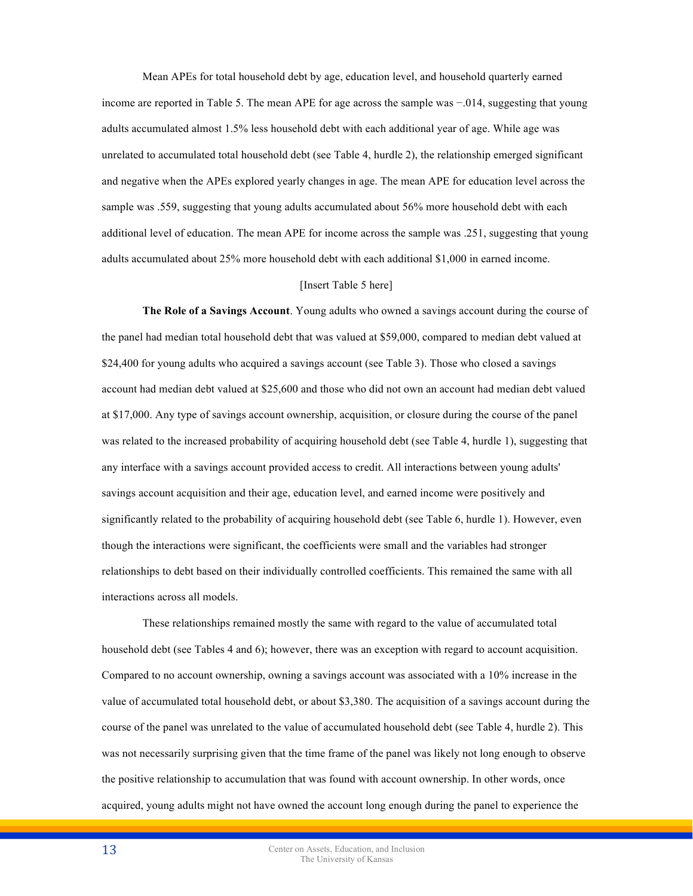Mean APEs for total household debt by age, education level, and household quarterly earned income are reported in Table 5. The mean APE for age across the sample was −.014, suggesting that young adults accumulated almost 1.5% less household debt with each additional year of age. While age was unrelated to accumulated total household debt (see Table 4, hurdle 2), the relationship emerged significant and negative when the APEs explored yearly changes in age. The mean APE for education level across the sample was .559, suggesting that young adults accumulated about 56% more household debt with each additional level of education. The mean APE for income across the sample was .251, suggesting that young adults accumulated about 25% more household debt with each additional $1,000 in earned income.

[Insert Table 5 here]

**The Role of a Savings Account**. Young adults who owned a savings account during the course of the panel had median total household debt that was valued at $59,000, compared to median debt valued at $24,400 for young adults who acquired a savings account (see Table 3). Those who closed a savings account had median debt valued at $25,600 and those who did not own an account had median debt valued at $17,000. Any type of savings account ownership, acquisition, or closure during the course of the panel was related to the increased probability of acquiring household debt (see Table 4, hurdle 1), suggesting that any interface with a savings account provided access to credit. All interactions between young adults' savings account acquisition and their age, education level, and earned income were positively and significantly related to the probability of acquiring household debt (see Table 6, hurdle 1). However, even though the interactions were significant, the coefficients were small and the variables had stronger relationships to debt based on their individually controlled coefficients. This remained the same with all interactions across all models.

These relationships remained mostly the same with regard to the value of accumulated total household debt (see Tables 4 and 6); however, there was an exception with regard to account acquisition. Compared to no account ownership, owning a savings account was associated with a 10% increase in the value of accumulated total household debt, or about $3,380. The acquisition of a savings account during the course of the panel was unrelated to the value of accumulated household debt (see Table 4, hurdle 2). This was not necessarily surprising given that the time frame of the panel was likely not long enough to observe the positive relationship to accumulation that was found with account ownership. In other words, once acquired, young adults might not have owned the account long enough during the panel to experience the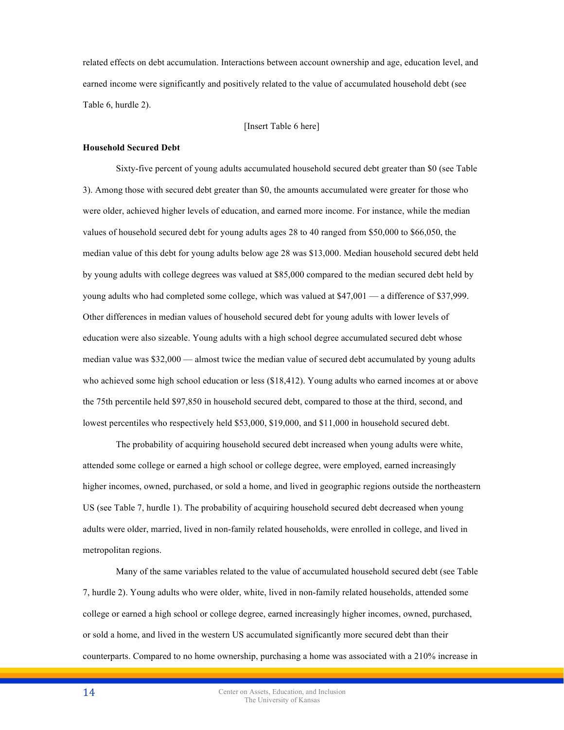related effects on debt accumulation. Interactions between account ownership and age, education level, and earned income were significantly and positively related to the value of accumulated household debt (see Table 6, hurdle 2).

[Insert Table 6 here]

**Household Secured Debt**

Sixty-five percent of young adults accumulated household secured debt greater than $0 (see Table 3). Among those with secured debt greater than $0, the amounts accumulated were greater for those who were older, achieved higher levels of education, and earned more income. For instance, while the median values of household secured debt for young adults ages 28 to 40 ranged from $50,000 to $66,050, the median value of this debt for young adults below age 28 was $13,000. Median household secured debt held by young adults with college degrees was valued at $85,000 compared to the median secured debt held by young adults who had completed some college, which was valued at $47,001 — a difference of $37,999. Other differences in median values of household secured debt for young adults with lower levels of education were also sizeable. Young adults with a high school degree accumulated secured debt whose median value was $32,000 — almost twice the median value of secured debt accumulated by young adults who achieved some high school education or less ($18,412). Young adults who earned incomes at or above the 75th percentile held $97,850 in household secured debt, compared to those at the third, second, and lowest percentiles who respectively held $53,000, $19,000, and $11,000 in household secured debt.

The probability of acquiring household secured debt increased when young adults were white, attended some college or earned a high school or college degree, were employed, earned increasingly higher incomes, owned, purchased, or sold a home, and lived in geographic regions outside the northeastern US (see Table 7, hurdle 1). The probability of acquiring household secured debt decreased when young adults were older, married, lived in non-family related households, were enrolled in college, and lived in metropolitan regions.

Many of the same variables related to the value of accumulated household secured debt (see Table 7, hurdle 2). Young adults who were older, white, lived in non-family related households, attended some college or earned a high school or college degree, earned increasingly higher incomes, owned, purchased, or sold a home, and lived in the western US accumulated significantly more secured debt than their counterparts. Compared to no home ownership, purchasing a home was associated with a 210% increase in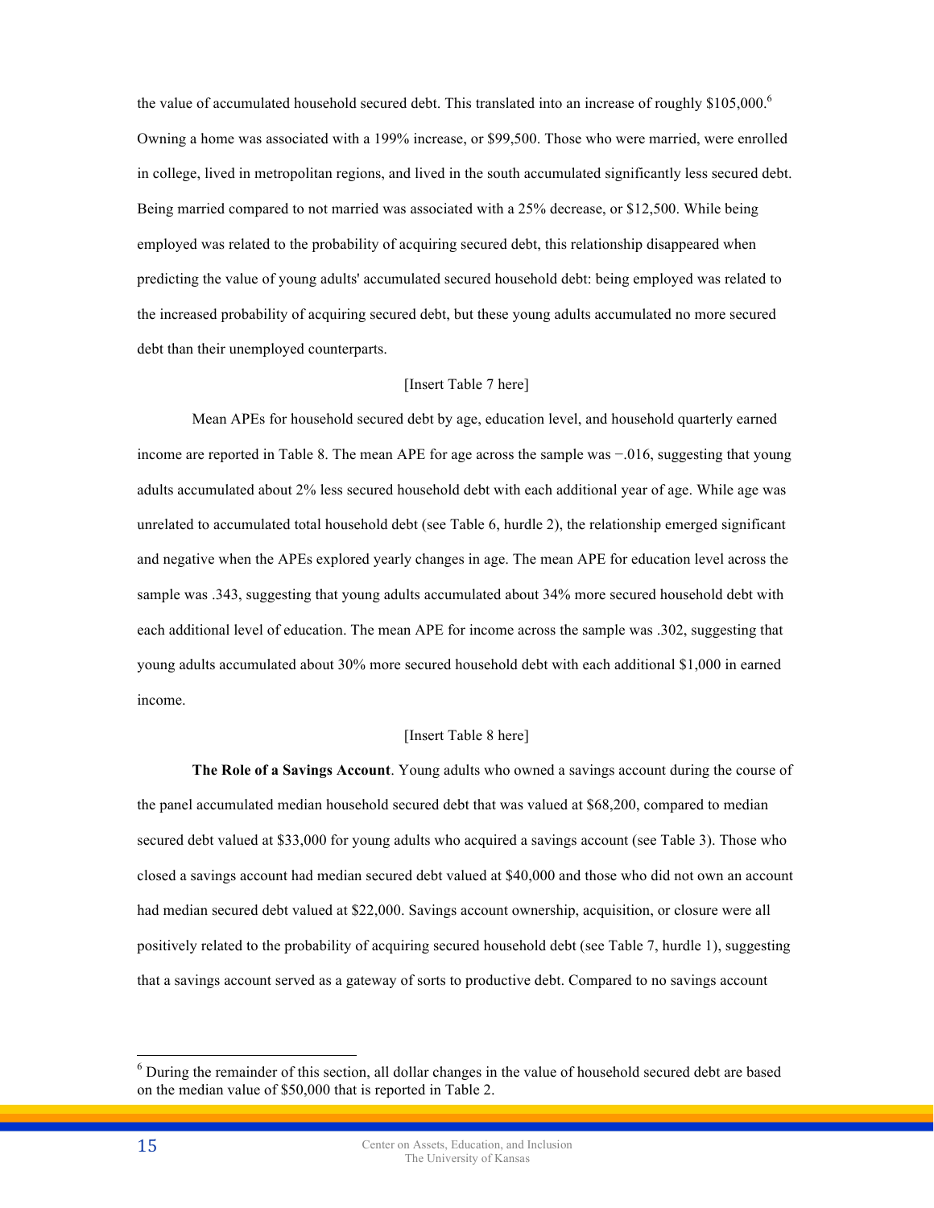the value of accumulated household secured debt. This translated into an increase of roughly $105,000.[6] Owning a home was associated with a 199% increase, or $99,500. Those who were married, were enrolled in college, lived in metropolitan regions, and lived in the south accumulated significantly less secured debt. Being married compared to not married was associated with a 25% decrease, or $12,500. While being employed was related to the probability of acquiring secured debt, this relationship disappeared when predicting the value of young adults' accumulated secured household debt: being employed was related to the increased probability of acquiring secured debt, but these young adults accumulated no more secured debt than their unemployed counterparts.

[Insert Table 7 here]

Mean APEs for household secured debt by age, education level, and household quarterly earned income are reported in Table 8. The mean APE for age across the sample was −.016, suggesting that young adults accumulated about 2% less secured household debt with each additional year of age. While age was unrelated to accumulated total household debt (see Table 6, hurdle 2), the relationship emerged significant and negative when the APEs explored yearly changes in age. The mean APE for education level across the sample was .343, suggesting that young adults accumulated about 34% more secured household debt with each additional level of education. The mean APE for income across the sample was .302, suggesting that young adults accumulated about 30% more secured household debt with each additional $1,000 in earned income.

[Insert Table 8 here]

**The Role of a Savings Account**. Young adults who owned a savings account during the course of the panel accumulated median household secured debt that was valued at $68,200, compared to median secured debt valued at $33,000 for young adults who acquired a savings account (see Table 3). Those who closed a savings account had median secured debt valued at $40,000 and those who did not own an account had median secured debt valued at $22,000. Savings account ownership, acquisition, or closure were all positively related to the probability of acquiring secured household debt (see Table 7, hurdle 1), suggesting that a savings account served as a gateway of sorts to productive debt. Compared to no savings account

---

[6] During the remainder of this section, all dollar changes in the value of household secured debt are based on the median value of $50,000 that is reported in Table 2.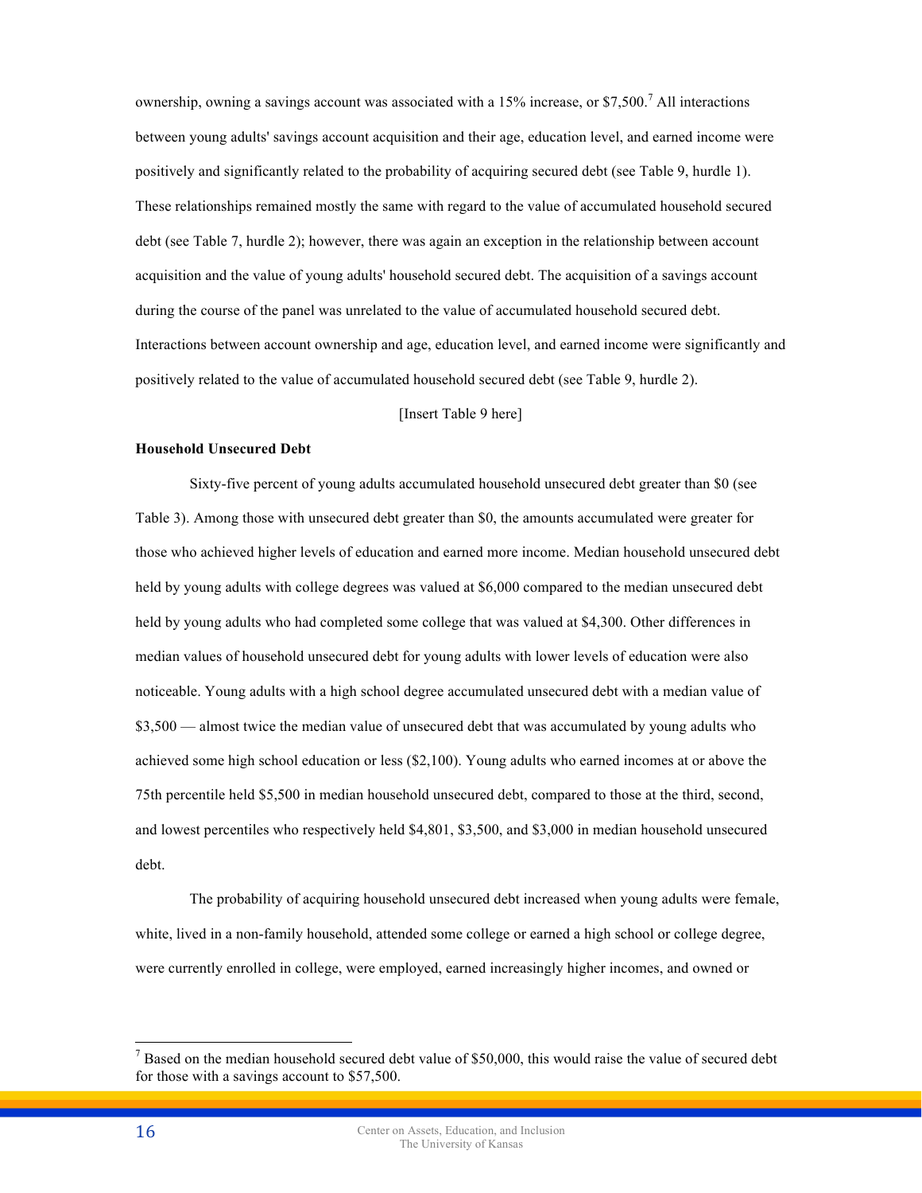ownership, owning a savings account was associated with a 15% increase, or $7,500.[7] All interactions between young adults' savings account acquisition and their age, education level, and earned income were positively and significantly related to the probability of acquiring secured debt (see Table 9, hurdle 1). These relationships remained mostly the same with regard to the value of accumulated household secured debt (see Table 7, hurdle 2); however, there was again an exception in the relationship between account acquisition and the value of young adults' household secured debt. The acquisition of a savings account during the course of the panel was unrelated to the value of accumulated household secured debt. Interactions between account ownership and age, education level, and earned income were significantly and positively related to the value of accumulated household secured debt (see Table 9, hurdle 2).

[Insert Table 9 here]

**Household Unsecured Debt**

Sixty-five percent of young adults accumulated household unsecured debt greater than $0 (see Table 3). Among those with unsecured debt greater than $0, the amounts accumulated were greater for those who achieved higher levels of education and earned more income. Median household unsecured debt held by young adults with college degrees was valued at $6,000 compared to the median unsecured debt held by young adults who had completed some college that was valued at $4,300. Other differences in median values of household unsecured debt for young adults with lower levels of education were also noticeable. Young adults with a high school degree accumulated unsecured debt with a median value of $3,500 — almost twice the median value of unsecured debt that was accumulated by young adults who achieved some high school education or less ($2,100). Young adults who earned incomes at or above the 75th percentile held $5,500 in median household unsecured debt, compared to those at the third, second, and lowest percentiles who respectively held $4,801, $3,500, and $3,000 in median household unsecured debt.

The probability of acquiring household unsecured debt increased when young adults were female, white, lived in a non-family household, attended some college or earned a high school or college degree, were currently enrolled in college, were employed, earned increasingly higher incomes, and owned or

---

[7] Based on the median household secured debt value of $50,000, this would raise the value of secured debt for those with a savings account to $57,500.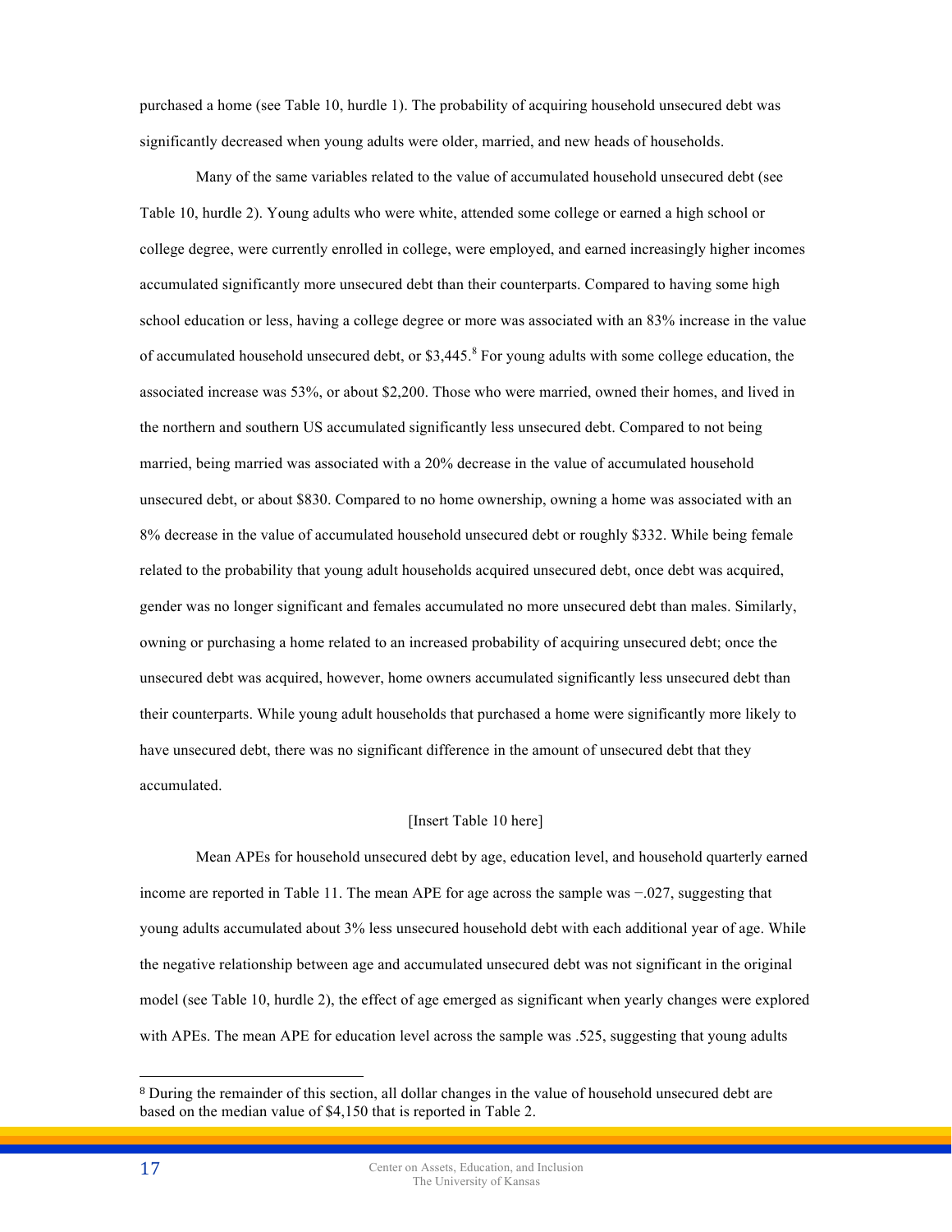purchased a home (see Table 10, hurdle 1). The probability of acquiring household unsecured debt was significantly decreased when young adults were older, married, and new heads of households.

Many of the same variables related to the value of accumulated household unsecured debt (see Table 10, hurdle 2). Young adults who were white, attended some college or earned a high school or college degree, were currently enrolled in college, were employed, and earned increasingly higher incomes accumulated significantly more unsecured debt than their counterparts. Compared to having some high school education or less, having a college degree or more was associated with an 83% increase in the value of accumulated household unsecured debt, or $3,445.[8] For young adults with some college education, the associated increase was 53%, or about $2,200. Those who were married, owned their homes, and lived in the northern and southern US accumulated significantly less unsecured debt. Compared to not being married, being married was associated with a 20% decrease in the value of accumulated household unsecured debt, or about $830. Compared to no home ownership, owning a home was associated with an 8% decrease in the value of accumulated household unsecured debt or roughly $332. While being female related to the probability that young adult households acquired unsecured debt, once debt was acquired, gender was no longer significant and females accumulated no more unsecured debt than males. Similarly, owning or purchasing a home related to an increased probability of acquiring unsecured debt; once the unsecured debt was acquired, however, home owners accumulated significantly less unsecured debt than their counterparts. While young adult households that purchased a home were significantly more likely to have unsecured debt, there was no significant difference in the amount of unsecured debt that they accumulated.

[Insert Table 10 here]

Mean APEs for household unsecured debt by age, education level, and household quarterly earned income are reported in Table 11. The mean APE for age across the sample was −.027, suggesting that young adults accumulated about 3% less unsecured household debt with each additional year of age. While the negative relationship between age and accumulated unsecured debt was not significant in the original model (see Table 10, hurdle 2), the effect of age emerged as significant when yearly changes were explored with APEs. The mean APE for education level across the sample was .525, suggesting that young adults

---

[8] During the remainder of this section, all dollar changes in the value of household unsecured debt are based on the median value of $4,150 that is reported in Table 2.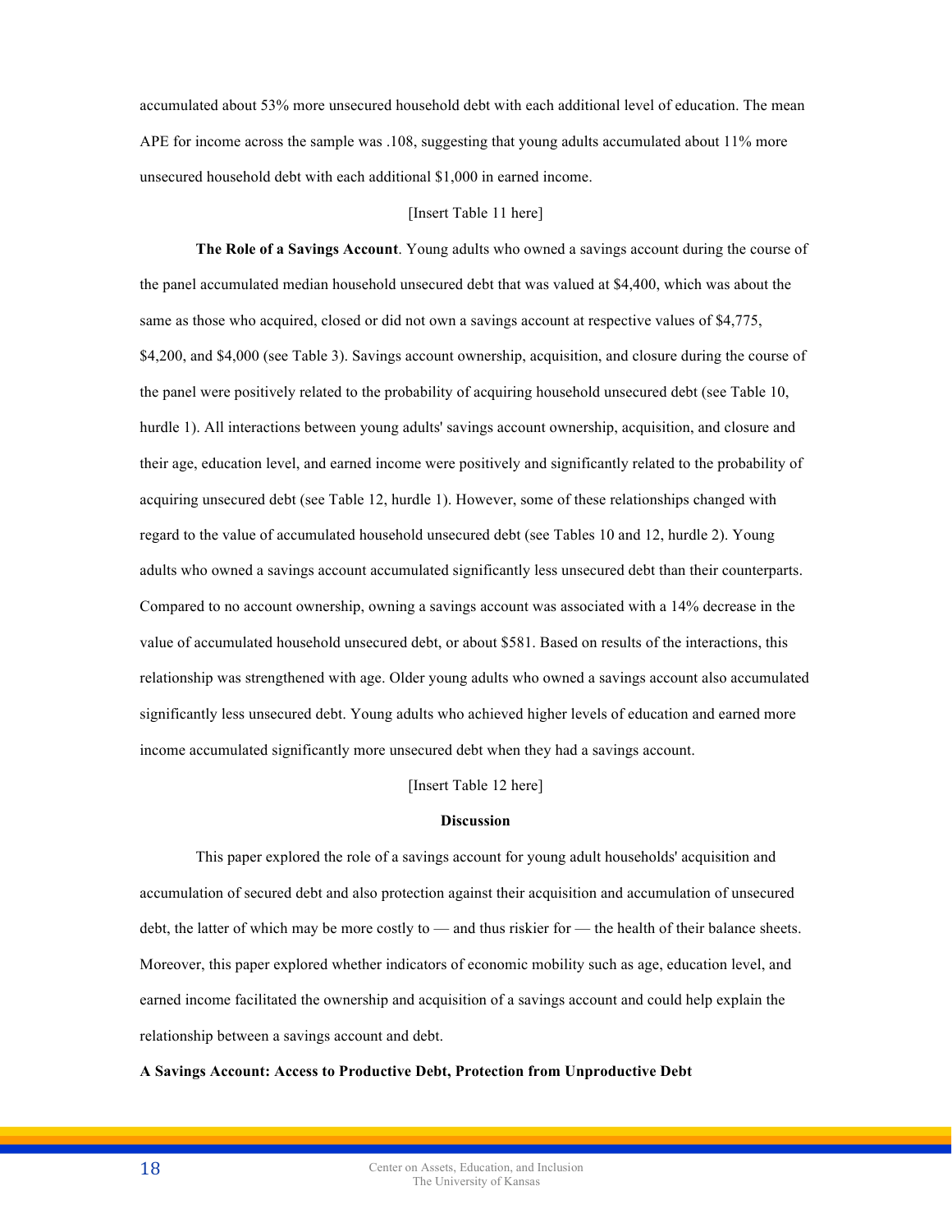accumulated about 53% more unsecured household debt with each additional level of education. The mean APE for income across the sample was .108, suggesting that young adults accumulated about 11% more unsecured household debt with each additional $1,000 in earned income.

[Insert Table 11 here]

**The Role of a Savings Account**. Young adults who owned a savings account during the course of the panel accumulated median household unsecured debt that was valued at $4,400, which was about the same as those who acquired, closed or did not own a savings account at respective values of $4,775, $4,200, and $4,000 (see Table 3). Savings account ownership, acquisition, and closure during the course of the panel were positively related to the probability of acquiring household unsecured debt (see Table 10, hurdle 1). All interactions between young adults' savings account ownership, acquisition, and closure and their age, education level, and earned income were positively and significantly related to the probability of acquiring unsecured debt (see Table 12, hurdle 1). However, some of these relationships changed with regard to the value of accumulated household unsecured debt (see Tables 10 and 12, hurdle 2). Young adults who owned a savings account accumulated significantly less unsecured debt than their counterparts. Compared to no account ownership, owning a savings account was associated with a 14% decrease in the value of accumulated household unsecured debt, or about $581. Based on results of the interactions, this relationship was strengthened with age. Older young adults who owned a savings account also accumulated significantly less unsecured debt. Young adults who achieved higher levels of education and earned more income accumulated significantly more unsecured debt when they had a savings account.

[Insert Table 12 here]

## Discussion

This paper explored the role of a savings account for young adult households' acquisition and accumulation of secured debt and also protection against their acquisition and accumulation of unsecured debt, the latter of which may be more costly to — and thus riskier for — the health of their balance sheets. Moreover, this paper explored whether indicators of economic mobility such as age, education level, and earned income facilitated the ownership and acquisition of a savings account and could help explain the relationship between a savings account and debt.

### A Savings Account: Access to Productive Debt, Protection from Unproductive Debt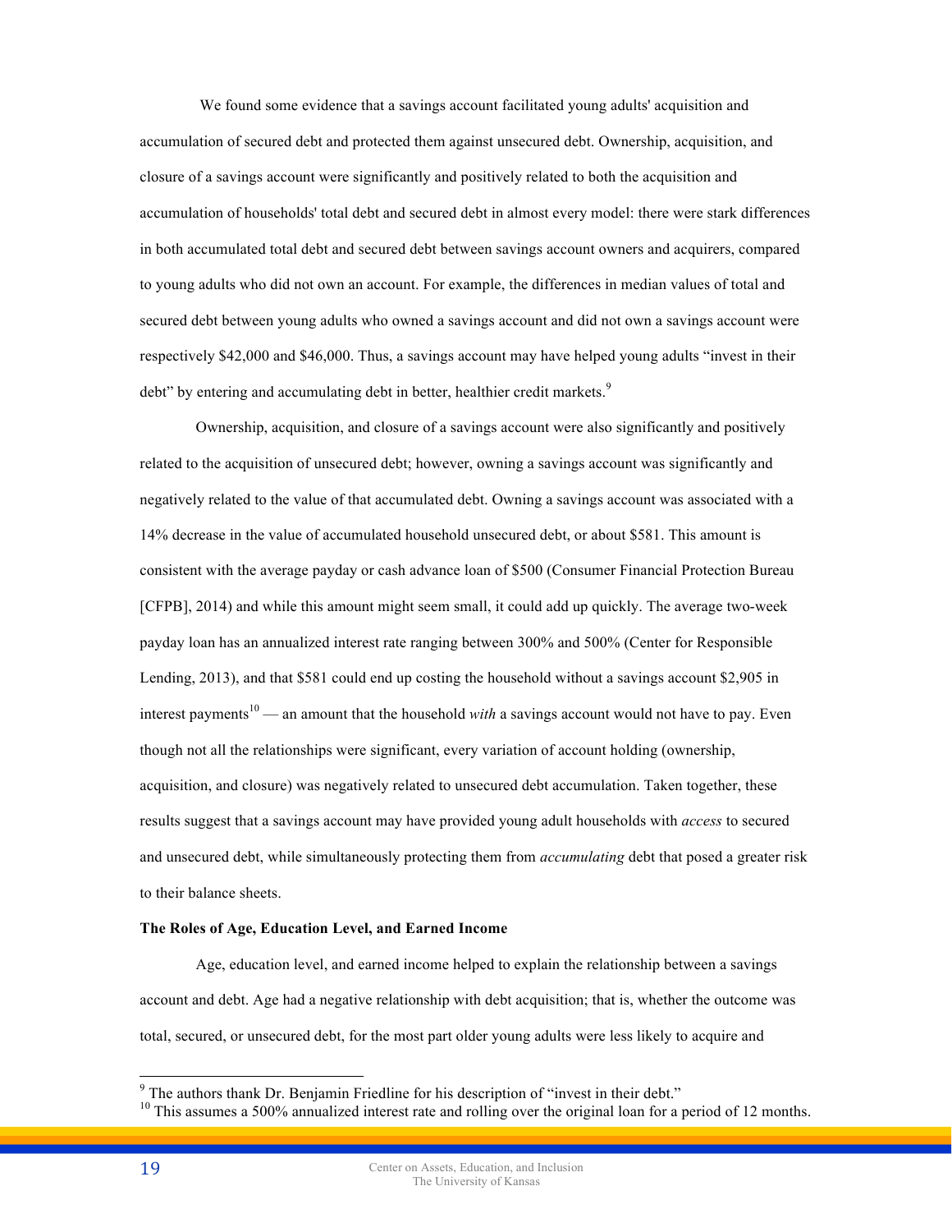We found some evidence that a savings account facilitated young adults' acquisition and accumulation of secured debt and protected them against unsecured debt. Ownership, acquisition, and closure of a savings account were significantly and positively related to both the acquisition and accumulation of households' total debt and secured debt in almost every model: there were stark differences in both accumulated total debt and secured debt between savings account owners and acquirers, compared to young adults who did not own an account. For example, the differences in median values of total and secured debt between young adults who owned a savings account and did not own a savings account were respectively $42,000 and $46,000. Thus, a savings account may have helped young adults "invest in their debt" by entering and accumulating debt in better, healthier credit markets.[9]

Ownership, acquisition, and closure of a savings account were also significantly and positively related to the acquisition of unsecured debt; however, owning a savings account was significantly and negatively related to the value of that accumulated debt. Owning a savings account was associated with a 14% decrease in the value of accumulated household unsecured debt, or about $581. This amount is consistent with the average payday or cash advance loan of $500 (Consumer Financial Protection Bureau [CFPB], 2014) and while this amount might seem small, it could add up quickly. The average two-week payday loan has an annualized interest rate ranging between 300% and 500% (Center for Responsible Lending, 2013), and that $581 could end up costing the household without a savings account $2,905 in interest payments[10] — an amount that the household *with* a savings account would not have to pay. Even though not all the relationships were significant, every variation of account holding (ownership, acquisition, and closure) was negatively related to unsecured debt accumulation. Taken together, these results suggest that a savings account may have provided young adult households with *access* to secured and unsecured debt, while simultaneously protecting them from *accumulating* debt that posed a greater risk to their balance sheets.

**The Roles of Age, Education Level, and Earned Income**

Age, education level, and earned income helped to explain the relationship between a savings account and debt. Age had a negative relationship with debt acquisition; that is, whether the outcome was total, secured, or unsecured debt, for the most part older young adults were less likely to acquire and

---

[9] The authors thank Dr. Benjamin Friedline for his description of "invest in their debt."

[10] This assumes a 500% annualized interest rate and rolling over the original loan for a period of 12 months.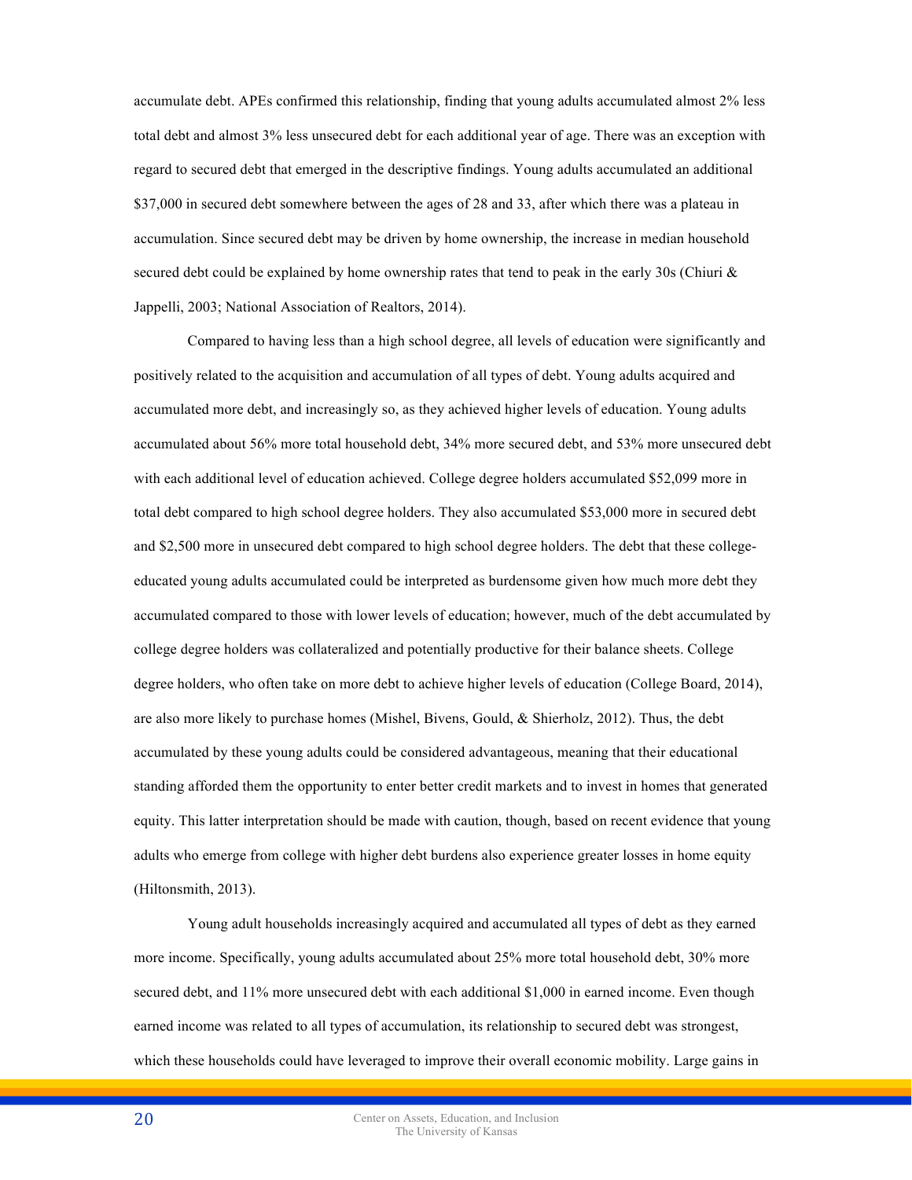accumulate debt. APEs confirmed this relationship, finding that young adults accumulated almost 2% less total debt and almost 3% less unsecured debt for each additional year of age. There was an exception with regard to secured debt that emerged in the descriptive findings. Young adults accumulated an additional $37,000 in secured debt somewhere between the ages of 28 and 33, after which there was a plateau in accumulation. Since secured debt may be driven by home ownership, the increase in median household secured debt could be explained by home ownership rates that tend to peak in the early 30s (Chiuri & Jappelli, 2003; National Association of Realtors, 2014).

Compared to having less than a high school degree, all levels of education were significantly and positively related to the acquisition and accumulation of all types of debt. Young adults acquired and accumulated more debt, and increasingly so, as they achieved higher levels of education. Young adults accumulated about 56% more total household debt, 34% more secured debt, and 53% more unsecured debt with each additional level of education achieved. College degree holders accumulated $52,099 more in total debt compared to high school degree holders. They also accumulated $53,000 more in secured debt and $2,500 more in unsecured debt compared to high school degree holders. The debt that these college-educated young adults accumulated could be interpreted as burdensome given how much more debt they accumulated compared to those with lower levels of education; however, much of the debt accumulated by college degree holders was collateralized and potentially productive for their balance sheets. College degree holders, who often take on more debt to achieve higher levels of education (College Board, 2014), are also more likely to purchase homes (Mishel, Bivens, Gould, & Shierholz, 2012). Thus, the debt accumulated by these young adults could be considered advantageous, meaning that their educational standing afforded them the opportunity to enter better credit markets and to invest in homes that generated equity. This latter interpretation should be made with caution, though, based on recent evidence that young adults who emerge from college with higher debt burdens also experience greater losses in home equity (Hiltonsmith, 2013).

Young adult households increasingly acquired and accumulated all types of debt as they earned more income. Specifically, young adults accumulated about 25% more total household debt, 30% more secured debt, and 11% more unsecured debt with each additional $1,000 in earned income. Even though earned income was related to all types of accumulation, its relationship to secured debt was strongest, which these households could have leveraged to improve their overall economic mobility. Large gains in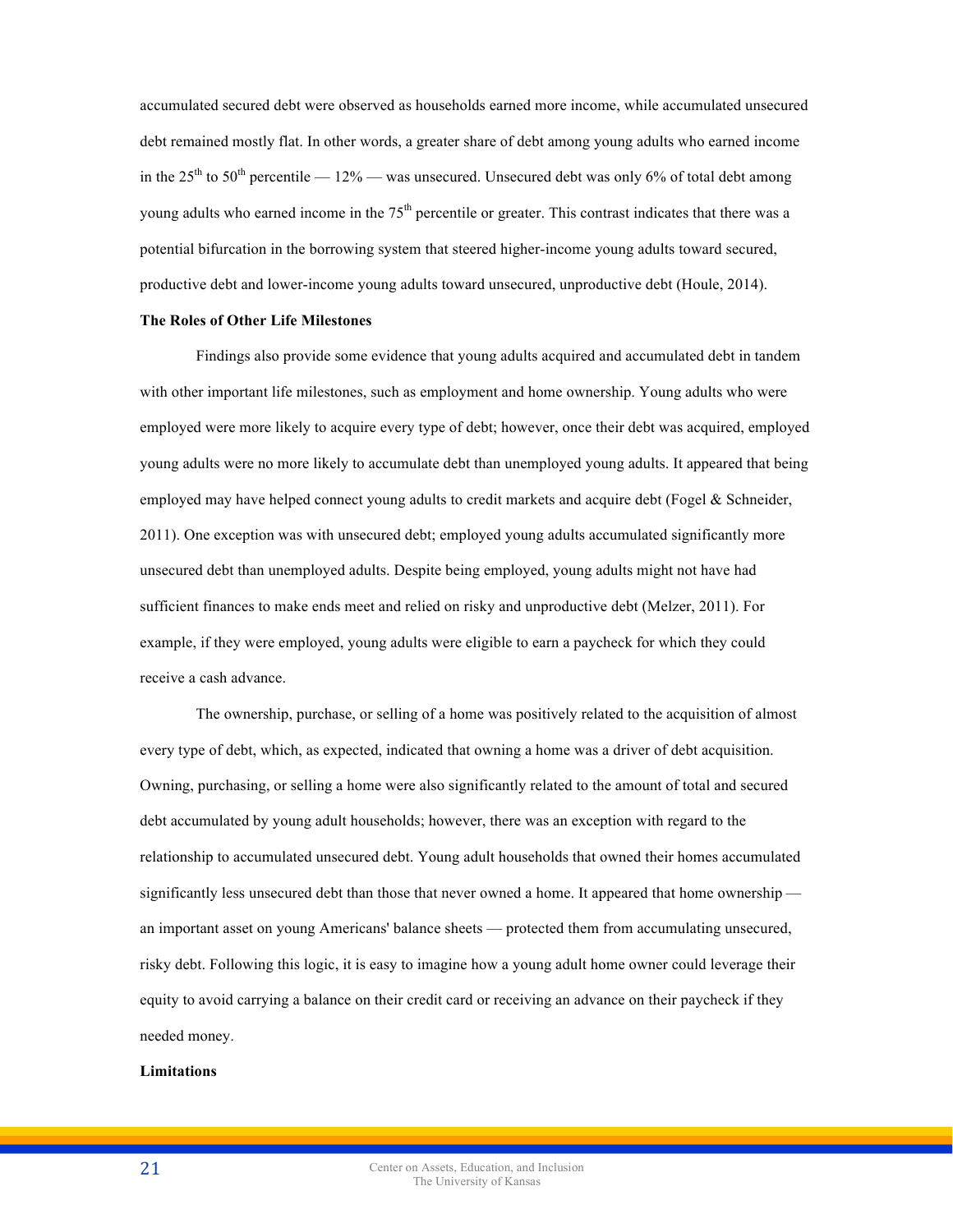accumulated secured debt were observed as households earned more income, while accumulated unsecured debt remained mostly flat. In other words, a greater share of debt among young adults who earned income in the 25th to 50th percentile — 12% — was unsecured. Unsecured debt was only 6% of total debt among young adults who earned income in the 75th percentile or greater. This contrast indicates that there was a potential bifurcation in the borrowing system that steered higher-income young adults toward secured, productive debt and lower-income young adults toward unsecured, unproductive debt (Houle, 2014).

**The Roles of Other Life Milestones**

Findings also provide some evidence that young adults acquired and accumulated debt in tandem with other important life milestones, such as employment and home ownership. Young adults who were employed were more likely to acquire every type of debt; however, once their debt was acquired, employed young adults were no more likely to accumulate debt than unemployed young adults. It appeared that being employed may have helped connect young adults to credit markets and acquire debt (Fogel & Schneider, 2011). One exception was with unsecured debt; employed young adults accumulated significantly more unsecured debt than unemployed adults. Despite being employed, young adults might not have had sufficient finances to make ends meet and relied on risky and unproductive debt (Melzer, 2011). For example, if they were employed, young adults were eligible to earn a paycheck for which they could receive a cash advance.

The ownership, purchase, or selling of a home was positively related to the acquisition of almost every type of debt, which, as expected, indicated that owning a home was a driver of debt acquisition. Owning, purchasing, or selling a home were also significantly related to the amount of total and secured debt accumulated by young adult households; however, there was an exception with regard to the relationship to accumulated unsecured debt. Young adult households that owned their homes accumulated significantly less unsecured debt than those that never owned a home. It appeared that home ownership — an important asset on young Americans' balance sheets — protected them from accumulating unsecured, risky debt. Following this logic, it is easy to imagine how a young adult home owner could leverage their equity to avoid carrying a balance on their credit card or receiving an advance on their paycheck if they needed money.

**Limitations**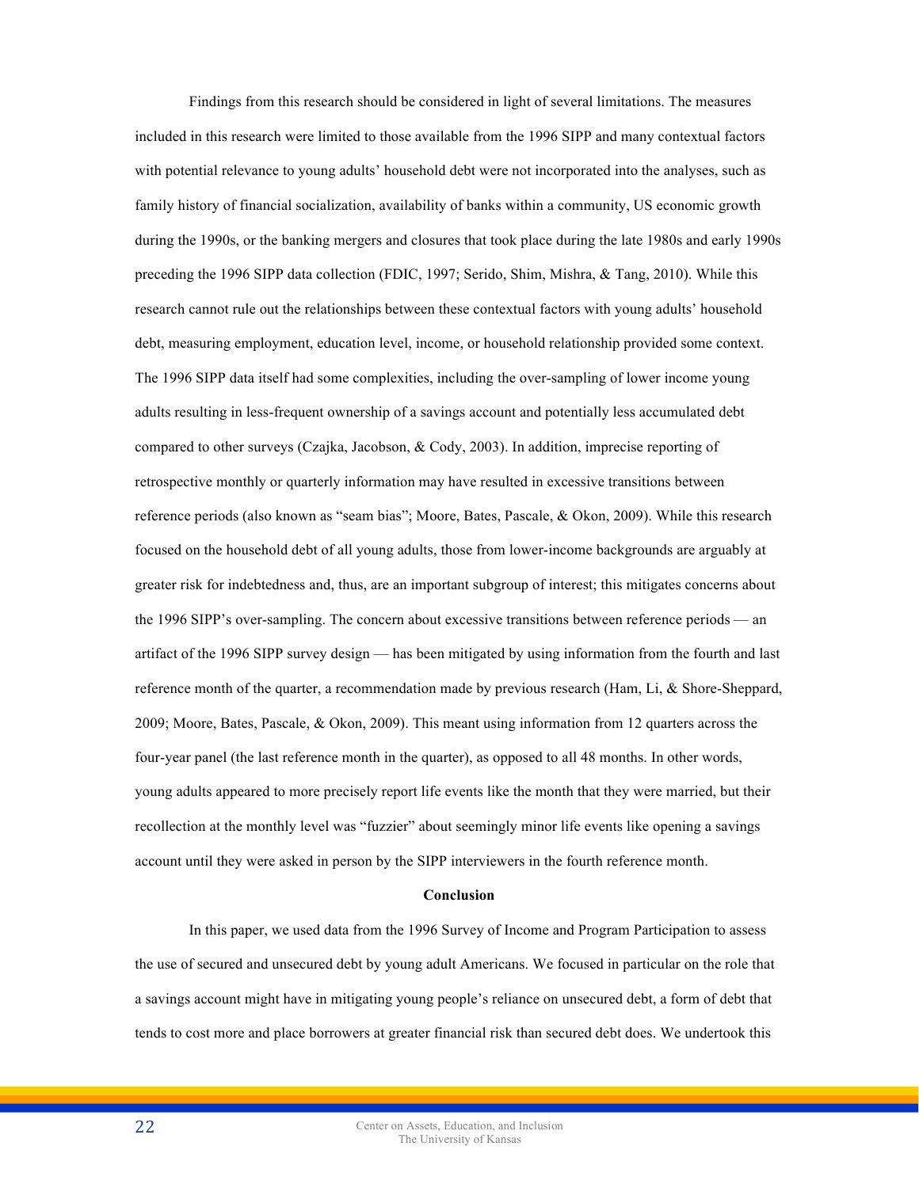Findings from this research should be considered in light of several limitations. The measures included in this research were limited to those available from the 1996 SIPP and many contextual factors with potential relevance to young adults' household debt were not incorporated into the analyses, such as family history of financial socialization, availability of banks within a community, US economic growth during the 1990s, or the banking mergers and closures that took place during the late 1980s and early 1990s preceding the 1996 SIPP data collection (FDIC, 1997; Serido, Shim, Mishra, & Tang, 2010). While this research cannot rule out the relationships between these contextual factors with young adults' household debt, measuring employment, education level, income, or household relationship provided some context. The 1996 SIPP data itself had some complexities, including the over-sampling of lower income young adults resulting in less-frequent ownership of a savings account and potentially less accumulated debt compared to other surveys (Czajka, Jacobson, & Cody, 2003). In addition, imprecise reporting of retrospective monthly or quarterly information may have resulted in excessive transitions between reference periods (also known as "seam bias"; Moore, Bates, Pascale, & Okon, 2009). While this research focused on the household debt of all young adults, those from lower-income backgrounds are arguably at greater risk for indebtedness and, thus, are an important subgroup of interest; this mitigates concerns about the 1996 SIPP's over-sampling. The concern about excessive transitions between reference periods — an artifact of the 1996 SIPP survey design — has been mitigated by using information from the fourth and last reference month of the quarter, a recommendation made by previous research (Ham, Li, & Shore-Sheppard, 2009; Moore, Bates, Pascale, & Okon, 2009). This meant using information from 12 quarters across the four-year panel (the last reference month in the quarter), as opposed to all 48 months. In other words, young adults appeared to more precisely report life events like the month that they were married, but their recollection at the monthly level was "fuzzier" about seemingly minor life events like opening a savings account until they were asked in person by the SIPP interviewers in the fourth reference month.

## Conclusion

In this paper, we used data from the 1996 Survey of Income and Program Participation to assess the use of secured and unsecured debt by young adult Americans. We focused in particular on the role that a savings account might have in mitigating young people's reliance on unsecured debt, a form of debt that tends to cost more and place borrowers at greater financial risk than secured debt does. We undertook this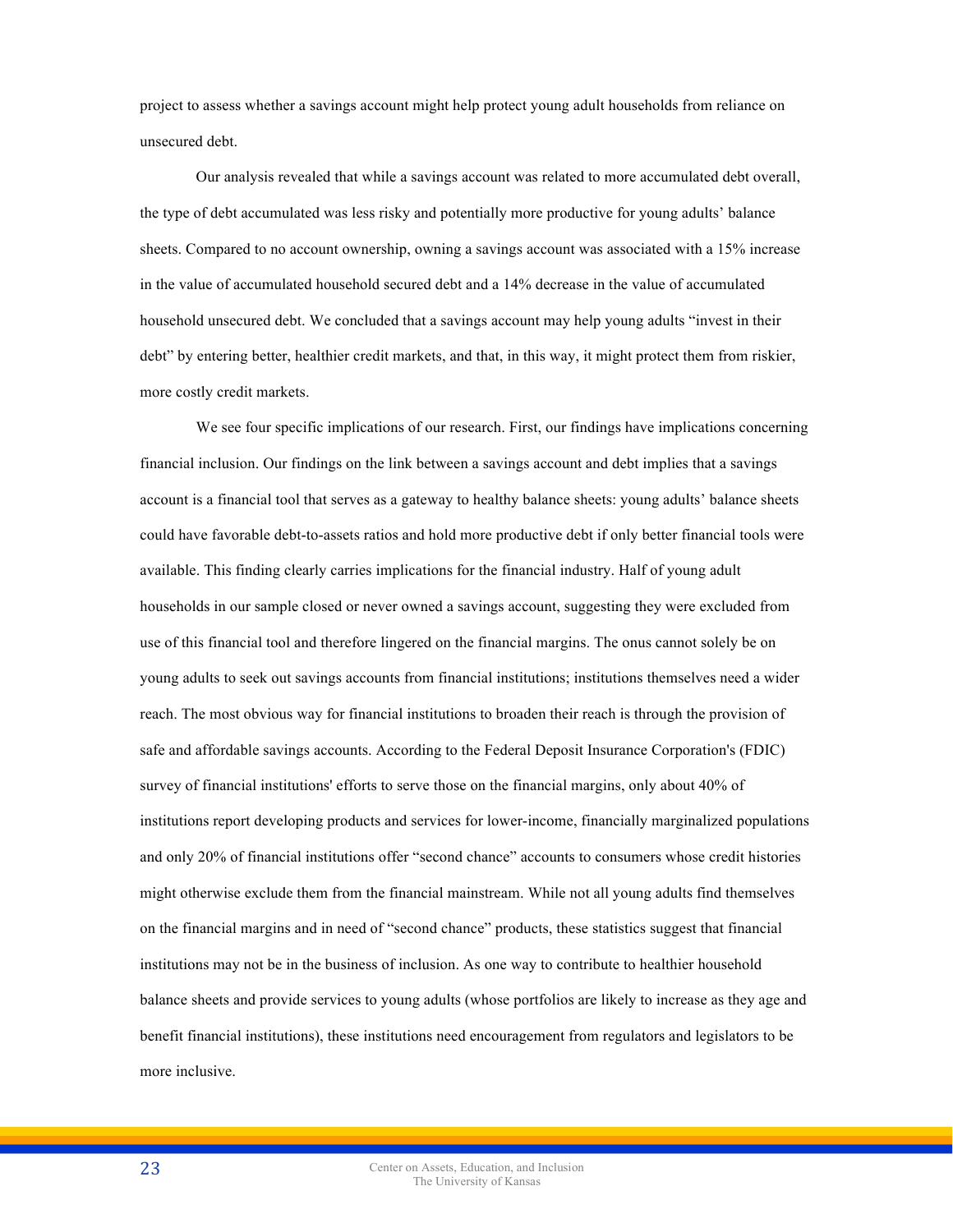project to assess whether a savings account might help protect young adult households from reliance on unsecured debt.

Our analysis revealed that while a savings account was related to more accumulated debt overall, the type of debt accumulated was less risky and potentially more productive for young adults' balance sheets. Compared to no account ownership, owning a savings account was associated with a 15% increase in the value of accumulated household secured debt and a 14% decrease in the value of accumulated household unsecured debt. We concluded that a savings account may help young adults "invest in their debt" by entering better, healthier credit markets, and that, in this way, it might protect them from riskier, more costly credit markets.

We see four specific implications of our research. First, our findings have implications concerning financial inclusion. Our findings on the link between a savings account and debt implies that a savings account is a financial tool that serves as a gateway to healthy balance sheets: young adults' balance sheets could have favorable debt-to-assets ratios and hold more productive debt if only better financial tools were available. This finding clearly carries implications for the financial industry. Half of young adult households in our sample closed or never owned a savings account, suggesting they were excluded from use of this financial tool and therefore lingered on the financial margins. The onus cannot solely be on young adults to seek out savings accounts from financial institutions; institutions themselves need a wider reach. The most obvious way for financial institutions to broaden their reach is through the provision of safe and affordable savings accounts. According to the Federal Deposit Insurance Corporation's (FDIC) survey of financial institutions' efforts to serve those on the financial margins, only about 40% of institutions report developing products and services for lower-income, financially marginalized populations and only 20% of financial institutions offer "second chance" accounts to consumers whose credit histories might otherwise exclude them from the financial mainstream. While not all young adults find themselves on the financial margins and in need of "second chance" products, these statistics suggest that financial institutions may not be in the business of inclusion. As one way to contribute to healthier household balance sheets and provide services to young adults (whose portfolios are likely to increase as they age and benefit financial institutions), these institutions need encouragement from regulators and legislators to be more inclusive.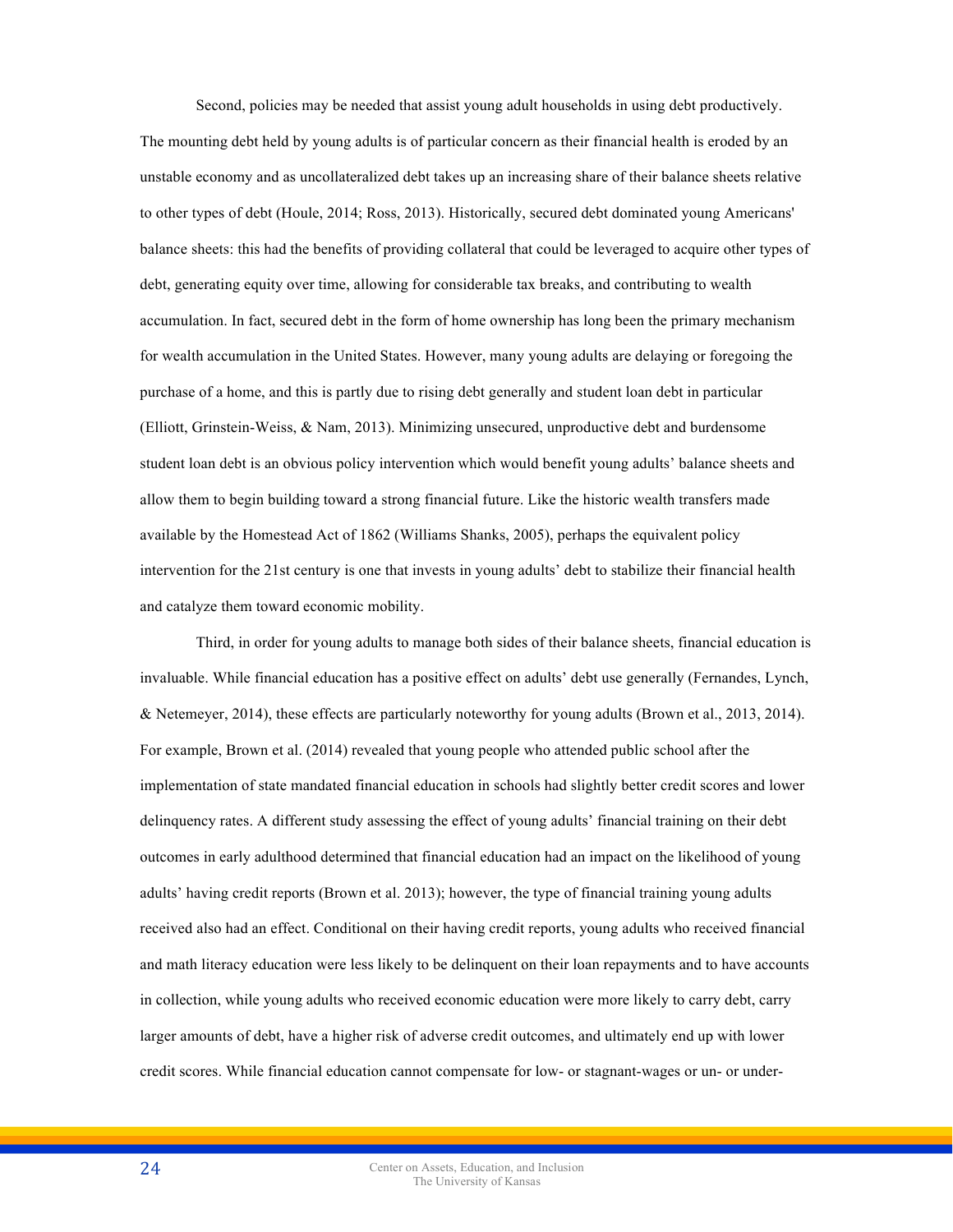Second, policies may be needed that assist young adult households in using debt productively. The mounting debt held by young adults is of particular concern as their financial health is eroded by an unstable economy and as uncollateralized debt takes up an increasing share of their balance sheets relative to other types of debt (Houle, 2014; Ross, 2013). Historically, secured debt dominated young Americans' balance sheets: this had the benefits of providing collateral that could be leveraged to acquire other types of debt, generating equity over time, allowing for considerable tax breaks, and contributing to wealth accumulation. In fact, secured debt in the form of home ownership has long been the primary mechanism for wealth accumulation in the United States. However, many young adults are delaying or foregoing the purchase of a home, and this is partly due to rising debt generally and student loan debt in particular (Elliott, Grinstein-Weiss, & Nam, 2013). Minimizing unsecured, unproductive debt and burdensome student loan debt is an obvious policy intervention which would benefit young adults' balance sheets and allow them to begin building toward a strong financial future. Like the historic wealth transfers made available by the Homestead Act of 1862 (Williams Shanks, 2005), perhaps the equivalent policy intervention for the 21st century is one that invests in young adults' debt to stabilize their financial health and catalyze them toward economic mobility.

Third, in order for young adults to manage both sides of their balance sheets, financial education is invaluable. While financial education has a positive effect on adults' debt use generally (Fernandes, Lynch, & Netemeyer, 2014), these effects are particularly noteworthy for young adults (Brown et al., 2013, 2014). For example, Brown et al. (2014) revealed that young people who attended public school after the implementation of state mandated financial education in schools had slightly better credit scores and lower delinquency rates. A different study assessing the effect of young adults' financial training on their debt outcomes in early adulthood determined that financial education had an impact on the likelihood of young adults' having credit reports (Brown et al. 2013); however, the type of financial training young adults received also had an effect. Conditional on their having credit reports, young adults who received financial and math literacy education were less likely to be delinquent on their loan repayments and to have accounts in collection, while young adults who received economic education were more likely to carry debt, carry larger amounts of debt, have a higher risk of adverse credit outcomes, and ultimately end up with lower credit scores. While financial education cannot compensate for low- or stagnant-wages or un- or under-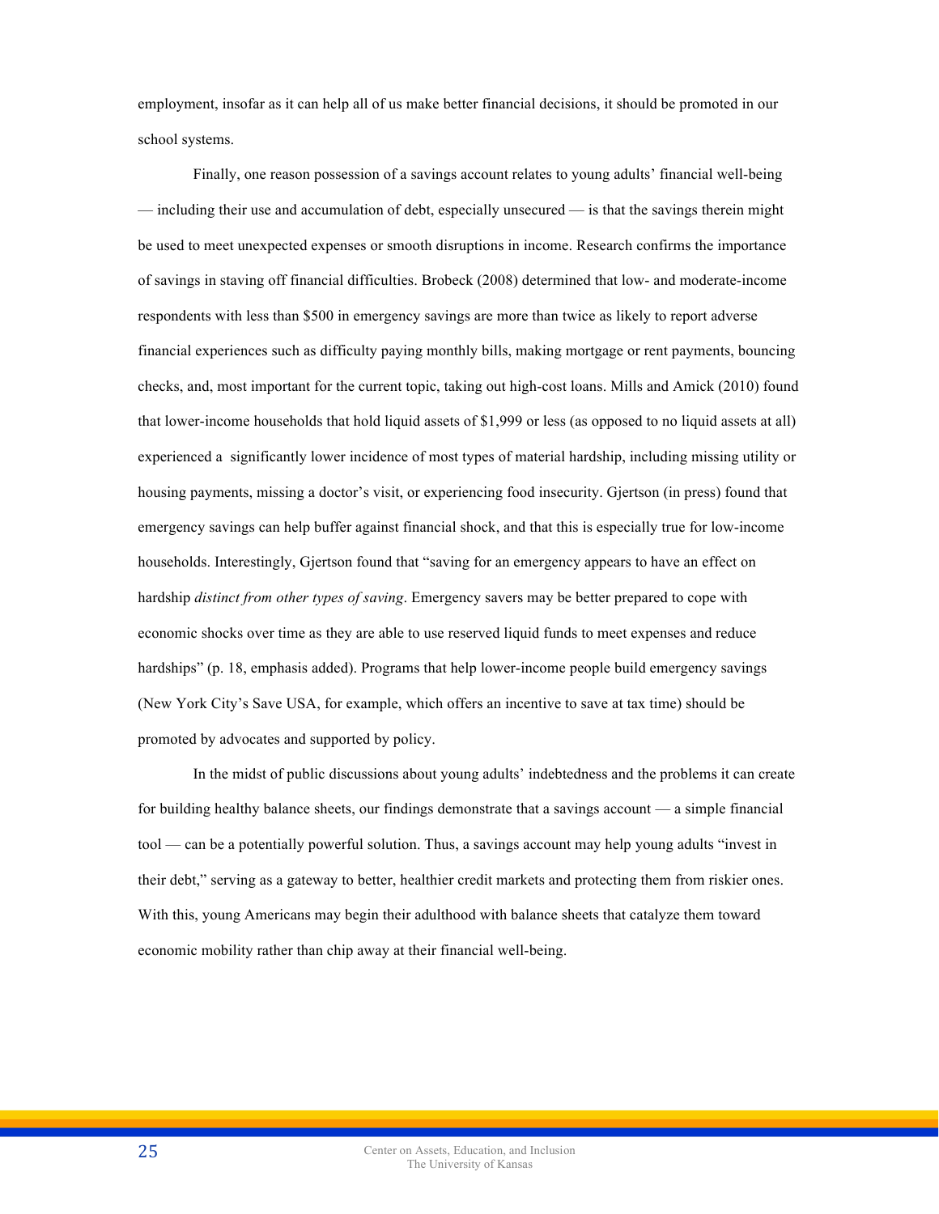employment, insofar as it can help all of us make better financial decisions, it should be promoted in our school systems.

Finally, one reason possession of a savings account relates to young adults' financial well-being — including their use and accumulation of debt, especially unsecured — is that the savings therein might be used to meet unexpected expenses or smooth disruptions in income. Research confirms the importance of savings in staving off financial difficulties. Brobeck (2008) determined that low- and moderate-income respondents with less than $500 in emergency savings are more than twice as likely to report adverse financial experiences such as difficulty paying monthly bills, making mortgage or rent payments, bouncing checks, and, most important for the current topic, taking out high-cost loans. Mills and Amick (2010) found that lower-income households that hold liquid assets of $1,999 or less (as opposed to no liquid assets at all) experienced a significantly lower incidence of most types of material hardship, including missing utility or housing payments, missing a doctor's visit, or experiencing food insecurity. Gjertson (in press) found that emergency savings can help buffer against financial shock, and that this is especially true for low-income households. Interestingly, Gjertson found that "saving for an emergency appears to have an effect on hardship *distinct from other types of saving*. Emergency savers may be better prepared to cope with economic shocks over time as they are able to use reserved liquid funds to meet expenses and reduce hardships" (p. 18, emphasis added). Programs that help lower-income people build emergency savings (New York City's Save USA, for example, which offers an incentive to save at tax time) should be promoted by advocates and supported by policy.

In the midst of public discussions about young adults' indebtedness and the problems it can create for building healthy balance sheets, our findings demonstrate that a savings account — a simple financial tool — can be a potentially powerful solution. Thus, a savings account may help young adults "invest in their debt," serving as a gateway to better, healthier credit markets and protecting them from riskier ones. With this, young Americans may begin their adulthood with balance sheets that catalyze them toward economic mobility rather than chip away at their financial well-being.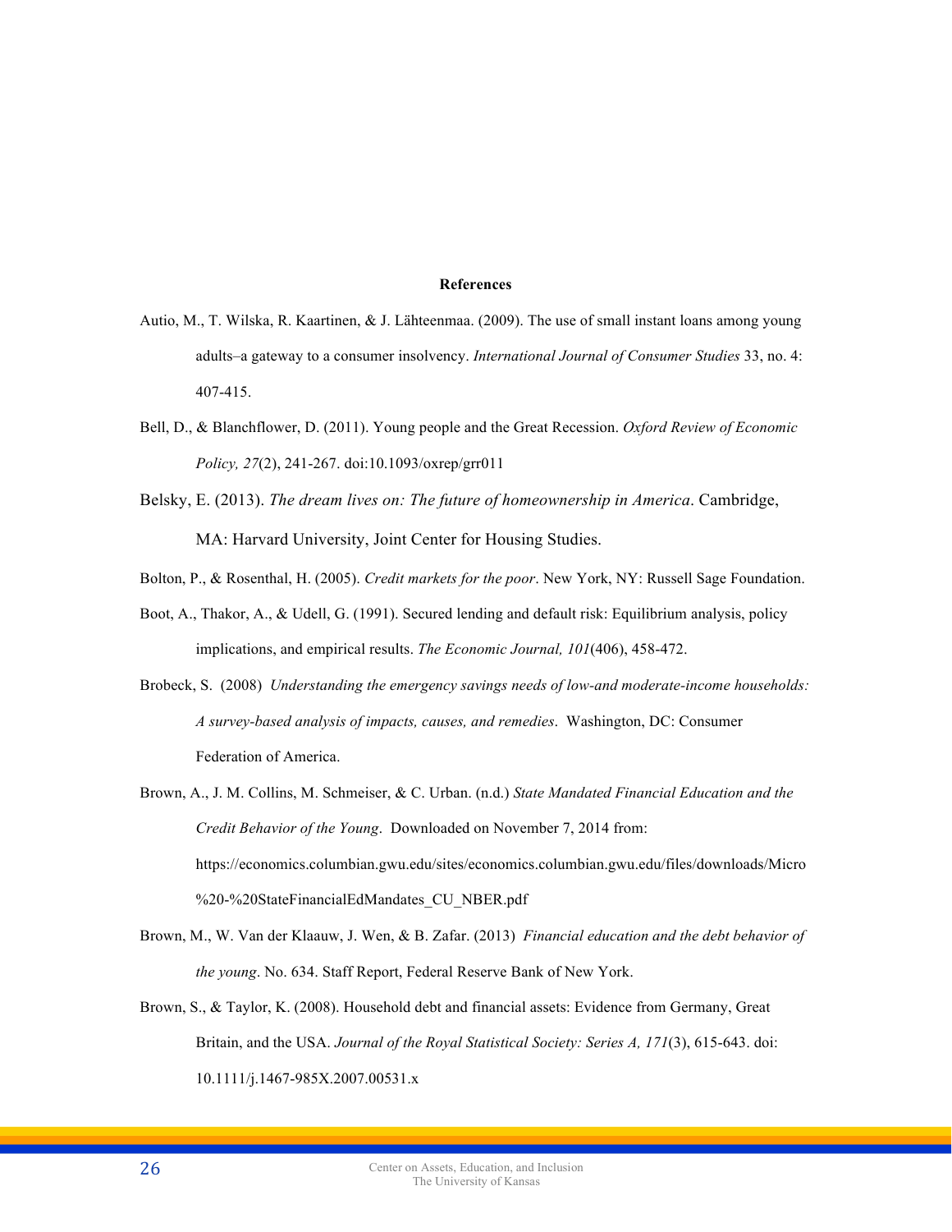**References**

Autio, M., T. Wilska, R. Kaartinen, & J. Lähteenmaa. (2009). The use of small instant loans among young adults–a gateway to a consumer insolvency. *International Journal of Consumer Studies* 33, no. 4: 407-415.

Bell, D., & Blanchflower, D. (2011). Young people and the Great Recession. *Oxford Review of Economic Policy, 27*(2), 241-267. doi:10.1093/oxrep/grr011

Belsky, E. (2013). *The dream lives on: The future of homeownership in America*. Cambridge, MA: Harvard University, Joint Center for Housing Studies.

Bolton, P., & Rosenthal, H. (2005). *Credit markets for the poor*. New York, NY: Russell Sage Foundation.

Boot, A., Thakor, A., & Udell, G. (1991). Secured lending and default risk: Equilibrium analysis, policy implications, and empirical results. *The Economic Journal, 101*(406), 458-472.

Brobeck, S. (2008) *Understanding the emergency savings needs of low-and moderate-income households: A survey-based analysis of impacts, causes, and remedies*. Washington, DC: Consumer Federation of America.

Brown, A., J. M. Collins, M. Schmeiser, & C. Urban. (n.d.) *State Mandated Financial Education and the Credit Behavior of the Young*. Downloaded on November 7, 2014 from: https://economics.columbian.gwu.edu/sites/economics.columbian.gwu.edu/files/downloads/Micro%20-%20StateFinancialEdMandates_CU_NBER.pdf

Brown, M., W. Van der Klaauw, J. Wen, & B. Zafar. (2013) *Financial education and the debt behavior of the young*. No. 634. Staff Report, Federal Reserve Bank of New York.

Brown, S., & Taylor, K. (2008). Household debt and financial assets: Evidence from Germany, Great Britain, and the USA. *Journal of the Royal Statistical Society: Series A, 171*(3), 615-643. doi: 10.1111/j.1467-985X.2007.00531.x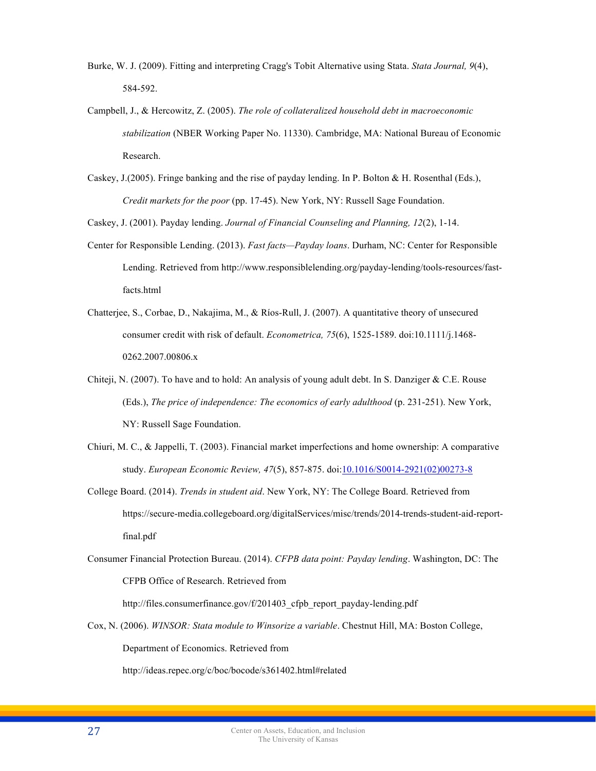Burke, W. J. (2009). Fitting and interpreting Cragg's Tobit Alternative using Stata. *Stata Journal, 9*(4), 584-592.

Campbell, J., & Hercowitz, Z. (2005). *The role of collateralized household debt in macroeconomic stabilization* (NBER Working Paper No. 11330). Cambridge, MA: National Bureau of Economic Research.

Caskey, J.(2005). Fringe banking and the rise of payday lending. In P. Bolton & H. Rosenthal (Eds.), *Credit markets for the poor* (pp. 17-45). New York, NY: Russell Sage Foundation.

Caskey, J. (2001). Payday lending. *Journal of Financial Counseling and Planning, 12*(2), 1-14.

Center for Responsible Lending. (2013). *Fast facts—Payday loans*. Durham, NC: Center for Responsible Lending. Retrieved from http://www.responsiblelending.org/payday-lending/tools-resources/fast-facts.html

Chatterjee, S., Corbae, D., Nakajima, M., & Ríos-Rull, J. (2007). A quantitative theory of unsecured consumer credit with risk of default. *Econometrica, 75*(6), 1525-1589. doi:10.1111/j.1468-0262.2007.00806.x

Chiteji, N. (2007). To have and to hold: An analysis of young adult debt. In S. Danziger & C.E. Rouse (Eds.), *The price of independence: The economics of early adulthood* (p. 231-251). New York, NY: Russell Sage Foundation.

Chiuri, M. C., & Jappelli, T. (2003). Financial market imperfections and home ownership: A comparative study. *European Economic Review, 47*(5), 857-875. doi:10.1016/S0014-2921(02)00273-8

College Board. (2014). *Trends in student aid*. New York, NY: The College Board. Retrieved from https://secure-media.collegeboard.org/digitalServices/misc/trends/2014-trends-student-aid-report-final.pdf

Consumer Financial Protection Bureau. (2014). *CFPB data point: Payday lending*. Washington, DC: The CFPB Office of Research. Retrieved from http://files.consumerfinance.gov/f/201403_cfpb_report_payday-lending.pdf

Cox, N. (2006). *WINSOR: Stata module to Winsorize a variable*. Chestnut Hill, MA: Boston College, Department of Economics. Retrieved from http://ideas.repec.org/c/boc/bocode/s361402.html#related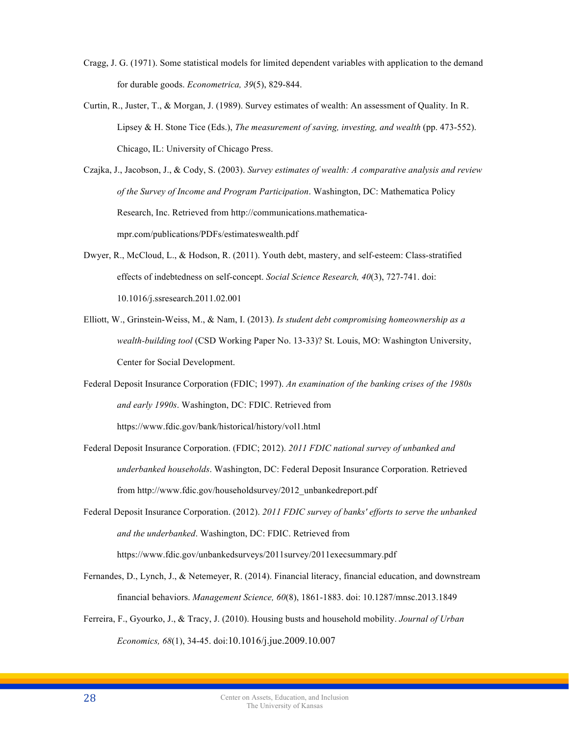Cragg, J. G. (1971). Some statistical models for limited dependent variables with application to the demand for durable goods. *Econometrica, 39*(5), 829-844.

Curtin, R., Juster, T., & Morgan, J. (1989). Survey estimates of wealth: An assessment of Quality. In R. Lipsey & H. Stone Tice (Eds.), *The measurement of saving, investing, and wealth* (pp. 473-552). Chicago, IL: University of Chicago Press.

Czajka, J., Jacobson, J., & Cody, S. (2003). *Survey estimates of wealth: A comparative analysis and review of the Survey of Income and Program Participation*. Washington, DC: Mathematica Policy Research, Inc. Retrieved from http://communications.mathematica-mpr.com/publications/PDFs/estimateswealth.pdf

Dwyer, R., McCloud, L., & Hodson, R. (2011). Youth debt, mastery, and self-esteem: Class-stratified effects of indebtedness on self-concept. *Social Science Research, 40*(3), 727-741. doi: 10.1016/j.ssresearch.2011.02.001

Elliott, W., Grinstein-Weiss, M., & Nam, I. (2013). *Is student debt compromising homeownership as a wealth-building tool* (CSD Working Paper No. 13-33)? St. Louis, MO: Washington University, Center for Social Development.

Federal Deposit Insurance Corporation (FDIC; 1997). *An examination of the banking crises of the 1980s and early 1990s*. Washington, DC: FDIC. Retrieved from https://www.fdic.gov/bank/historical/history/vol1.html

Federal Deposit Insurance Corporation. (FDIC; 2012). *2011 FDIC national survey of unbanked and underbanked households*. Washington, DC: Federal Deposit Insurance Corporation. Retrieved from http://www.fdic.gov/householdsurvey/2012_unbankedreport.pdf

Federal Deposit Insurance Corporation. (2012). *2011 FDIC survey of banks' efforts to serve the unbanked and the underbanked*. Washington, DC: FDIC. Retrieved from https://www.fdic.gov/unbankedsurveys/2011survey/2011execsummary.pdf

Fernandes, D., Lynch, J., & Netemeyer, R. (2014). Financial literacy, financial education, and downstream financial behaviors. *Management Science, 60*(8), 1861-1883. doi: 10.1287/mnsc.2013.1849

Ferreira, F., Gyourko, J., & Tracy, J. (2010). Housing busts and household mobility. *Journal of Urban Economics, 68*(1), 34-45. doi:10.1016/j.jue.2009.10.007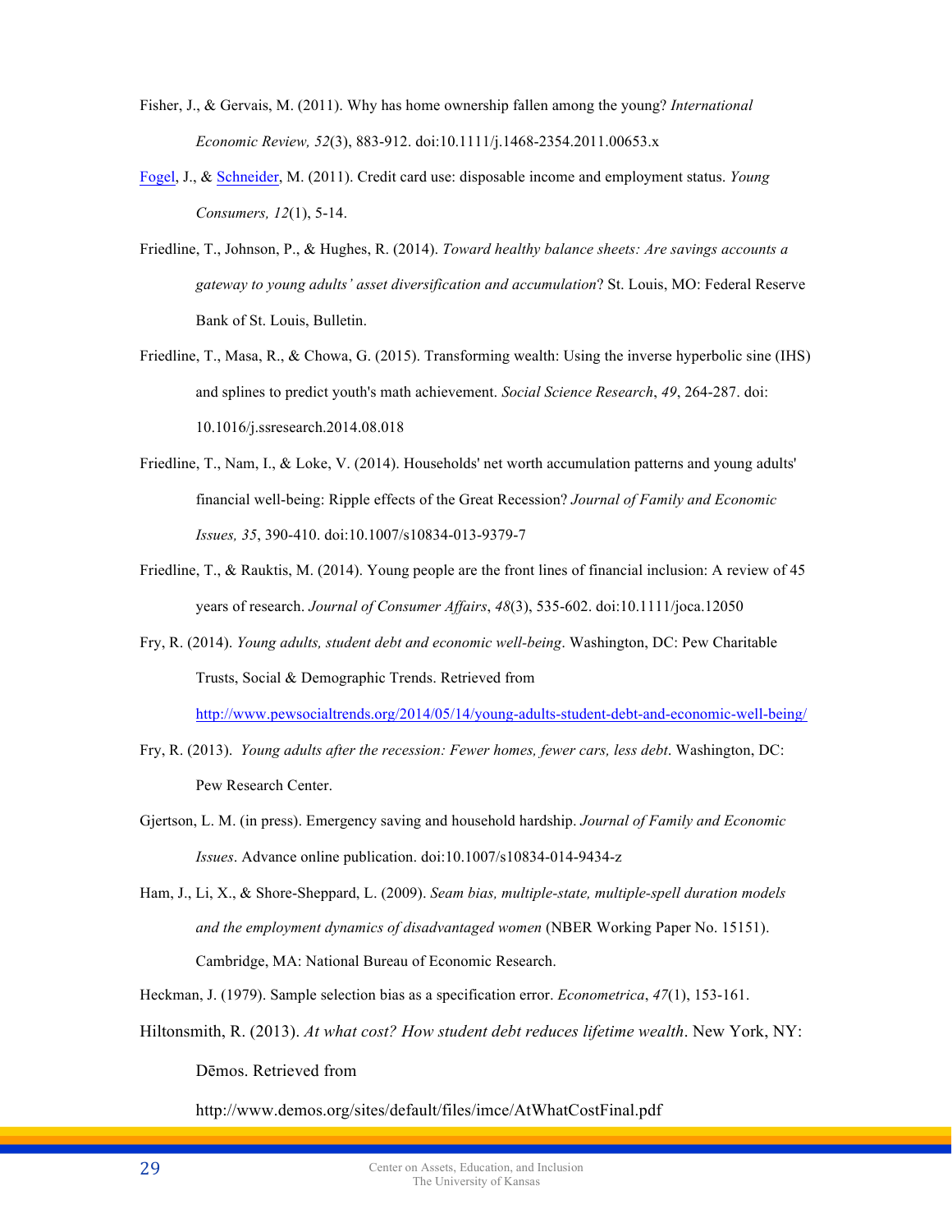Fisher, J., & Gervais, M. (2011). Why has home ownership fallen among the young? *International Economic Review, 52*(3), 883-912. doi:10.1111/j.1468-2354.2011.00653.x

Fogel, J., & Schneider, M. (2011). Credit card use: disposable income and employment status. *Young Consumers, 12*(1), 5-14.

Friedline, T., Johnson, P., & Hughes, R. (2014). *Toward healthy balance sheets: Are savings accounts a gateway to young adults' asset diversification and accumulation*? St. Louis, MO: Federal Reserve Bank of St. Louis, Bulletin.

Friedline, T., Masa, R., & Chowa, G. (2015). Transforming wealth: Using the inverse hyperbolic sine (IHS) and splines to predict youth's math achievement. *Social Science Research*, *49*, 264-287. doi: 10.1016/j.ssresearch.2014.08.018

Friedline, T., Nam, I., & Loke, V. (2014). Households' net worth accumulation patterns and young adults' financial well-being: Ripple effects of the Great Recession? *Journal of Family and Economic Issues, 35*, 390-410. doi:10.1007/s10834-013-9379-7

Friedline, T., & Rauktis, M. (2014). Young people are the front lines of financial inclusion: A review of 45 years of research. *Journal of Consumer Affairs*, *48*(3), 535-602. doi:10.1111/joca.12050

Fry, R. (2014). *Young adults, student debt and economic well-being*. Washington, DC: Pew Charitable Trusts, Social & Demographic Trends. Retrieved from http://www.pewsocialtrends.org/2014/05/14/young-adults-student-debt-and-economic-well-being/

Fry, R. (2013). *Young adults after the recession: Fewer homes, fewer cars, less debt*. Washington, DC: Pew Research Center.

Gjertson, L. M. (in press). Emergency saving and household hardship. *Journal of Family and Economic Issues*. Advance online publication. doi:10.1007/s10834-014-9434-z

Ham, J., Li, X., & Shore-Sheppard, L. (2009). *Seam bias, multiple-state, multiple-spell duration models and the employment dynamics of disadvantaged women* (NBER Working Paper No. 15151). Cambridge, MA: National Bureau of Economic Research.

Heckman, J. (1979). Sample selection bias as a specification error. *Econometrica*, *47*(1), 153-161.

Hiltonsmith, R. (2013). *At what cost? How student debt reduces lifetime wealth*. New York, NY: Dēmos. Retrieved from http://www.demos.org/sites/default/files/imce/AtWhatCostFinal.pdf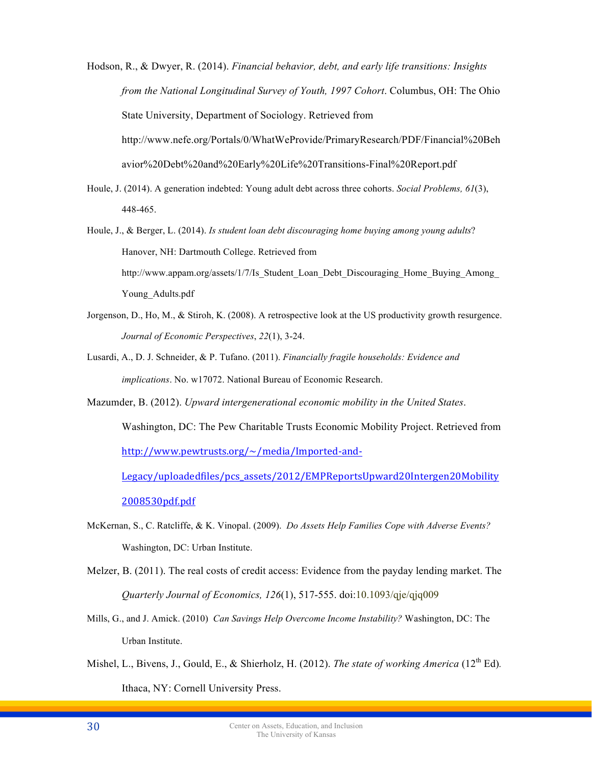Hodson, R., & Dwyer, R. (2014). *Financial behavior, debt, and early life transitions: Insights from the National Longitudinal Survey of Youth, 1997 Cohort*. Columbus, OH: The Ohio State University, Department of Sociology. Retrieved from http://www.nefe.org/Portals/0/WhatWeProvide/PrimaryResearch/PDF/Financial%20Behavior%20Debt%20and%20Early%20Life%20Transitions-Final%20Report.pdf

Houle, J. (2014). A generation indebted: Young adult debt across three cohorts. *Social Problems, 61*(3), 448-465.

Houle, J., & Berger, L. (2014). *Is student loan debt discouraging home buying among young adults*? Hanover, NH: Dartmouth College. Retrieved from http://www.appam.org/assets/1/7/Is_Student_Loan_Debt_Discouraging_Home_Buying_Among_Young_Adults.pdf

Jorgenson, D., Ho, M., & Stiroh, K. (2008). A retrospective look at the US productivity growth resurgence. *Journal of Economic Perspectives*, *22*(1), 3-24.

Lusardi, A., D. J. Schneider, & P. Tufano. (2011). *Financially fragile households: Evidence and implications*. No. w17072. National Bureau of Economic Research.

Mazumder, B. (2012). *Upward intergenerational economic mobility in the United States*. Washington, DC: The Pew Charitable Trusts Economic Mobility Project. Retrieved from http://www.pewtrusts.org/~/media/Imported-and-Legacy/uploadedfiles/pcs_assets/2012/EMPReportsUpward20Intergen20Mobility2008530pdf.pdf

McKernan, S., C. Ratcliffe, & K. Vinopal. (2009). *Do Assets Help Families Cope with Adverse Events?* Washington, DC: Urban Institute.

Melzer, B. (2011). The real costs of credit access: Evidence from the payday lending market. The *Quarterly Journal of Economics, 126*(1), 517-555. doi:10.1093/qje/qjq009

Mills, G., and J. Amick. (2010) *Can Savings Help Overcome Income Instability?* Washington, DC: The Urban Institute.

Mishel, L., Bivens, J., Gould, E., & Shierholz, H. (2012). *The state of working America* (12th Ed). Ithaca, NY: Cornell University Press.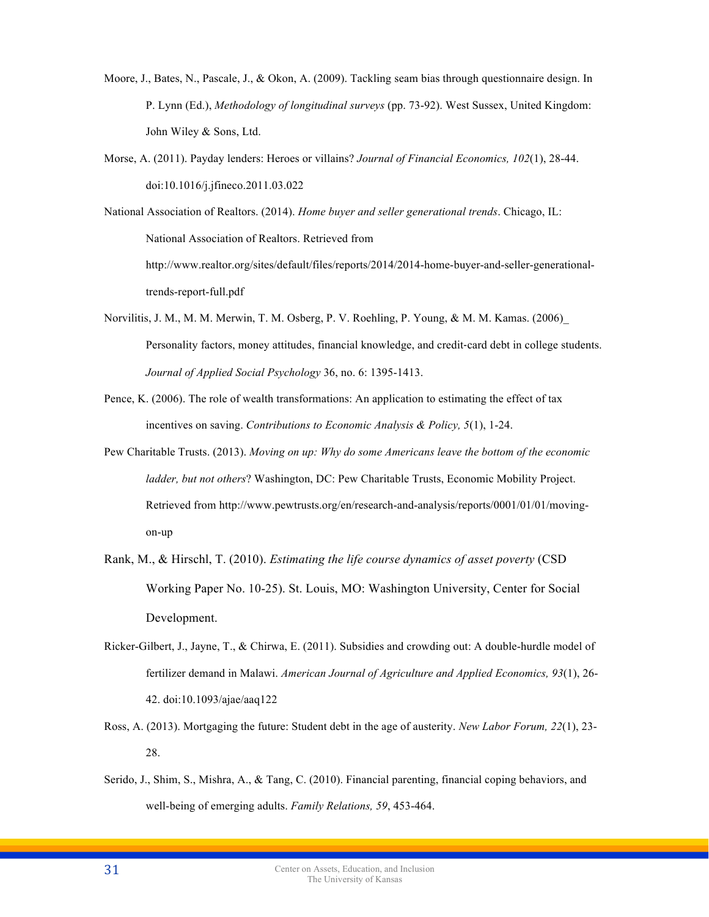Moore, J., Bates, N., Pascale, J., & Okon, A. (2009). Tackling seam bias through questionnaire design. In P. Lynn (Ed.), *Methodology of longitudinal surveys* (pp. 73-92). West Sussex, United Kingdom: John Wiley & Sons, Ltd.

Morse, A. (2011). Payday lenders: Heroes or villains? *Journal of Financial Economics, 102*(1), 28-44. doi:10.1016/j.jfineco.2011.03.022

National Association of Realtors. (2014). *Home buyer and seller generational trends*. Chicago, IL: National Association of Realtors. Retrieved from http://www.realtor.org/sites/default/files/reports/2014/2014-home-buyer-and-seller-generational-trends-report-full.pdf

Norvilitis, J. M., M. M. Merwin, T. M. Osberg, P. V. Roehling, P. Young, & M. M. Kamas. (2006)_ Personality factors, money attitudes, financial knowledge, and credit-card debt in college students. *Journal of Applied Social Psychology* 36, no. 6: 1395-1413.

Pence, K. (2006). The role of wealth transformations: An application to estimating the effect of tax incentives on saving. *Contributions to Economic Analysis & Policy, 5*(1), 1-24.

Pew Charitable Trusts. (2013). *Moving on up: Why do some Americans leave the bottom of the economic ladder, but not others*? Washington, DC: Pew Charitable Trusts, Economic Mobility Project. Retrieved from http://www.pewtrusts.org/en/research-and-analysis/reports/0001/01/01/moving-on-up

Rank, M., & Hirschl, T. (2010). *Estimating the life course dynamics of asset poverty* (CSD Working Paper No. 10-25). St. Louis, MO: Washington University, Center for Social Development.

Ricker-Gilbert, J., Jayne, T., & Chirwa, E. (2011). Subsidies and crowding out: A double-hurdle model of fertilizer demand in Malawi. *American Journal of Agriculture and Applied Economics, 93*(1), 26-42. doi:10.1093/ajae/aaq122

Ross, A. (2013). Mortgaging the future: Student debt in the age of austerity. *New Labor Forum, 22*(1), 23-28.

Serido, J., Shim, S., Mishra, A., & Tang, C. (2010). Financial parenting, financial coping behaviors, and well-being of emerging adults. *Family Relations, 59*, 453-464.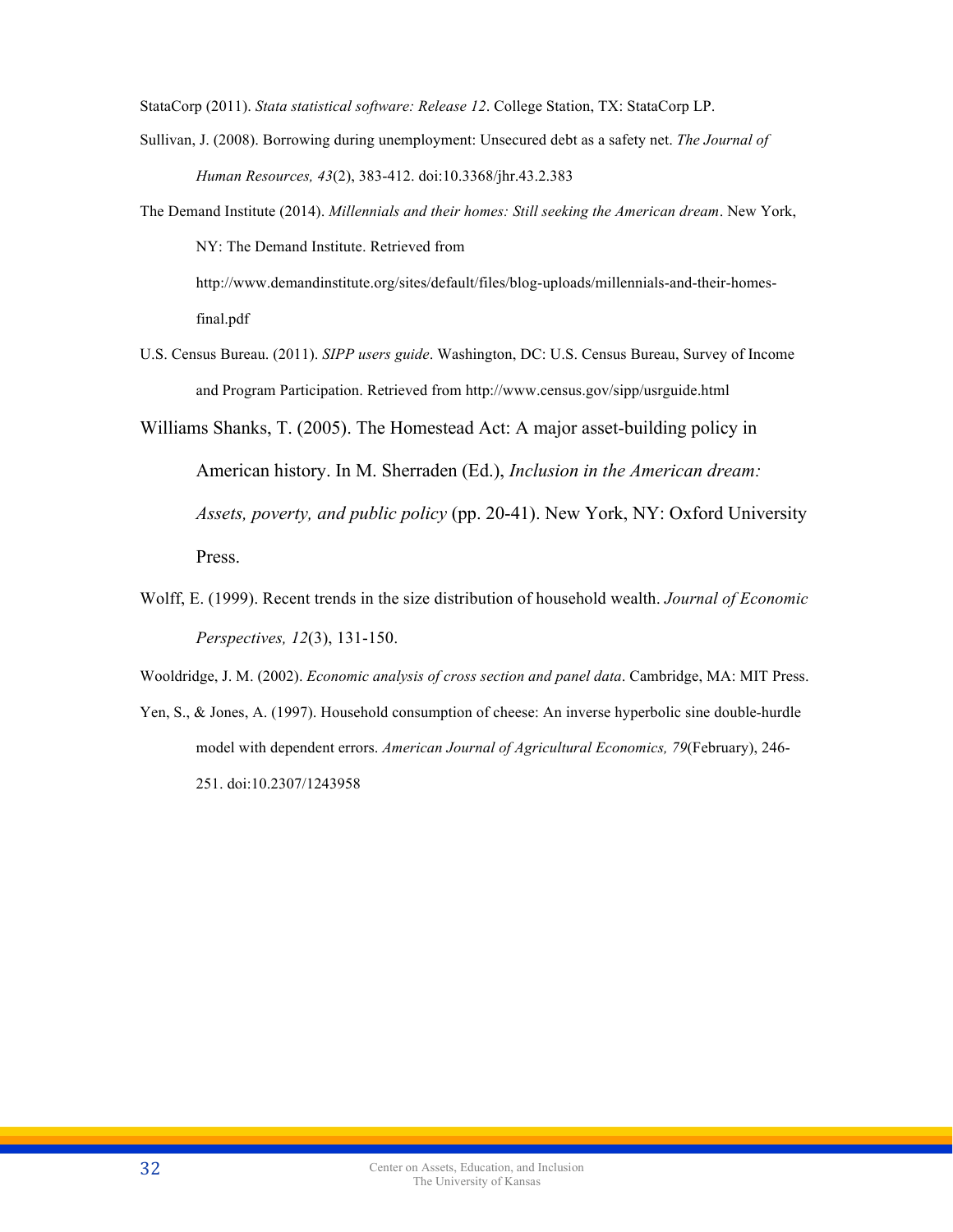StataCorp (2011). *Stata statistical software: Release 12*. College Station, TX: StataCorp LP.

Sullivan, J. (2008). Borrowing during unemployment: Unsecured debt as a safety net. *The Journal of Human Resources, 43*(2), 383-412. doi:10.3368/jhr.43.2.383

The Demand Institute (2014). *Millennials and their homes: Still seeking the American dream*. New York, NY: The Demand Institute. Retrieved from http://www.demandinstitute.org/sites/default/files/blog-uploads/millennials-and-their-homes-final.pdf

U.S. Census Bureau. (2011). *SIPP users guide*. Washington, DC: U.S. Census Bureau, Survey of Income and Program Participation. Retrieved from http://www.census.gov/sipp/usrguide.html

Williams Shanks, T. (2005). The Homestead Act: A major asset-building policy in American history. In M. Sherraden (Ed.), *Inclusion in the American dream: Assets, poverty, and public policy* (pp. 20-41). New York, NY: Oxford University Press.

Wolff, E. (1999). Recent trends in the size distribution of household wealth. *Journal of Economic Perspectives, 12*(3), 131-150.

Wooldridge, J. M. (2002). *Economic analysis of cross section and panel data*. Cambridge, MA: MIT Press.

Yen, S., & Jones, A. (1997). Household consumption of cheese: An inverse hyperbolic sine double-hurdle model with dependent errors. *American Journal of Agricultural Economics, 79*(February), 246-251. doi:10.2307/1243958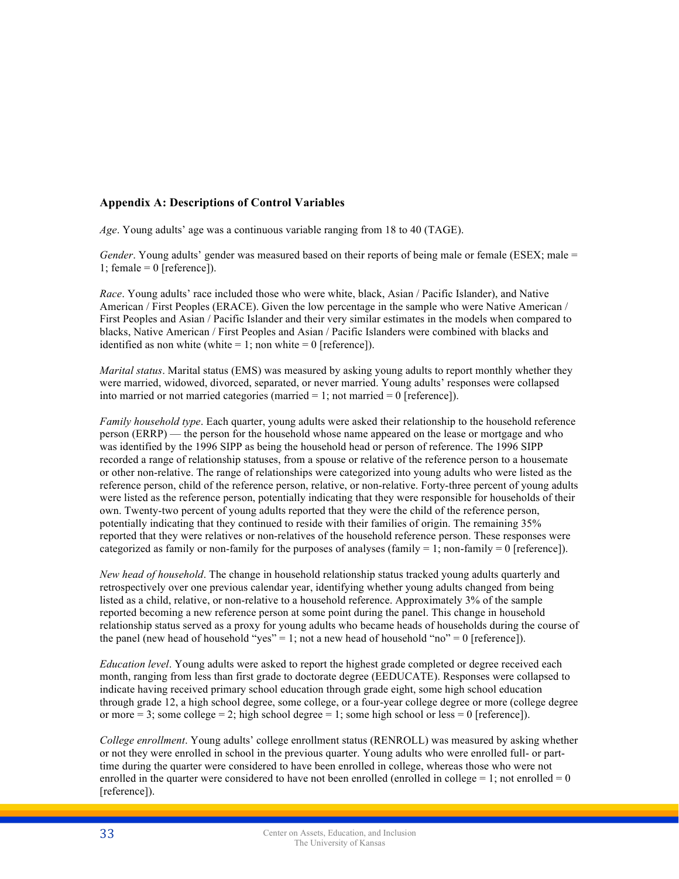## Appendix A: Descriptions of Control Variables

*Age*. Young adults' age was a continuous variable ranging from 18 to 40 (TAGE).

*Gender*. Young adults' gender was measured based on their reports of being male or female (ESEX; male = 1; female = 0 [reference]).

*Race*. Young adults' race included those who were white, black, Asian / Pacific Islander), and Native American / First Peoples (ERACE). Given the low percentage in the sample who were Native American / First Peoples and Asian / Pacific Islander and their very similar estimates in the models when compared to blacks, Native American / First Peoples and Asian / Pacific Islanders were combined with blacks and identified as non white (white = 1; non white = 0 [reference]).

*Marital status*. Marital status (EMS) was measured by asking young adults to report monthly whether they were married, widowed, divorced, separated, or never married. Young adults' responses were collapsed into married or not married categories (married = 1; not married = 0 [reference]).

*Family household type*. Each quarter, young adults were asked their relationship to the household reference person (ERRP) — the person for the household whose name appeared on the lease or mortgage and who was identified by the 1996 SIPP as being the household head or person of reference. The 1996 SIPP recorded a range of relationship statuses, from a spouse or relative of the reference person to a housemate or other non-relative. The range of relationships were categorized into young adults who were listed as the reference person, child of the reference person, relative, or non-relative. Forty-three percent of young adults were listed as the reference person, potentially indicating that they were responsible for households of their own. Twenty-two percent of young adults reported that they were the child of the reference person, potentially indicating that they continued to reside with their families of origin. The remaining 35% reported that they were relatives or non-relatives of the household reference person. These responses were categorized as family or non-family for the purposes of analyses (family = 1; non-family = 0 [reference]).

*New head of household*. The change in household relationship status tracked young adults quarterly and retrospectively over one previous calendar year, identifying whether young adults changed from being listed as a child, relative, or non-relative to a household reference. Approximately 3% of the sample reported becoming a new reference person at some point during the panel. This change in household relationship status served as a proxy for young adults who became heads of households during the course of the panel (new head of household "yes" = 1; not a new head of household "no" = 0 [reference]).

*Education level*. Young adults were asked to report the highest grade completed or degree received each month, ranging from less than first grade to doctorate degree (EEDUCATE). Responses were collapsed to indicate having received primary school education through grade eight, some high school education through grade 12, a high school degree, some college, or a four-year college degree or more (college degree or more = 3; some college = 2; high school degree = 1; some high school or less = 0 [reference]).

*College enrollment*. Young adults' college enrollment status (RENROLL) was measured by asking whether or not they were enrolled in school in the previous quarter. Young adults who were enrolled full- or part-time during the quarter were considered to have been enrolled in college, whereas those who were not enrolled in the quarter were considered to have not been enrolled (enrolled in college = 1; not enrolled = 0 [reference]).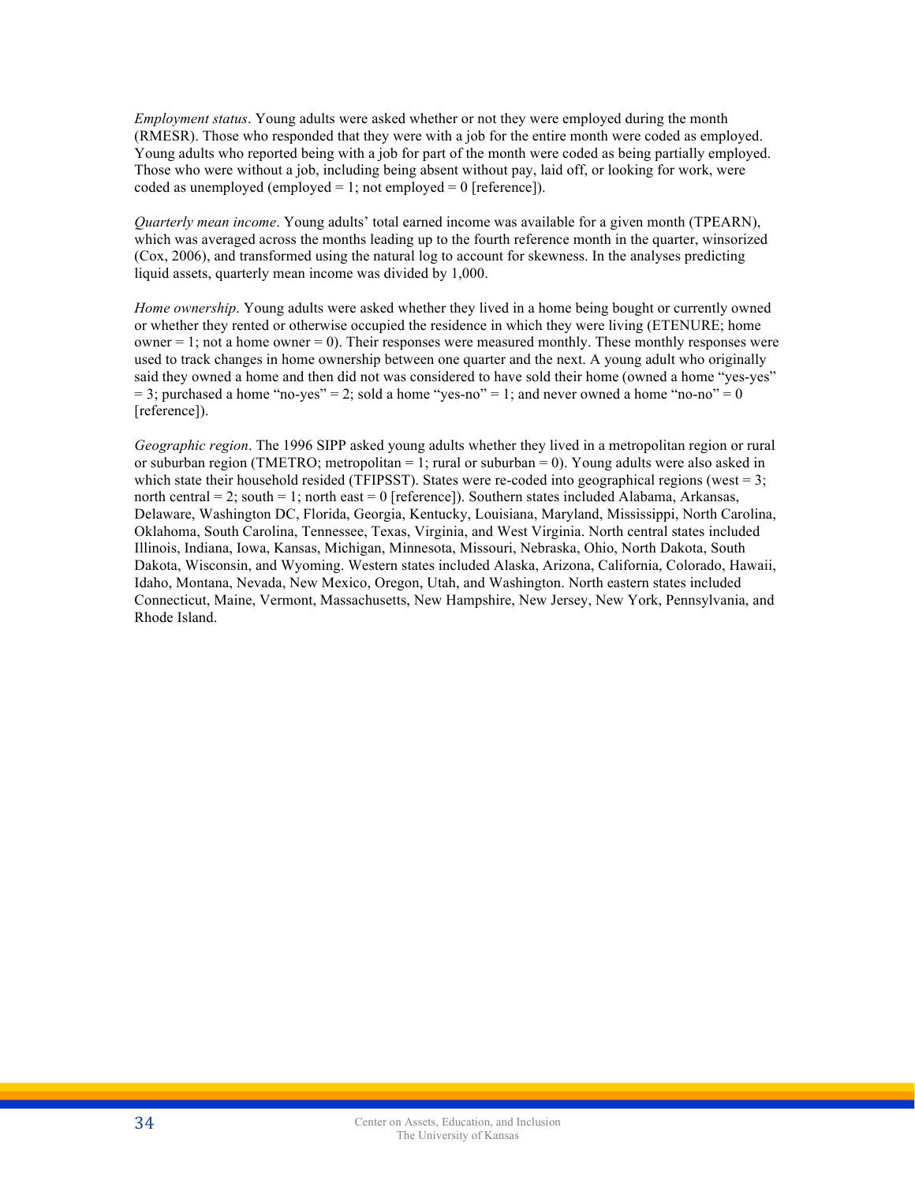*Employment status*. Young adults were asked whether or not they were employed during the month (RMESR). Those who responded that they were with a job for the entire month were coded as employed. Young adults who reported being with a job for part of the month were coded as being partially employed. Those who were without a job, including being absent without pay, laid off, or looking for work, were coded as unemployed (employed = 1; not employed = 0 [reference]).

*Quarterly mean income*. Young adults' total earned income was available for a given month (TPEARN), which was averaged across the months leading up to the fourth reference month in the quarter, winsorized (Cox, 2006), and transformed using the natural log to account for skewness. In the analyses predicting liquid assets, quarterly mean income was divided by 1,000.

*Home ownership*. Young adults were asked whether they lived in a home being bought or currently owned or whether they rented or otherwise occupied the residence in which they were living (ETENURE; home owner = 1; not a home owner = 0). Their responses were measured monthly. These monthly responses were used to track changes in home ownership between one quarter and the next. A young adult who originally said they owned a home and then did not was considered to have sold their home (owned a home "yes-yes" = 3; purchased a home "no-yes" = 2; sold a home "yes-no" = 1; and never owned a home "no-no" = 0 [reference]).

*Geographic region*. The 1996 SIPP asked young adults whether they lived in a metropolitan region or rural or suburban region (TMETRO; metropolitan = 1; rural or suburban = 0). Young adults were also asked in which state their household resided (TFIPSST). States were re-coded into geographical regions (west = 3; north central = 2; south = 1; north east = 0 [reference]). Southern states included Alabama, Arkansas, Delaware, Washington DC, Florida, Georgia, Kentucky, Louisiana, Maryland, Mississippi, North Carolina, Oklahoma, South Carolina, Tennessee, Texas, Virginia, and West Virginia. North central states included Illinois, Indiana, Iowa, Kansas, Michigan, Minnesota, Missouri, Nebraska, Ohio, North Dakota, South Dakota, Wisconsin, and Wyoming. Western states included Alaska, Arizona, California, Colorado, Hawaii, Idaho, Montana, Nevada, New Mexico, Oregon, Utah, and Washington. North eastern states included Connecticut, Maine, Vermont, Massachusetts, New Hampshire, New Jersey, New York, Pennsylvania, and Rhode Island.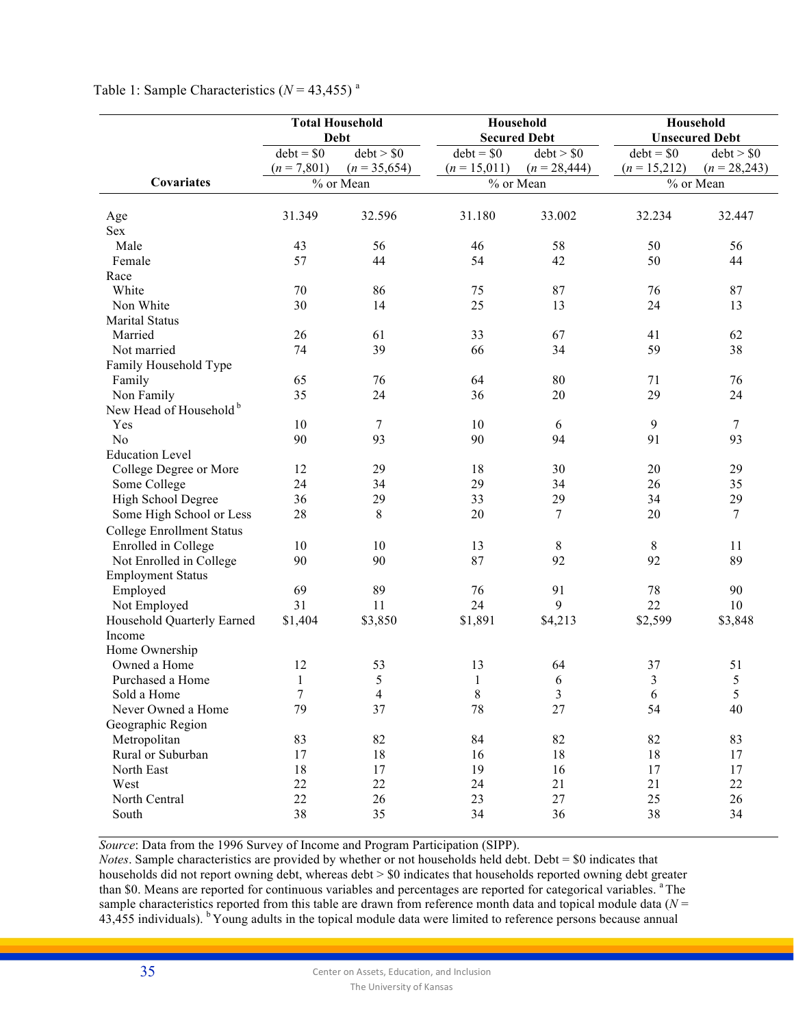Table 1: Sample Characteristics ($N$ = 43,455) [a]

| Covariates | Total Household Debt | | Household Secured Debt | | Household Unsecured Debt | |
|---|---|---|---|---|---|---|
| | debt = \$0 ($n$ = 7,801) | debt > \$0 ($n$ = 35,654) | debt = \$0 ($n$ = 15,011) | debt > \$0 ($n$ = 28,444) | debt = \$0 ($n$ = 15,212) | debt > \$0 ($n$ = 28,243) |
| | % or Mean | | % or Mean | | % or Mean | |
| Age | 31.349 | 32.596 | 31.180 | 33.002 | 32.234 | 32.447 |
| Sex | | | | | | |
| Male | 43 | 56 | 46 | 58 | 50 | 56 |
| Female | 57 | 44 | 54 | 42 | 50 | 44 |
| Race | | | | | | |
| White | 70 | 86 | 75 | 87 | 76 | 87 |
| Non White | 30 | 14 | 25 | 13 | 24 | 13 |
| Marital Status | | | | | | |
| Married | 26 | 61 | 33 | 67 | 41 | 62 |
| Not married | 74 | 39 | 66 | 34 | 59 | 38 |
| Family Household Type | | | | | | |
| Family | 65 | 76 | 64 | 80 | 71 | 76 |
| Non Family | 35 | 24 | 36 | 20 | 29 | 24 |
| New Head of Household [b] | | | | | | |
| Yes | 10 | 7 | 10 | 6 | 9 | 7 |
| No | 90 | 93 | 90 | 94 | 91 | 93 |
| Education Level | | | | | | |
| College Degree or More | 12 | 29 | 18 | 30 | 20 | 29 |
| Some College | 24 | 34 | 29 | 34 | 26 | 35 |
| High School Degree | 36 | 29 | 33 | 29 | 34 | 29 |
| Some High School or Less | 28 | 8 | 20 | 7 | 20 | 7 |
| College Enrollment Status | | | | | | |
| Enrolled in College | 10 | 10 | 13 | 8 | 8 | 11 |
| Not Enrolled in College | 90 | 90 | 87 | 92 | 92 | 89 |
| Employment Status | | | | | | |
| Employed | 69 | 89 | 76 | 91 | 78 | 90 |
| Not Employed | 31 | 11 | 24 | 9 | 22 | 10 |
| Household Quarterly Earned Income | \$1,404 | \$3,850 | \$1,891 | \$4,213 | \$2,599 | \$3,848 |
| Home Ownership | | | | | | |
| Owned a Home | 12 | 53 | 13 | 64 | 37 | 51 |
| Purchased a Home | 1 | 5 | 1 | 6 | 3 | 5 |
| Sold a Home | 7 | 4 | 8 | 3 | 6 | 5 |
| Never Owned a Home | 79 | 37 | 78 | 27 | 54 | 40 |
| Geographic Region | | | | | | |
| Metropolitan | 83 | 82 | 84 | 82 | 82 | 83 |
| Rural or Suburban | 17 | 18 | 16 | 18 | 18 | 17 |
| North East | 18 | 17 | 19 | 16 | 17 | 17 |
| West | 22 | 22 | 24 | 21 | 21 | 22 |
| North Central | 22 | 26 | 23 | 27 | 25 | 26 |
| South | 38 | 35 | 34 | 36 | 38 | 34 |

*Source*: Data from the 1996 Survey of Income and Program Participation (SIPP).
*Notes*. Sample characteristics are provided by whether or not households held debt. Debt = \$0 indicates that households did not report owning debt, whereas debt > \$0 indicates that households reported owning debt greater than \$0. Means are reported for continuous variables and percentages are reported for categorical variables. [a] The sample characteristics reported from this table are drawn from reference month data and topical module data ($N$ = 43,455 individuals). [b] Young adults in the topical module data were limited to reference persons because annual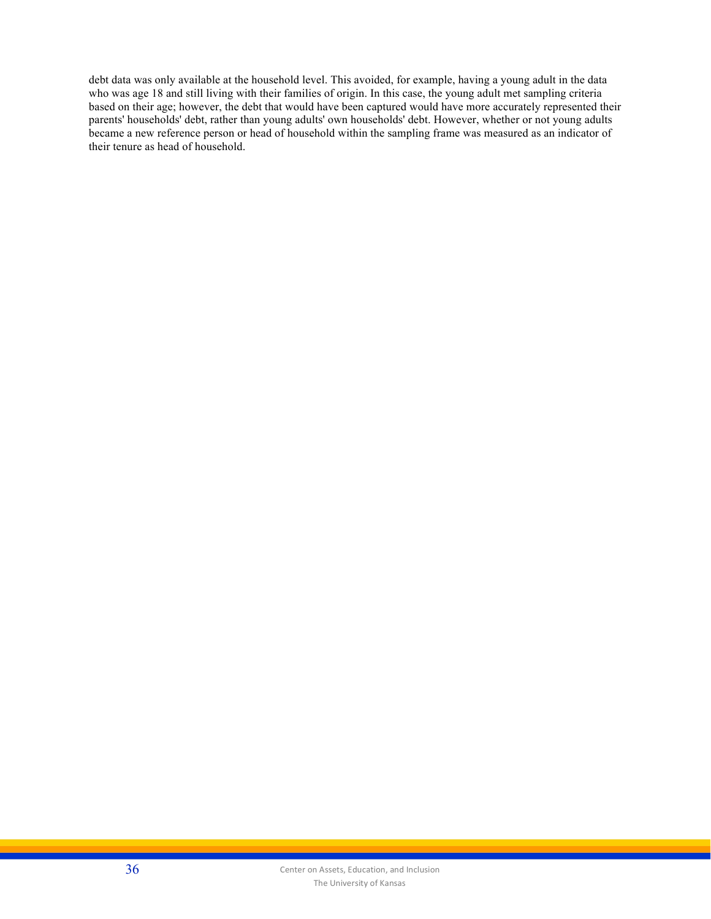debt data was only available at the household level. This avoided, for example, having a young adult in the data who was age 18 and still living with their families of origin. In this case, the young adult met sampling criteria based on their age; however, the debt that would have been captured would have more accurately represented their parents' households' debt, rather than young adults' own households' debt. However, whether or not young adults became a new reference person or head of household within the sampling frame was measured as an indicator of their tenure as head of household.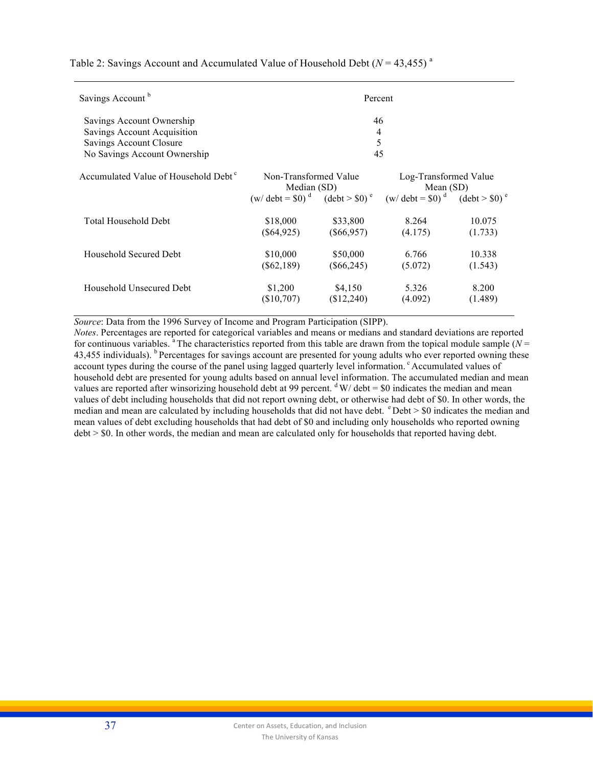Table 2: Savings Account and Accumulated Value of Household Debt ($N$ = 43,455) [a]

| Savings Account [b] | Percent | | | |
|---|---|---|---|---|
| Savings Account Ownership | 46 | | | |
| Savings Account Acquisition | 4 | | | |
| Savings Account Closure | 5 | | | |
| No Savings Account Ownership | 45 | | | |
| **Accumulated Value of Household Debt [c]** | Non-Transformed Value Median (SD) | | Log-Transformed Value Mean (SD) | |
| | (w/ debt = \$0) [d] | (debt > \$0) [e] | (w/ debt = \$0) [d] | (debt > \$0) [e] |
| Total Household Debt | \$18,000 (\$64,925) | \$33,800 (\$66,957) | 8.264 (4.175) | 10.075 (1.733) |
| Household Secured Debt | \$10,000 (\$62,189) | \$50,000 (\$66,245) | 6.766 (5.072) | 10.338 (1.543) |
| Household Unsecured Debt | \$1,200 (\$10,707) | \$4,150 (\$12,240) | 5.326 (4.092) | 8.200 (1.489) |

*Source*: Data from the 1996 Survey of Income and Program Participation (SIPP).

*Notes*. Percentages are reported for categorical variables and means or medians and standard deviations are reported for continuous variables. [a] The characteristics reported from this table are drawn from the topical module sample ($N$ = 43,455 individuals). [b] Percentages for savings account are presented for young adults who ever reported owning these account types during the course of the panel using lagged quarterly level information. [c] Accumulated values of household debt are presented for young adults based on annual level information. The accumulated median and mean values are reported after winsorizing household debt at 99 percent. [d] W/ debt = \$0 indicates the median and mean values of debt including households that did not report owning debt, or otherwise had debt of \$0. In other words, the median and mean are calculated by including households that did not have debt. [e] Debt > \$0 indicates the median and mean values of debt excluding households that had debt of \$0 and including only households who reported owning debt > \$0. In other words, the median and mean are calculated only for households that reported having debt.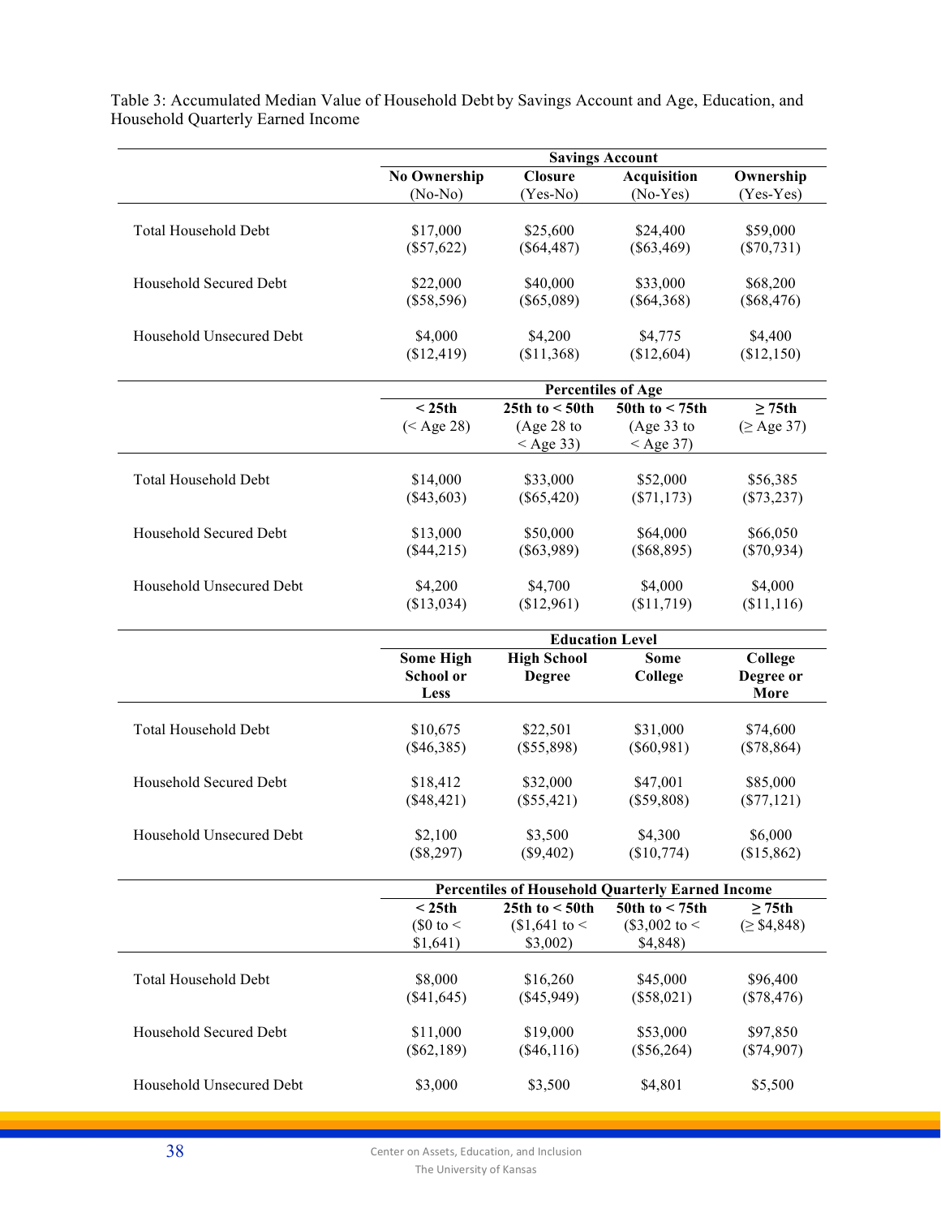Table 3: Accumulated Median Value of Household Debt by Savings Account and Age, Education, and Household Quarterly Earned Income

| | Savings Account | | | |
|---|---|---|---|---|
| | **No Ownership** (No-No) | **Closure** (Yes-No) | **Acquisition** (No-Yes) | **Ownership** (Yes-Yes) |
| Total Household Debt | $17,000 ($57,622) | $25,600 ($64,487) | $24,400 ($63,469) | $59,000 ($70,731) |
| Household Secured Debt | $22,000 ($58,596) | $40,000 ($65,089) | $33,000 ($64,368) | $68,200 ($68,476) |
| Household Unsecured Debt | $4,000 ($12,419) | $4,200 ($11,368) | $4,775 ($12,604) | $4,400 ($12,150) |
| | **Percentiles of Age** | | | |
| | **< 25th** (< Age 28) | **25th to < 50th** (Age 28 to < Age 33) | **50th to < 75th** (Age 33 to < Age 37) | **≥ 75th** (≥ Age 37) |
| Total Household Debt | $14,000 ($43,603) | $33,000 ($65,420) | $52,000 ($71,173) | $56,385 ($73,237) |
| Household Secured Debt | $13,000 ($44,215) | $50,000 ($63,989) | $64,000 ($68,895) | $66,050 ($70,934) |
| Household Unsecured Debt | $4,200 ($13,034) | $4,700 ($12,961) | $4,000 ($11,719) | $4,000 ($11,116) |
| | **Education Level** | | | |
| | **Some High School or Less** | **High School Degree** | **Some College** | **College Degree or More** |
| Total Household Debt | $10,675 ($46,385) | $22,501 ($55,898) | $31,000 ($60,981) | $74,600 ($78,864) |
| Household Secured Debt | $18,412 ($48,421) | $32,000 ($55,421) | $47,001 ($59,808) | $85,000 ($77,121) |
| Household Unsecured Debt | $2,100 ($8,297) | $3,500 ($9,402) | $4,300 ($10,774) | $6,000 ($15,862) |
| | **Percentiles of Household Quarterly Earned Income** | | | |
| | **< 25th** ($0 to < $1,641) | **25th to < 50th** ($1,641 to < $3,002) | **50th to < 75th** ($3,002 to < $4,848) | **≥ 75th** (≥ $4,848) |
| Total Household Debt | $8,000 ($41,645) | $16,260 ($45,949) | $45,000 ($58,021) | $96,400 ($78,476) |
| Household Secured Debt | $11,000 ($62,189) | $19,000 ($46,116) | $53,000 ($56,264) | $97,850 ($74,907) |
| Household Unsecured Debt | $3,000 | $3,500 | $4,801 | $5,500 |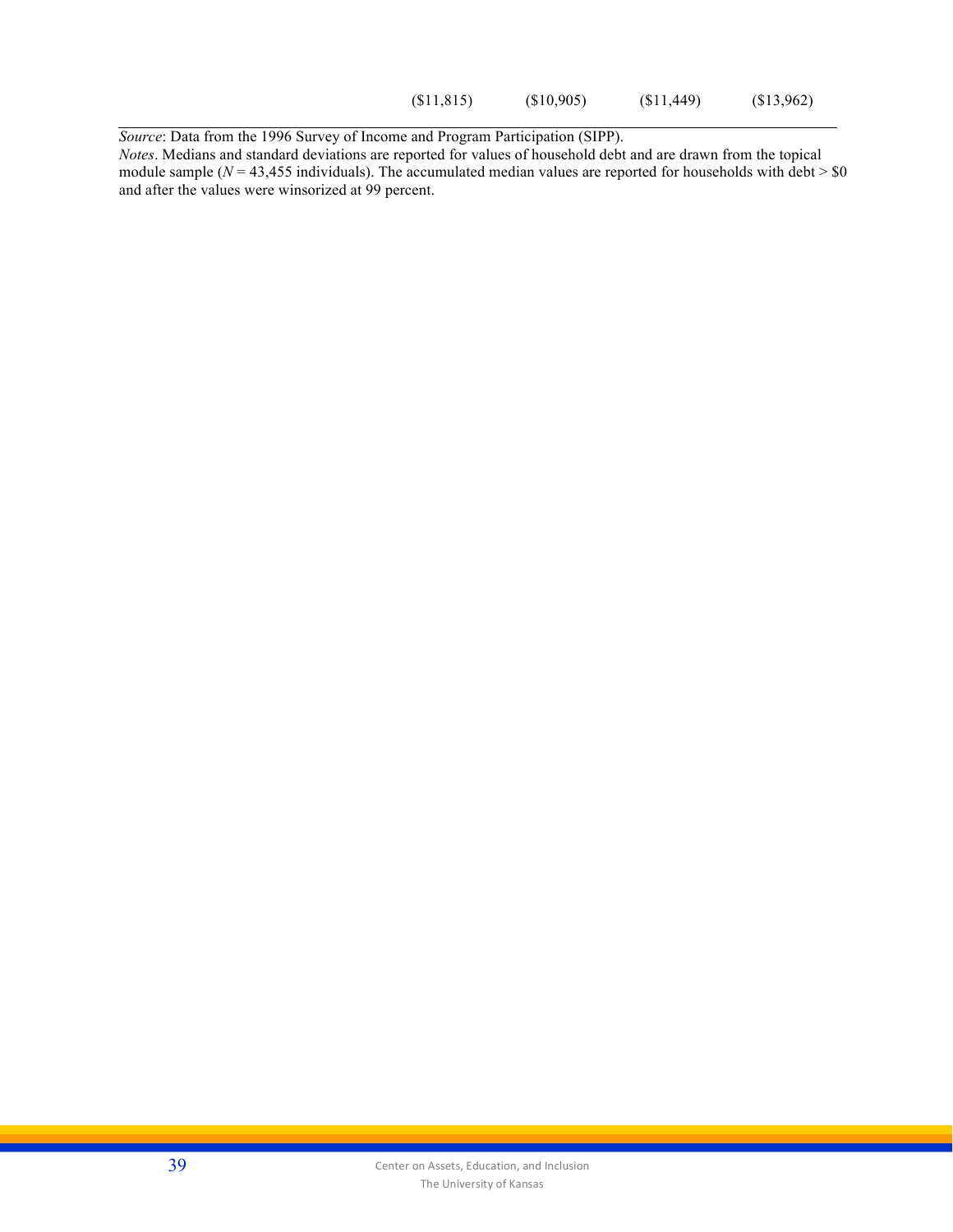| | | | | |
|---|---|---|---|---|
| | ($11,815) | ($10,905) | ($11,449) | ($13,962) |

*Source*: Data from the 1996 Survey of Income and Program Participation (SIPP).
*Notes*. Medians and standard deviations are reported for values of household debt and are drawn from the topical module sample ($N$ = 43,455 individuals). The accumulated median values are reported for households with debt > $0 and after the values were winsorized at 99 percent.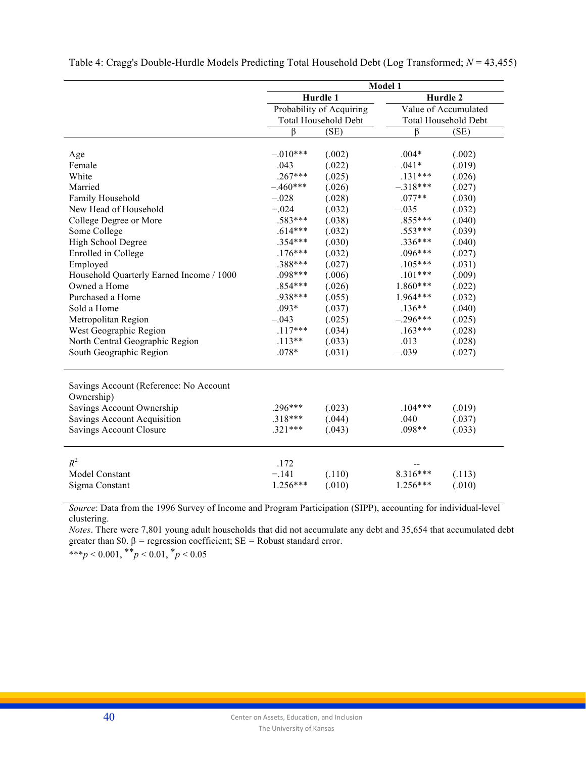Table 4: Cragg's Double-Hurdle Models Predicting Total Household Debt (Log Transformed; $N$ = 43,455)

| | Model 1 | | | |
|---|---|---|---|---|
| | Hurdle 1 | | Hurdle 2 | |
| | Probability of Acquiring Total Household Debt | | Value of Accumulated Total Household Debt | |
| | β | (SE) | β | (SE) |
| Age | –.010*** | (.002) | .004* | (.002) |
| Female | .043 | (.022) | –.041* | (.019) |
| White | .267*** | (.025) | .131*** | (.026) |
| Married | –.460*** | (.026) | –.318*** | (.027) |
| Family Household | –.028 | (.028) | .077** | (.030) |
| New Head of Household | –.024 | (.032) | –.035 | (.032) |
| College Degree or More | .583*** | (.038) | .855*** | (.040) |
| Some College | .614*** | (.032) | .553*** | (.039) |
| High School Degree | .354*** | (.030) | .336*** | (.040) |
| Enrolled in College | .176*** | (.032) | .096*** | (.027) |
| Employed | .388*** | (.027) | .105*** | (.031) |
| Household Quarterly Earned Income / 1000 | .098*** | (.006) | .101*** | (.009) |
| Owned a Home | .854*** | (.026) | 1.860*** | (.022) |
| Purchased a Home | .938*** | (.055) | 1.964*** | (.032) |
| Sold a Home | .093* | (.037) | .136** | (.040) |
| Metropolitan Region | –.043 | (.025) | –.296*** | (.025) |
| West Geographic Region | .117*** | (.034) | .163*** | (.028) |
| North Central Geographic Region | .113** | (.033) | .013 | (.028) |
| South Geographic Region | .078* | (.031) | –.039 | (.027) |
| Savings Account (Reference: No Account Ownership) | | | | |
| Savings Account Ownership | .296*** | (.023) | .104*** | (.019) |
| Savings Account Acquisition | .318*** | (.044) | .040 | (.037) |
| Savings Account Closure | .321*** | (.043) | .098** | (.033) |
| $R^2$ | .172 | | -- | |
| Model Constant | –.141 | (.110) | 8.316*** | (.113) |
| Sigma Constant | 1.256*** | (.010) | 1.256*** | (.010) |

*Source*: Data from the 1996 Survey of Income and Program Participation (SIPP), accounting for individual-level clustering.

*Notes*. There were 7,801 young adult households that did not accumulate any debt and 35,654 that accumulated debt greater than \$0. β = regression coefficient; SE = Robust standard error.

***$p < 0.001$, **$p < 0.01$, *$p < 0.05$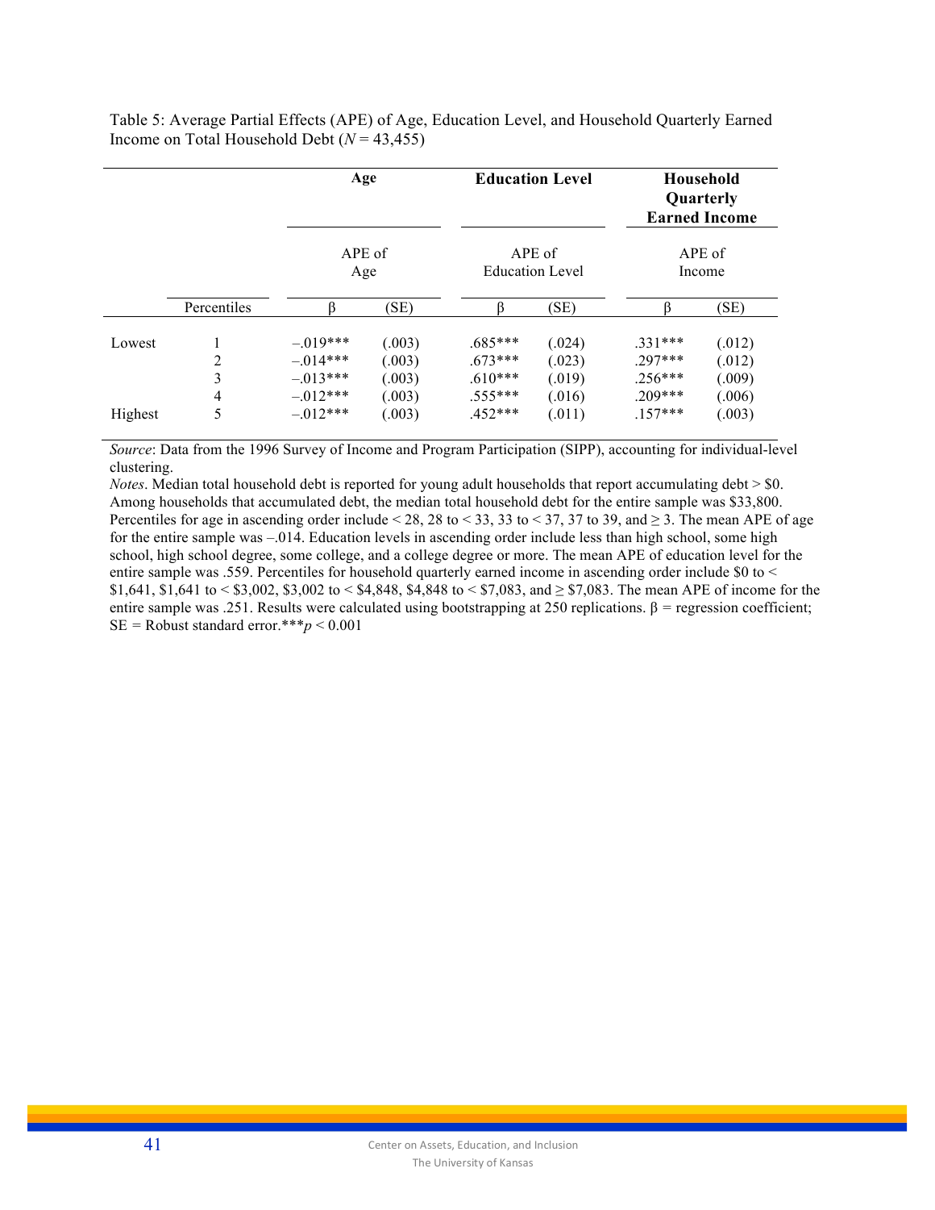Table 5: Average Partial Effects (APE) of Age, Education Level, and Household Quarterly Earned Income on Total Household Debt ($N$ = 43,455)

| | | Age | | Education Level | | Household Quarterly Earned Income | |
|---|---|---|---|---|---|---|---|
| | | APE of Age | | APE of Education Level | | APE of Income | |
| | Percentiles | β | (SE) | β | (SE) | β | (SE) |
| Lowest | 1 | –.019*** | (.003) | .685*** | (.024) | .331*** | (.012) |
| | 2 | –.014*** | (.003) | .673*** | (.023) | .297*** | (.012) |
| | 3 | –.013*** | (.003) | .610*** | (.019) | .256*** | (.009) |
| | 4 | –.012*** | (.003) | .555*** | (.016) | .209*** | (.006) |
| Highest | 5 | –.012*** | (.003) | .452*** | (.011) | .157*** | (.003) |

*Source*: Data from the 1996 Survey of Income and Program Participation (SIPP), accounting for individual-level clustering.

*Notes*. Median total household debt is reported for young adult households that report accumulating debt > $0. Among households that accumulated debt, the median total household debt for the entire sample was $33,800. Percentiles for age in ascending order include < 28, 28 to < 33, 33 to < 37, 37 to 39, and ≥ 3. The mean APE of age for the entire sample was –.014. Education levels in ascending order include less than high school, some high school, high school degree, some college, and a college degree or more. The mean APE of education level for the entire sample was .559. Percentiles for household quarterly earned income in ascending order include $0 to < $1,641, $1,641 to < $3,002, $3,002 to < $4,848, $4,848 to < $7,083, and ≥ $7,083. The mean APE of income for the entire sample was .251. Results were calculated using bootstrapping at 250 replications. β = regression coefficient; SE = Robust standard error.***$p < 0.001$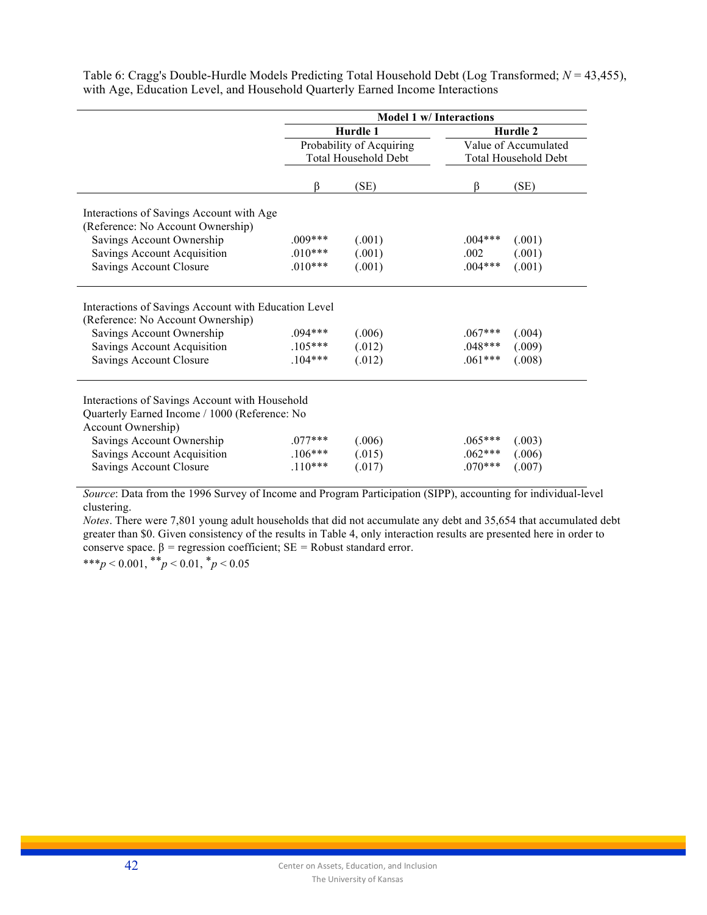Table 6: Cragg's Double-Hurdle Models Predicting Total Household Debt (Log Transformed; $N$ = 43,455), with Age, Education Level, and Household Quarterly Earned Income Interactions

| | Model 1 w/ Interactions | | | |
|---|---|---|---|---|
| | Hurdle 1 | | Hurdle 2 | |
| | Probability of Acquiring Total Household Debt | | Value of Accumulated Total Household Debt | |
| | β | (SE) | β | (SE) |
| Interactions of Savings Account with Age (Reference: No Account Ownership) | | | | |
| Savings Account Ownership | .009*** | (.001) | .004*** | (.001) |
| Savings Account Acquisition | .010*** | (.001) | .002 | (.001) |
| Savings Account Closure | .010*** | (.001) | .004*** | (.001) |
| Interactions of Savings Account with Education Level (Reference: No Account Ownership) | | | | |
| Savings Account Ownership | .094*** | (.006) | .067*** | (.004) |
| Savings Account Acquisition | .105*** | (.012) | .048*** | (.009) |
| Savings Account Closure | .104*** | (.012) | .061*** | (.008) |
| Interactions of Savings Account with Household Quarterly Earned Income / 1000 (Reference: No Account Ownership) | | | | |
| Savings Account Ownership | .077*** | (.006) | .065*** | (.003) |
| Savings Account Acquisition | .106*** | (.015) | .062*** | (.006) |
| Savings Account Closure | .110*** | (.017) | .070*** | (.007) |

*Source*: Data from the 1996 Survey of Income and Program Participation (SIPP), accounting for individual-level clustering.

*Notes*. There were 7,801 young adult households that did not accumulate any debt and 35,654 that accumulated debt greater than $0. Given consistency of the results in Table 4, only interaction results are presented here in order to conserve space. β = regression coefficient; SE = Robust standard error.

***$p < 0.001$, **$p < 0.01$, *$p < 0.05$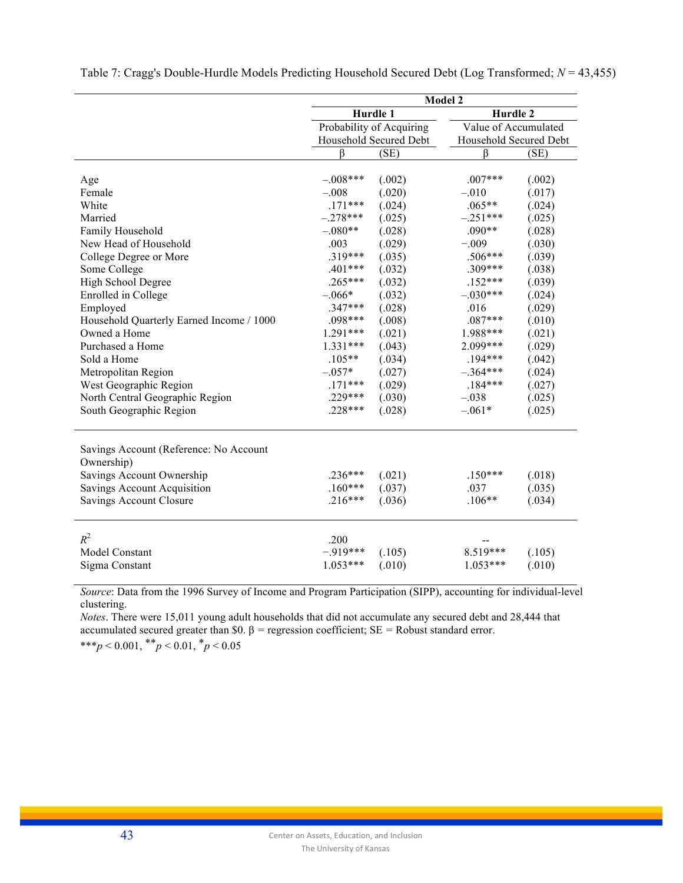Table 7: Cragg's Double-Hurdle Models Predicting Household Secured Debt (Log Transformed; $N$ = 43,455)

| | Model 2 | | | |
|---|---|---|---|---|
| | Hurdle 1 | | Hurdle 2 | |
| | Probability of Acquiring Household Secured Debt | | Value of Accumulated Household Secured Debt | |
| | β | (SE) | β | (SE) |
| Age | –.008*** | (.002) | .007*** | (.002) |
| Female | –.008 | (.020) | –.010 | (.017) |
| White | .171*** | (.024) | .065** | (.024) |
| Married | –.278*** | (.025) | –.251*** | (.025) |
| Family Household | –.080** | (.028) | .090** | (.028) |
| New Head of Household | .003 | (.029) | –.009 | (.030) |
| College Degree or More | .319*** | (.035) | .506*** | (.039) |
| Some College | .401*** | (.032) | .309*** | (.038) |
| High School Degree | .265*** | (.032) | .152*** | (.039) |
| Enrolled in College | –.066* | (.032) | –.030*** | (.024) |
| Employed | .347*** | (.028) | .016 | (.029) |
| Household Quarterly Earned Income / 1000 | .098*** | (.008) | .087*** | (.010) |
| Owned a Home | 1.291*** | (.021) | 1.988*** | (.021) |
| Purchased a Home | 1.331*** | (.043) | 2.099*** | (.029) |
| Sold a Home | .105** | (.034) | .194*** | (.042) |
| Metropolitan Region | –.057* | (.027) | –.364*** | (.024) |
| West Geographic Region | .171*** | (.029) | .184*** | (.027) |
| North Central Geographic Region | .229*** | (.030) | –.038 | (.025) |
| South Geographic Region | .228*** | (.028) | –.061* | (.025) |
| Savings Account (Reference: No Account Ownership) | | | | |
| Savings Account Ownership | .236*** | (.021) | .150*** | (.018) |
| Savings Account Acquisition | .160*** | (.037) | .037 | (.035) |
| Savings Account Closure | .216*** | (.036) | .106** | (.034) |
| $R^2$ | .200 | | -- | |
| Model Constant | –.919*** | (.105) | 8.519*** | (.105) |
| Sigma Constant | 1.053*** | (.010) | 1.053*** | (.010) |

*Source*: Data from the 1996 Survey of Income and Program Participation (SIPP), accounting for individual-level clustering.

*Notes*. There were 15,011 young adult households that did not accumulate any secured debt and 28,444 that accumulated secured greater than \$0. β = regression coefficient; SE = Robust standard error.

$^{***}p < 0.001$, $^{**}p < 0.01$, $^{*}p < 0.05$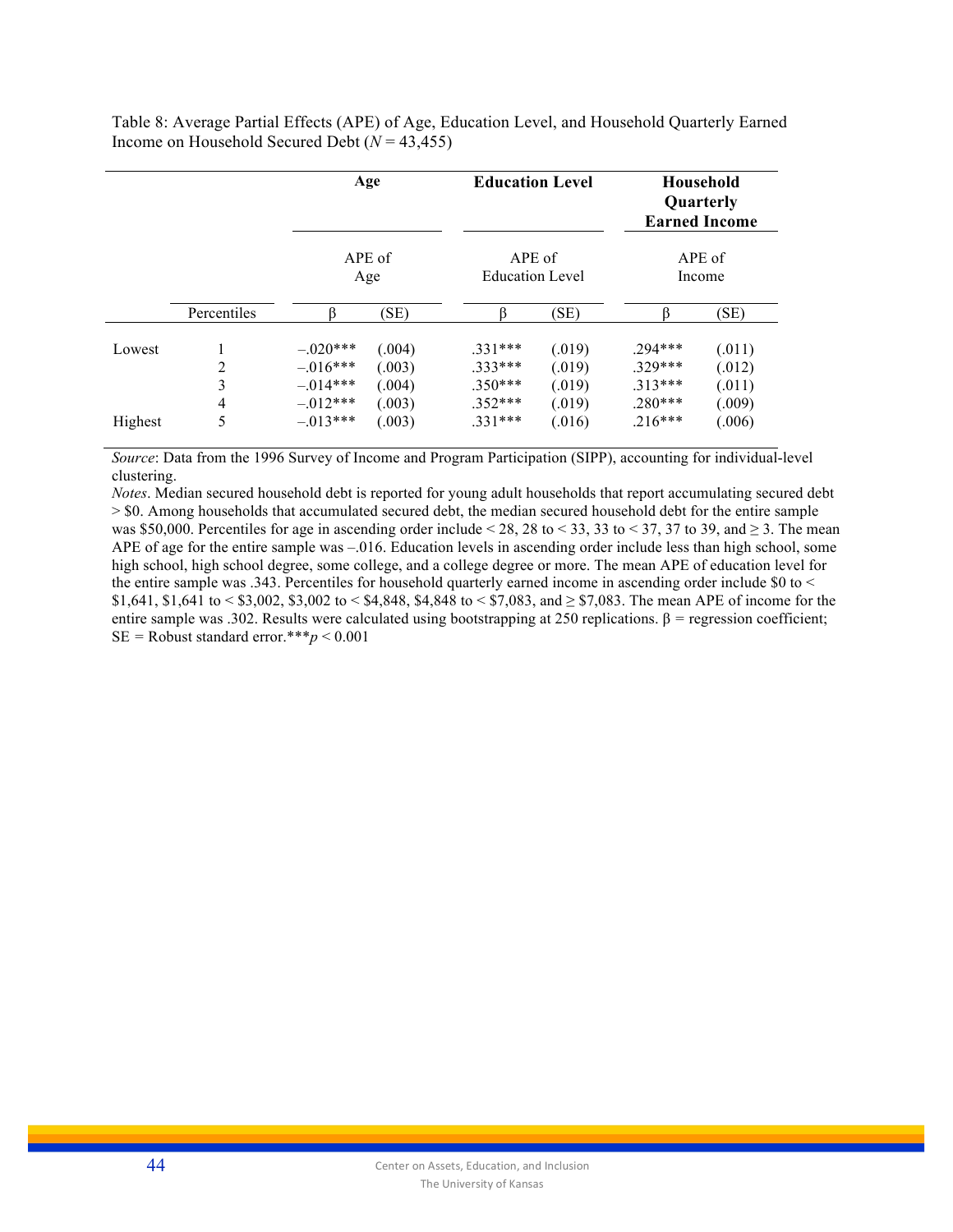Table 8: Average Partial Effects (APE) of Age, Education Level, and Household Quarterly Earned Income on Household Secured Debt ($N$ = 43,455)

| | | **Age** | | **Education Level** | | **Household Quarterly Earned Income** | |
|---|---|---|---|---|---|---|---|
| | | APE of Age | | APE of Education Level | | APE of Income | |
| | Percentiles | β | (SE) | β | (SE) | β | (SE) |
| Lowest | 1 | –.020*** | (.004) | .331*** | (.019) | .294*** | (.011) |
| | 2 | –.016*** | (.003) | .333*** | (.019) | .329*** | (.012) |
| | 3 | –.014*** | (.004) | .350*** | (.019) | .313*** | (.011) |
| | 4 | –.012*** | (.003) | .352*** | (.019) | .280*** | (.009) |
| Highest | 5 | –.013*** | (.003) | .331*** | (.016) | .216*** | (.006) |

*Source*: Data from the 1996 Survey of Income and Program Participation (SIPP), accounting for individual-level clustering.

*Notes*. Median secured household debt is reported for young adult households that report accumulating secured debt > $0. Among households that accumulated secured debt, the median secured household debt for the entire sample was $50,000. Percentiles for age in ascending order include < 28, 28 to < 33, 33 to < 37, 37 to 39, and ≥ 3. The mean APE of age for the entire sample was –.016. Education levels in ascending order include less than high school, some high school, high school degree, some college, and a college degree or more. The mean APE of education level for the entire sample was .343. Percentiles for household quarterly earned income in ascending order include $0 to < $1,641, $1,641 to < $3,002, $3,002 to < $4,848, $4,848 to < $7,083, and ≥ $7,083. The mean APE of income for the entire sample was .302. Results were calculated using bootstrapping at 250 replications. β = regression coefficient; SE = Robust standard error.***$p < 0.001$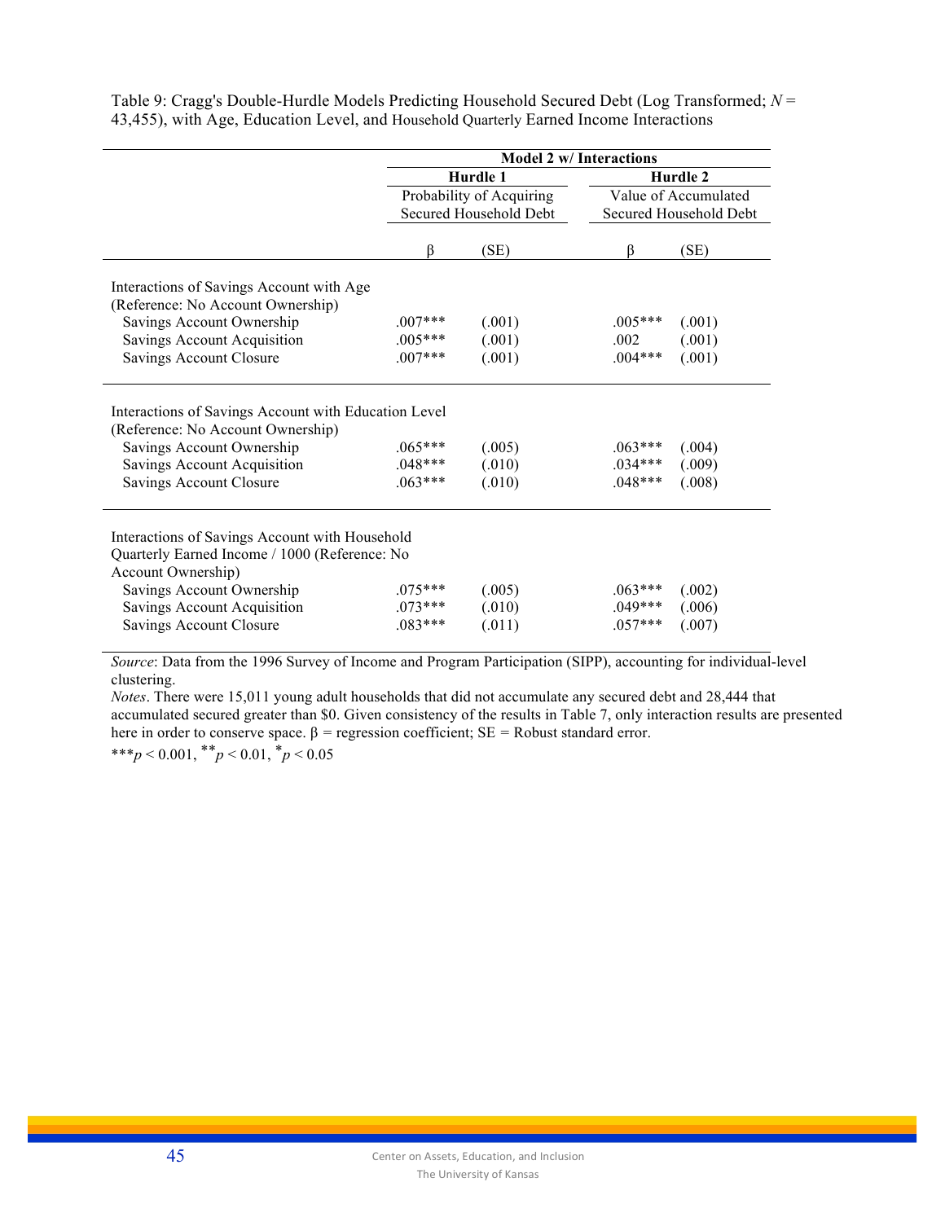Table 9: Cragg's Double-Hurdle Models Predicting Household Secured Debt (Log Transformed; $N$ = 43,455), with Age, Education Level, and Household Quarterly Earned Income Interactions

| | **Model 2 w/ Interactions** | | | |
|---|---|---|---|---|
| | **Hurdle 1** | | **Hurdle 2** | |
| | Probability of Acquiring Secured Household Debt | | Value of Accumulated Secured Household Debt | |
| | β | (SE) | β | (SE) |
| Interactions of Savings Account with Age (Reference: No Account Ownership) | | | | |
| Savings Account Ownership | .007*** | (.001) | .005*** | (.001) |
| Savings Account Acquisition | .005*** | (.001) | .002 | (.001) |
| Savings Account Closure | .007*** | (.001) | .004*** | (.001) |
| Interactions of Savings Account with Education Level (Reference: No Account Ownership) | | | | |
| Savings Account Ownership | .065*** | (.005) | .063*** | (.004) |
| Savings Account Acquisition | .048*** | (.010) | .034*** | (.009) |
| Savings Account Closure | .063*** | (.010) | .048*** | (.008) |
| Interactions of Savings Account with Household Quarterly Earned Income / 1000 (Reference: No Account Ownership) | | | | |
| Savings Account Ownership | .075*** | (.005) | .063*** | (.002) |
| Savings Account Acquisition | .073*** | (.010) | .049*** | (.006) |
| Savings Account Closure | .083*** | (.011) | .057*** | (.007) |

*Source*: Data from the 1996 Survey of Income and Program Participation (SIPP), accounting for individual-level clustering.

*Notes*. There were 15,011 young adult households that did not accumulate any secured debt and 28,444 that accumulated secured greater than \$0. Given consistency of the results in Table 7, only interaction results are presented here in order to conserve space. β = regression coefficient; SE = Robust standard error.

***$p < 0.001$, **$p < 0.01$, *$p < 0.05$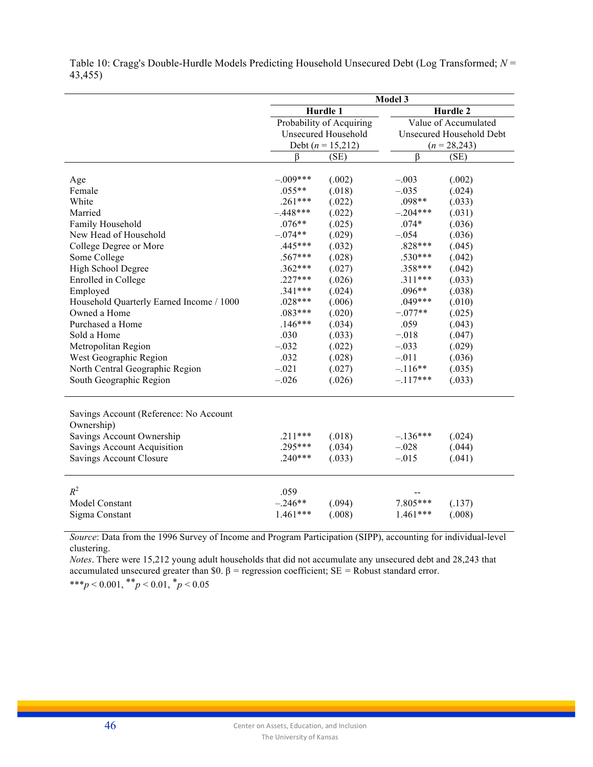Table 10: Cragg's Double-Hurdle Models Predicting Household Unsecured Debt (Log Transformed; $N$ = 43,455)

| | Model 3 | | | |
|---|---|---|---|---|
| | Hurdle 1 | | Hurdle 2 | |
| | Probability of Acquiring Unsecured Household Debt ($n$ = 15,212) | | Value of Accumulated Unsecured Household Debt ($n$ = 28,243) | |
| | β | (SE) | β | (SE) |
| Age | –.009*** | (.002) | –.003 | (.002) |
| Female | .055** | (.018) | –.035 | (.024) |
| White | .261*** | (.022) | .098** | (.033) |
| Married | –.448*** | (.022) | –.204*** | (.031) |
| Family Household | .076** | (.025) | .074* | (.036) |
| New Head of Household | –.074** | (.029) | –.054 | (.036) |
| College Degree or More | .445*** | (.032) | .828*** | (.045) |
| Some College | .567*** | (.028) | .530*** | (.042) |
| High School Degree | .362*** | (.027) | .358*** | (.042) |
| Enrolled in College | .227*** | (.026) | .311*** | (.033) |
| Employed | .341*** | (.024) | .096** | (.038) |
| Household Quarterly Earned Income / 1000 | .028*** | (.006) | .049*** | (.010) |
| Owned a Home | .083*** | (.020) | –.077** | (.025) |
| Purchased a Home | .146*** | (.034) | .059 | (.043) |
| Sold a Home | .030 | (.033) | –.018 | (.047) |
| Metropolitan Region | –.032 | (.022) | –.033 | (.029) |
| West Geographic Region | .032 | (.028) | –.011 | (.036) |
| North Central Geographic Region | –.021 | (.027) | –.116** | (.035) |
| South Geographic Region | –.026 | (.026) | –.117*** | (.033) |
| Savings Account (Reference: No Account Ownership) | | | | |
| Savings Account Ownership | .211*** | (.018) | –.136*** | (.024) |
| Savings Account Acquisition | .295*** | (.034) | –.028 | (.044) |
| Savings Account Closure | .240*** | (.033) | –.015 | (.041) |
| $R^2$ | .059 | | -- | |
| Model Constant | –.246** | (.094) | 7.805*** | (.137) |
| Sigma Constant | 1.461*** | (.008) | 1.461*** | (.008) |

*Source*: Data from the 1996 Survey of Income and Program Participation (SIPP), accounting for individual-level clustering.

*Notes*. There were 15,212 young adult households that did not accumulate any unsecured debt and 28,243 that accumulated unsecured greater than \$0. β = regression coefficient; SE = Robust standard error.

***$p < 0.001$, **$p < 0.01$, *$p < 0.05$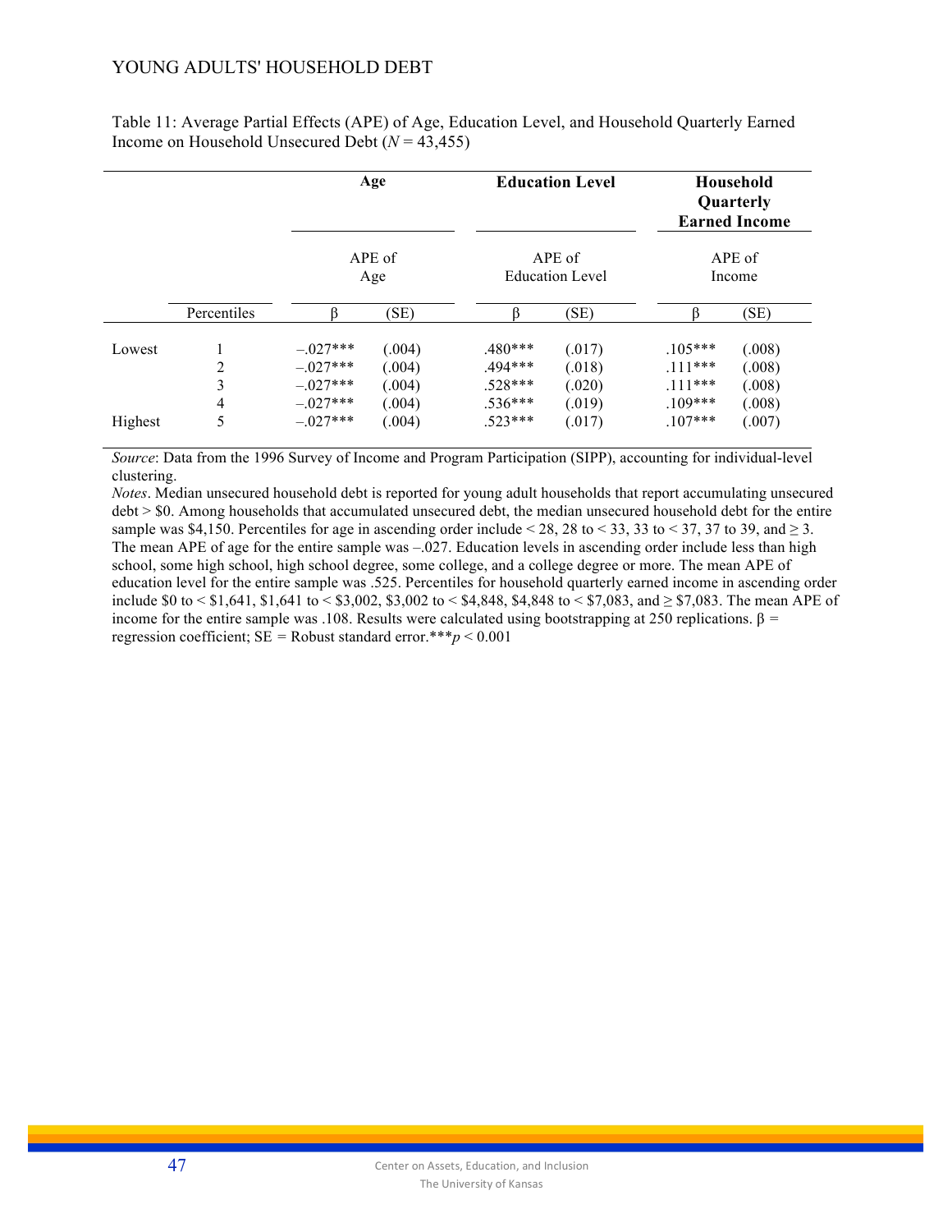Table 11: Average Partial Effects (APE) of Age, Education Level, and Household Quarterly Earned Income on Household Unsecured Debt ($N$ = 43,455)

| | | Age | | Education Level | | Household Quarterly Earned Income | |
|---|---|---|---|---|---|---|---|
| | | APE of Age | | APE of Education Level | | APE of Income | |
| | Percentiles | β | (SE) | β | (SE) | β | (SE) |
| Lowest | 1 | –.027*** | (.004) | .480*** | (.017) | .105*** | (.008) |
| | 2 | –.027*** | (.004) | .494*** | (.018) | .111*** | (.008) |
| | 3 | –.027*** | (.004) | .528*** | (.020) | .111*** | (.008) |
| | 4 | –.027*** | (.004) | .536*** | (.019) | .109*** | (.008) |
| Highest | 5 | –.027*** | (.004) | .523*** | (.017) | .107*** | (.007) |

*Source*: Data from the 1996 Survey of Income and Program Participation (SIPP), accounting for individual-level clustering.
*Notes*. Median unsecured household debt is reported for young adult households that report accumulating unsecured debt > $0. Among households that accumulated unsecured debt, the median unsecured household debt for the entire sample was $4,150. Percentiles for age in ascending order include < 28, 28 to < 33, 33 to < 37, 37 to 39, and ≥ 3. The mean APE of age for the entire sample was –.027. Education levels in ascending order include less than high school, some high school, high school degree, some college, and a college degree or more. The mean APE of education level for the entire sample was .525. Percentiles for household quarterly earned income in ascending order include $0 to < $1,641, $1,641 to < $3,002, $3,002 to < $4,848, $4,848 to < $7,083, and ≥ $7,083. The mean APE of income for the entire sample was .108. Results were calculated using bootstrapping at 250 replications. β = regression coefficient; SE = Robust standard error.***$p < 0.001$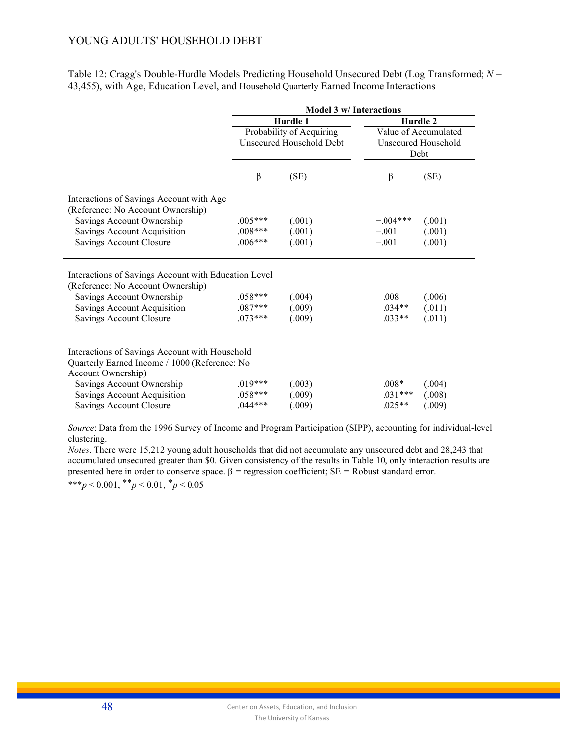Table 12: Cragg's Double-Hurdle Models Predicting Household Unsecured Debt (Log Transformed; $N$ = 43,455), with Age, Education Level, and Household Quarterly Earned Income Interactions

| | Model 3 w/ Interactions | | | |
|---|---|---|---|---|
| | Hurdle 1 | | Hurdle 2 | |
| | Probability of Acquiring Unsecured Household Debt | | Value of Accumulated Unsecured Household Debt | |
| | β | (SE) | β | (SE) |
| Interactions of Savings Account with Age (Reference: No Account Ownership) | | | | |
| Savings Account Ownership | .005*** | (.001) | −.004*** | (.001) |
| Savings Account Acquisition | .008*** | (.001) | −.001 | (.001) |
| Savings Account Closure | .006*** | (.001) | −.001 | (.001) |
| Interactions of Savings Account with Education Level (Reference: No Account Ownership) | | | | |
| Savings Account Ownership | .058*** | (.004) | .008 | (.006) |
| Savings Account Acquisition | .087*** | (.009) | .034** | (.011) |
| Savings Account Closure | .073*** | (.009) | .033** | (.011) |
| Interactions of Savings Account with Household Quarterly Earned Income / 1000 (Reference: No Account Ownership) | | | | |
| Savings Account Ownership | .019*** | (.003) | .008* | (.004) |
| Savings Account Acquisition | .058*** | (.009) | .031*** | (.008) |
| Savings Account Closure | .044*** | (.009) | .025** | (.009) |

*Source*: Data from the 1996 Survey of Income and Program Participation (SIPP), accounting for individual-level clustering.

*Notes*. There were 15,212 young adult households that did not accumulate any unsecured debt and 28,243 that accumulated unsecured greater than $0. Given consistency of the results in Table 10, only interaction results are presented here in order to conserve space. β = regression coefficient; SE = Robust standard error.

***$p < 0.001$, **$p < 0.01$, *$p < 0.05$